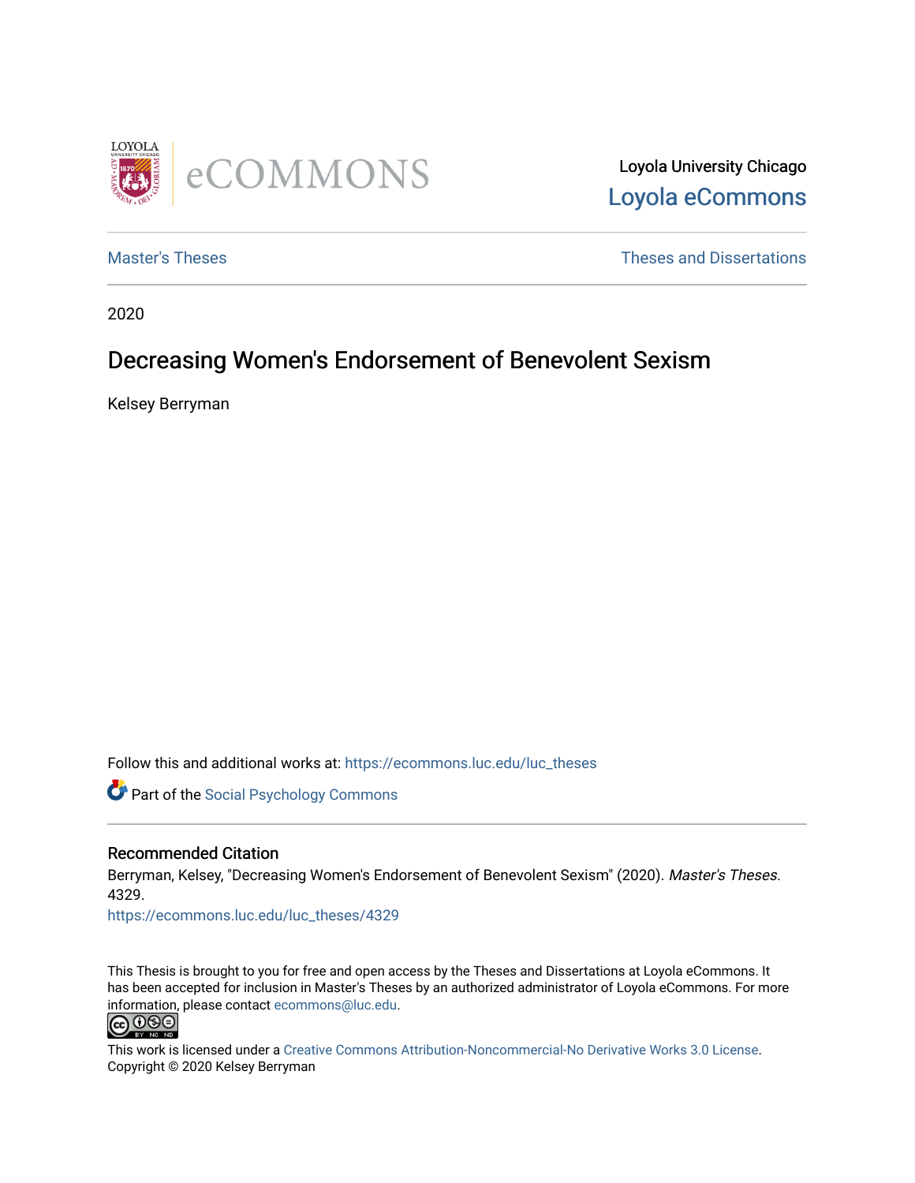Loyola University Chicago

Loyola eCommons

Master's Theses

Theses and Dissertations

2020

# Decreasing Women's Endorsement of Benevolent Sexism

Kelsey Berryman

Follow this and additional works at: https://ecommons.luc.edu/luc_theses

Part of the Social Psychology Commons

## Recommended Citation

Berryman, Kelsey, "Decreasing Women's Endorsement of Benevolent Sexism" (2020). *Master's Theses*. 4329.

https://ecommons.luc.edu/luc_theses/4329

This Thesis is brought to you for free and open access by the Theses and Dissertations at Loyola eCommons. It has been accepted for inclusion in Master's Theses by an authorized administrator of Loyola eCommons. For more information, please contact ecommons@luc.edu.

This work is licensed under a Creative Commons Attribution-Noncommercial-No Derivative Works 3.0 License.
Copyright © 2020 Kelsey Berryman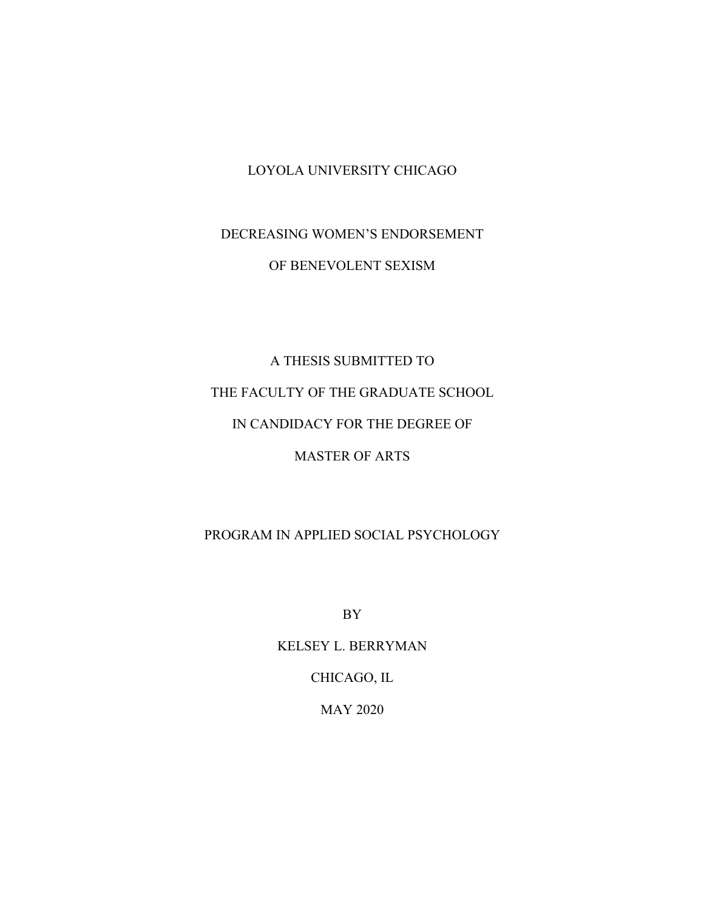LOYOLA UNIVERSITY CHICAGO

# DECREASING WOMEN'S ENDORSEMENT OF BENEVOLENT SEXISM

A THESIS SUBMITTED TO

THE FACULTY OF THE GRADUATE SCHOOL

IN CANDIDACY FOR THE DEGREE OF

MASTER OF ARTS

PROGRAM IN APPLIED SOCIAL PSYCHOLOGY

BY

KELSEY L. BERRYMAN

CHICAGO, IL

MAY 2020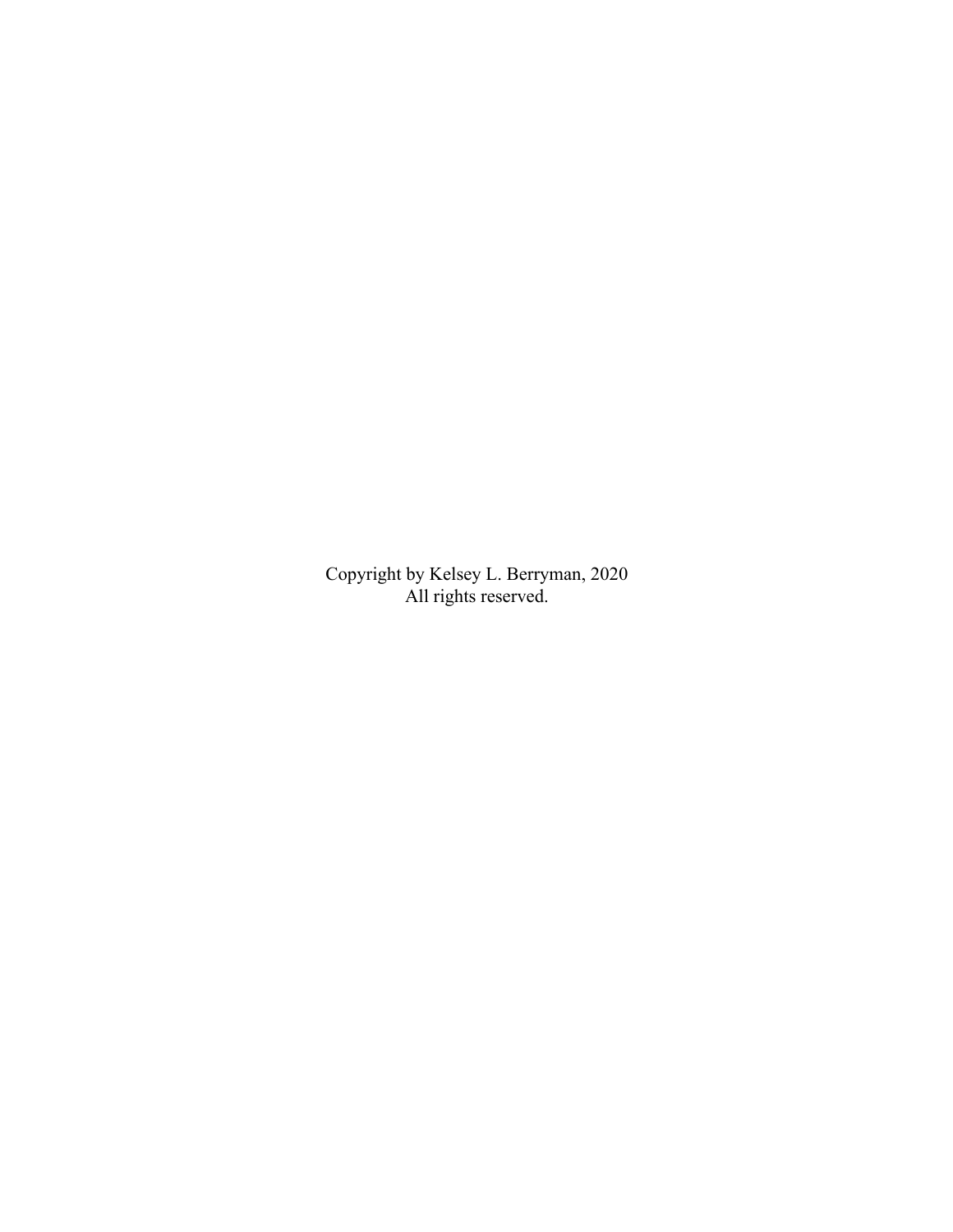Copyright by Kelsey L. Berryman, 2020
All rights reserved.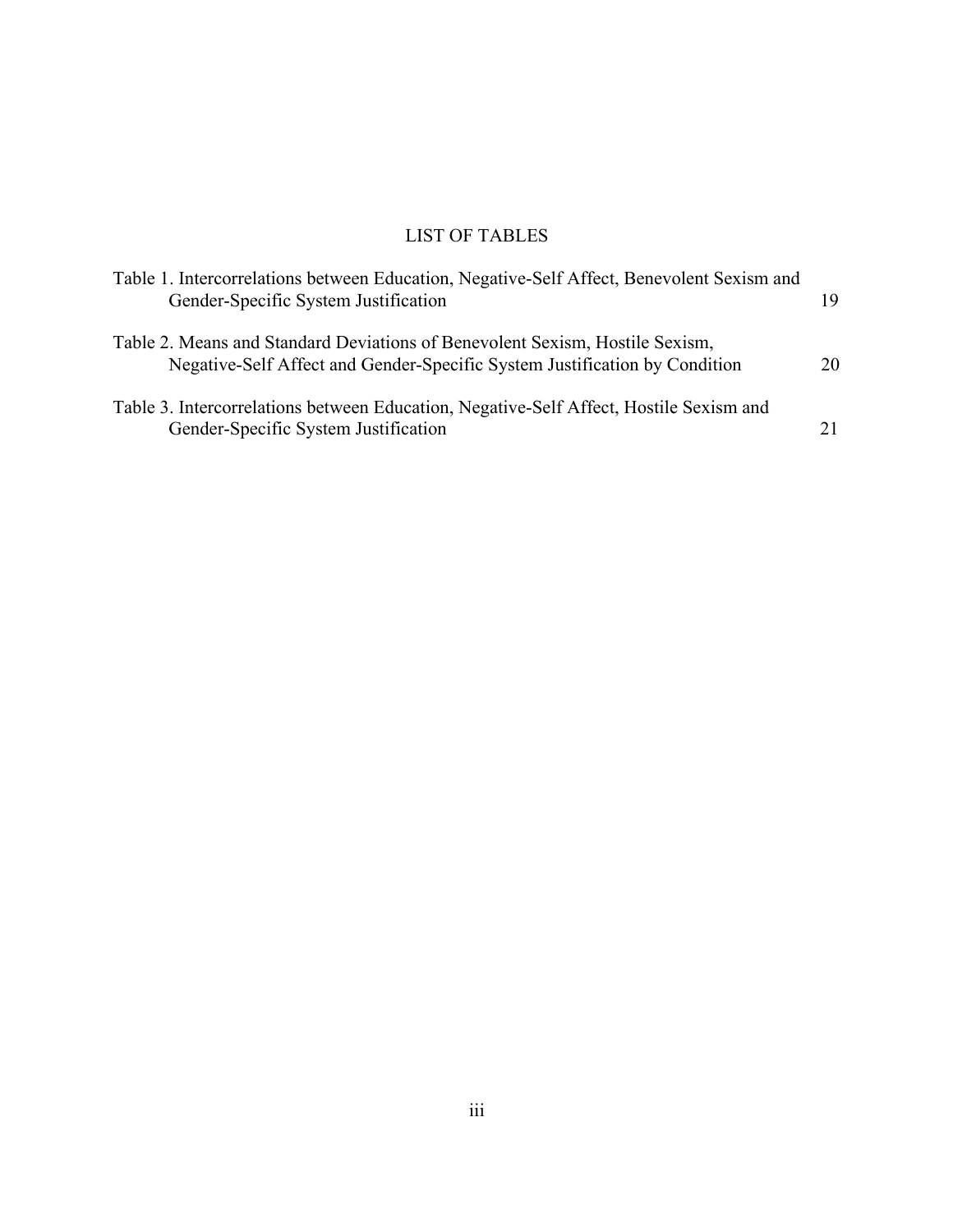# LIST OF TABLES

| | |
|---|---|
| Table 1. Intercorrelations between Education, Negative-Self Affect, Benevolent Sexism and Gender-Specific System Justification | 19 |
| Table 2. Means and Standard Deviations of Benevolent Sexism, Hostile Sexism, Negative-Self Affect and Gender-Specific System Justification by Condition | 20 |
| Table 3. Intercorrelations between Education, Negative-Self Affect, Hostile Sexism and Gender-Specific System Justification | 21 |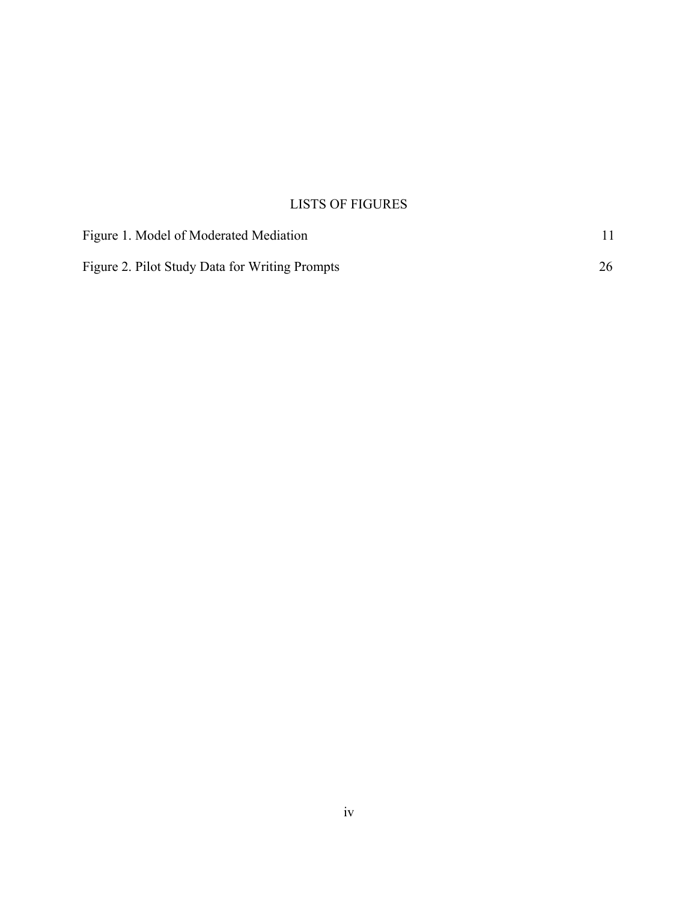# LISTS OF FIGURES

| | |
|---|---|
| Figure 1. Model of Moderated Mediation | 11 |
| Figure 2. Pilot Study Data for Writing Prompts | 26 |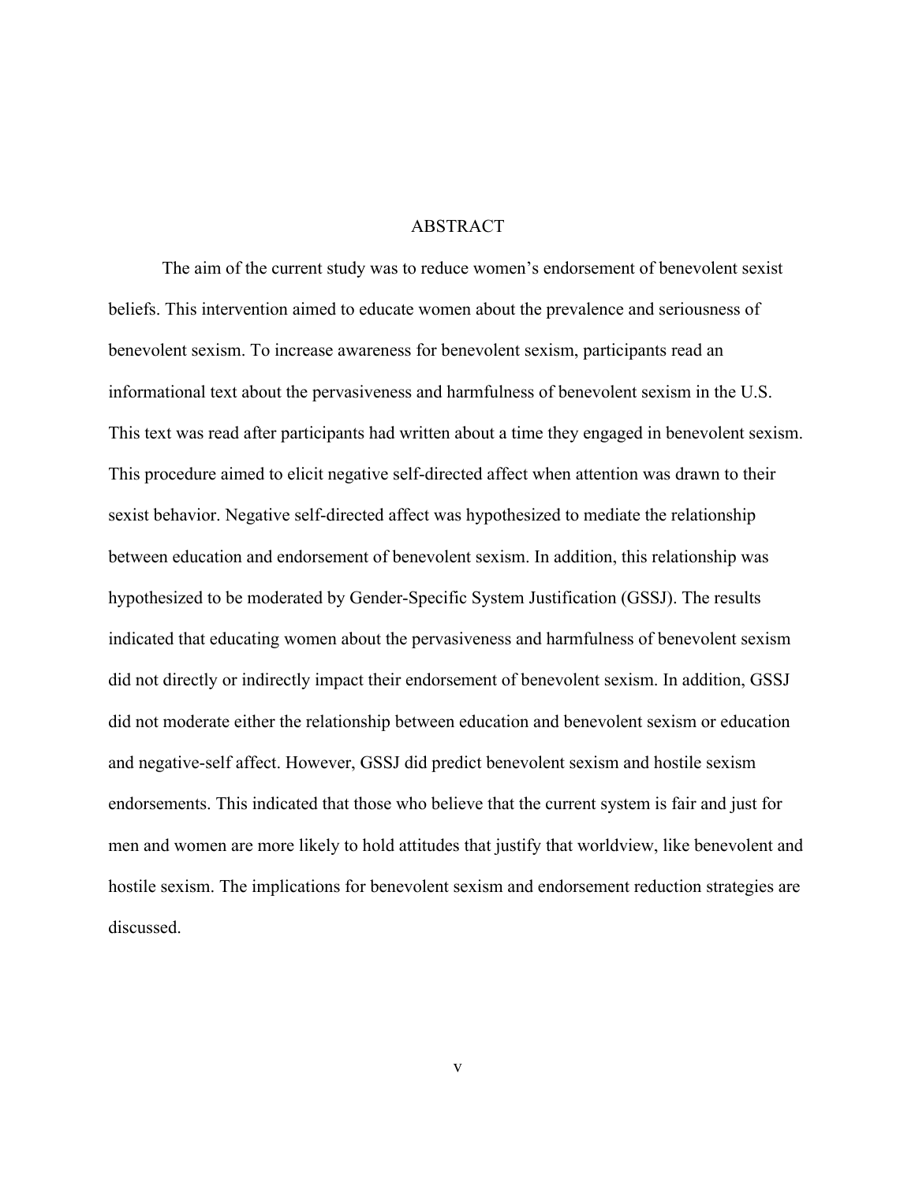# ABSTRACT

The aim of the current study was to reduce women's endorsement of benevolent sexist beliefs. This intervention aimed to educate women about the prevalence and seriousness of benevolent sexism. To increase awareness for benevolent sexism, participants read an informational text about the pervasiveness and harmfulness of benevolent sexism in the U.S. This text was read after participants had written about a time they engaged in benevolent sexism. This procedure aimed to elicit negative self-directed affect when attention was drawn to their sexist behavior. Negative self-directed affect was hypothesized to mediate the relationship between education and endorsement of benevolent sexism. In addition, this relationship was hypothesized to be moderated by Gender-Specific System Justification (GSSJ). The results indicated that educating women about the pervasiveness and harmfulness of benevolent sexism did not directly or indirectly impact their endorsement of benevolent sexism. In addition, GSSJ did not moderate either the relationship between education and benevolent sexism or education and negative-self affect. However, GSSJ did predict benevolent sexism and hostile sexism endorsements. This indicated that those who believe that the current system is fair and just for men and women are more likely to hold attitudes that justify that worldview, like benevolent and hostile sexism. The implications for benevolent sexism and endorsement reduction strategies are discussed.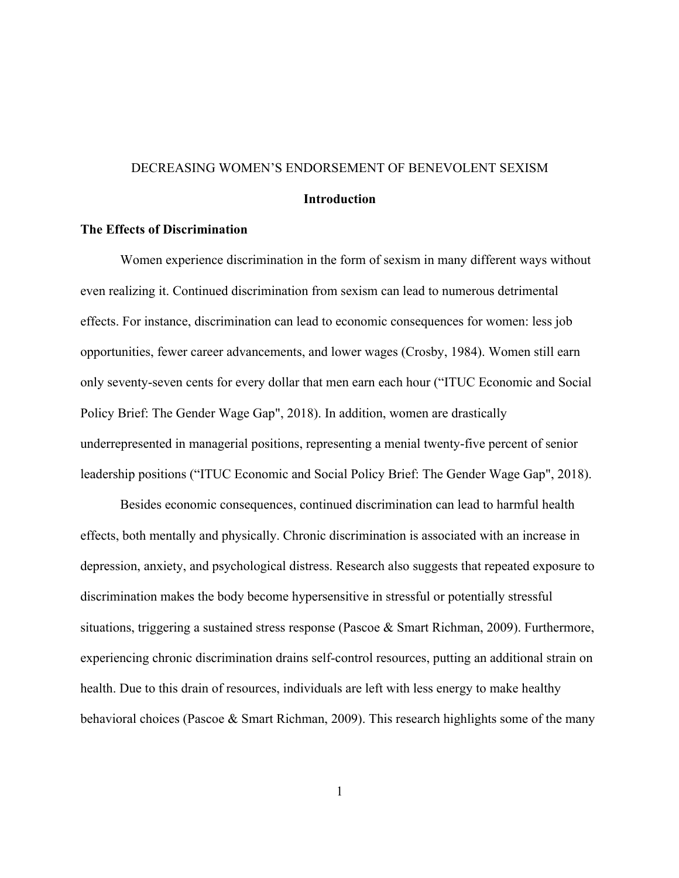DECREASING WOMEN'S ENDORSEMENT OF BENEVOLENT SEXISM

## Introduction

### The Effects of Discrimination

Women experience discrimination in the form of sexism in many different ways without even realizing it. Continued discrimination from sexism can lead to numerous detrimental effects. For instance, discrimination can lead to economic consequences for women: less job opportunities, fewer career advancements, and lower wages (Crosby, 1984). Women still earn only seventy-seven cents for every dollar that men earn each hour ("ITUC Economic and Social Policy Brief: The Gender Wage Gap", 2018). In addition, women are drastically underrepresented in managerial positions, representing a menial twenty-five percent of senior leadership positions ("ITUC Economic and Social Policy Brief: The Gender Wage Gap", 2018).

Besides economic consequences, continued discrimination can lead to harmful health effects, both mentally and physically. Chronic discrimination is associated with an increase in depression, anxiety, and psychological distress. Research also suggests that repeated exposure to discrimination makes the body become hypersensitive in stressful or potentially stressful situations, triggering a sustained stress response (Pascoe & Smart Richman, 2009). Furthermore, experiencing chronic discrimination drains self-control resources, putting an additional strain on health. Due to this drain of resources, individuals are left with less energy to make healthy behavioral choices (Pascoe & Smart Richman, 2009). This research highlights some of the many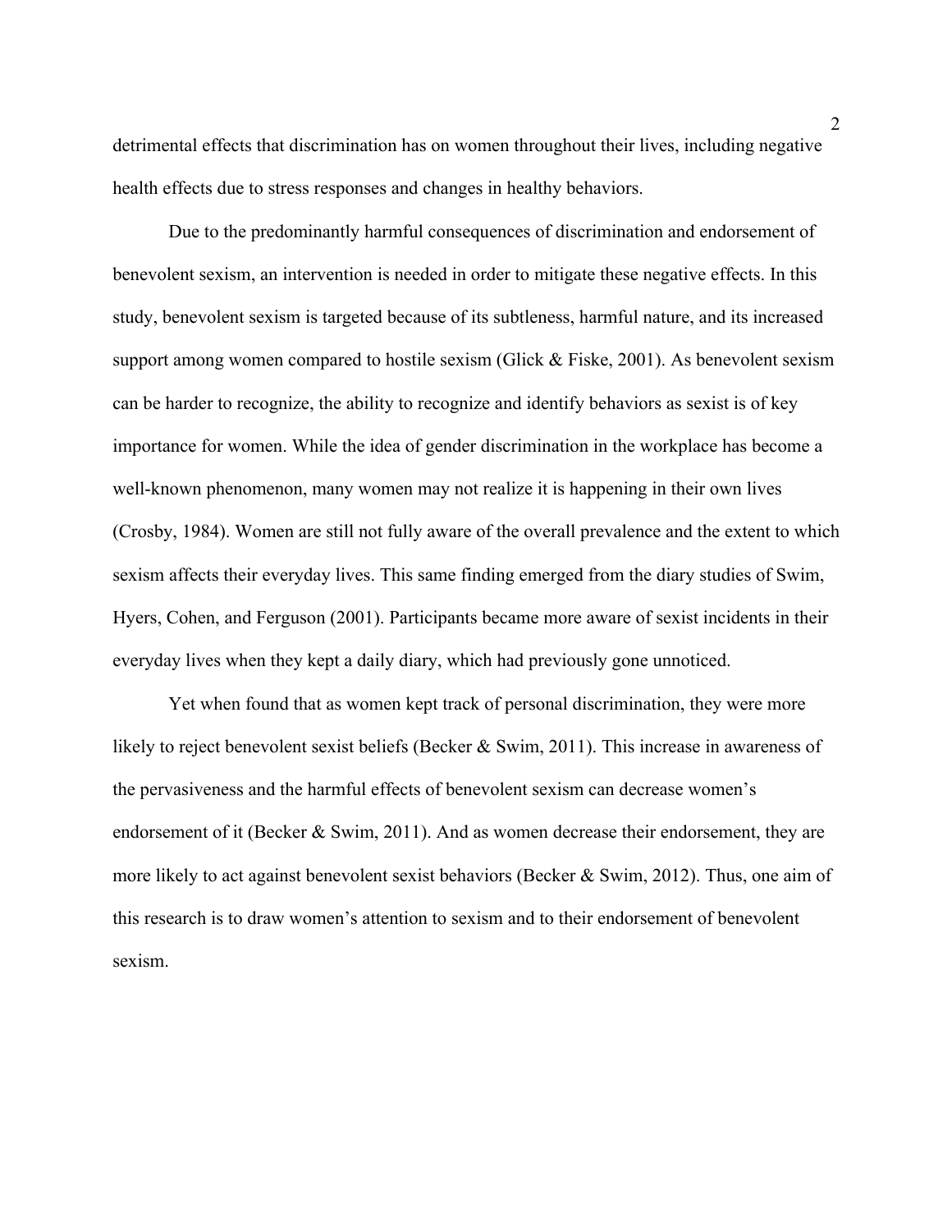detrimental effects that discrimination has on women throughout their lives, including negative health effects due to stress responses and changes in healthy behaviors.

Due to the predominantly harmful consequences of discrimination and endorsement of benevolent sexism, an intervention is needed in order to mitigate these negative effects. In this study, benevolent sexism is targeted because of its subtleness, harmful nature, and its increased support among women compared to hostile sexism (Glick & Fiske, 2001). As benevolent sexism can be harder to recognize, the ability to recognize and identify behaviors as sexist is of key importance for women. While the idea of gender discrimination in the workplace has become a well-known phenomenon, many women may not realize it is happening in their own lives (Crosby, 1984). Women are still not fully aware of the overall prevalence and the extent to which sexism affects their everyday lives. This same finding emerged from the diary studies of Swim, Hyers, Cohen, and Ferguson (2001). Participants became more aware of sexist incidents in their everyday lives when they kept a daily diary, which had previously gone unnoticed.

Yet when found that as women kept track of personal discrimination, they were more likely to reject benevolent sexist beliefs (Becker & Swim, 2011). This increase in awareness of the pervasiveness and the harmful effects of benevolent sexism can decrease women's endorsement of it (Becker & Swim, 2011). And as women decrease their endorsement, they are more likely to act against benevolent sexist behaviors (Becker & Swim, 2012). Thus, one aim of this research is to draw women's attention to sexism and to their endorsement of benevolent sexism.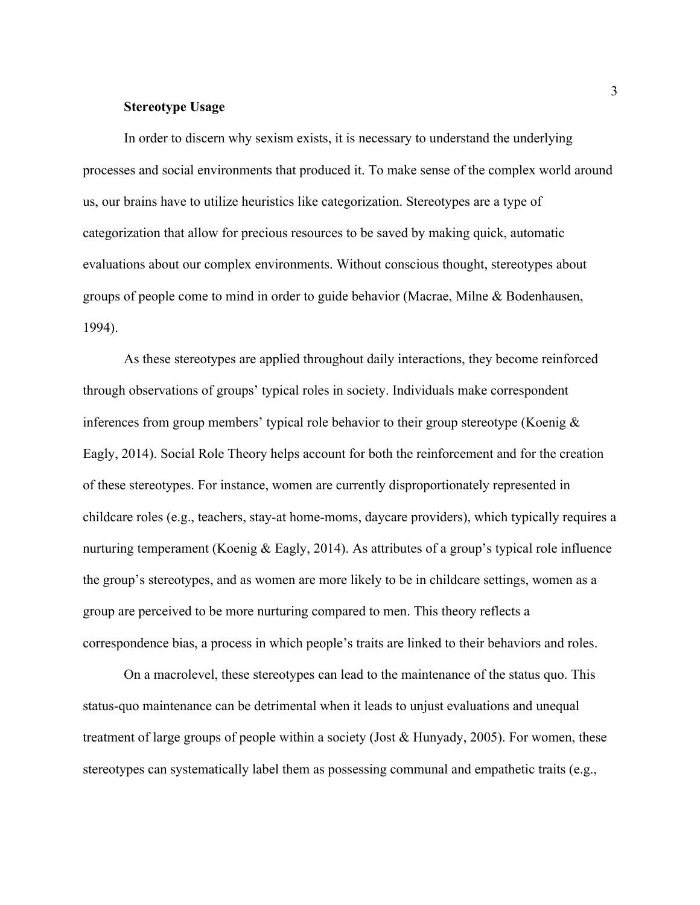### Stereotype Usage

In order to discern why sexism exists, it is necessary to understand the underlying processes and social environments that produced it. To make sense of the complex world around us, our brains have to utilize heuristics like categorization. Stereotypes are a type of categorization that allow for precious resources to be saved by making quick, automatic evaluations about our complex environments. Without conscious thought, stereotypes about groups of people come to mind in order to guide behavior (Macrae, Milne & Bodenhausen, 1994).

As these stereotypes are applied throughout daily interactions, they become reinforced through observations of groups' typical roles in society. Individuals make correspondent inferences from group members' typical role behavior to their group stereotype (Koenig & Eagly, 2014). Social Role Theory helps account for both the reinforcement and for the creation of these stereotypes. For instance, women are currently disproportionately represented in childcare roles (e.g., teachers, stay-at home-moms, daycare providers), which typically requires a nurturing temperament (Koenig & Eagly, 2014). As attributes of a group's typical role influence the group's stereotypes, and as women are more likely to be in childcare settings, women as a group are perceived to be more nurturing compared to men. This theory reflects a correspondence bias, a process in which people's traits are linked to their behaviors and roles.

On a macrolevel, these stereotypes can lead to the maintenance of the status quo. This status-quo maintenance can be detrimental when it leads to unjust evaluations and unequal treatment of large groups of people within a society (Jost & Hunyady, 2005). For women, these stereotypes can systematically label them as possessing communal and empathetic traits (e.g.,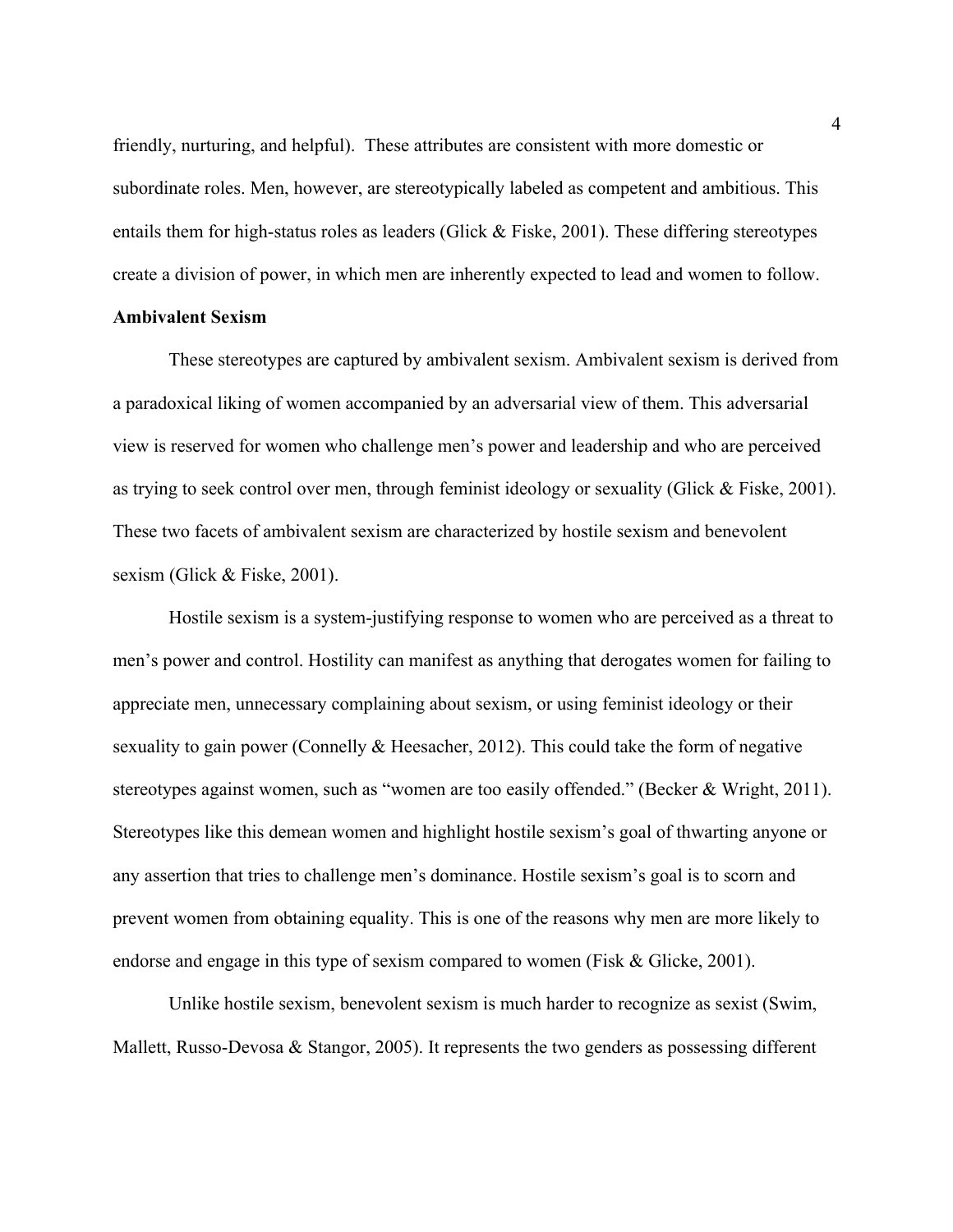friendly, nurturing, and helpful). These attributes are consistent with more domestic or subordinate roles. Men, however, are stereotypically labeled as competent and ambitious. This entails them for high-status roles as leaders (Glick & Fiske, 2001). These differing stereotypes create a division of power, in which men are inherently expected to lead and women to follow.

**Ambivalent Sexism**

These stereotypes are captured by ambivalent sexism. Ambivalent sexism is derived from a paradoxical liking of women accompanied by an adversarial view of them. This adversarial view is reserved for women who challenge men's power and leadership and who are perceived as trying to seek control over men, through feminist ideology or sexuality (Glick & Fiske, 2001). These two facets of ambivalent sexism are characterized by hostile sexism and benevolent sexism (Glick & Fiske, 2001).

Hostile sexism is a system-justifying response to women who are perceived as a threat to men's power and control. Hostility can manifest as anything that derogates women for failing to appreciate men, unnecessary complaining about sexism, or using feminist ideology or their sexuality to gain power (Connelly & Heesacher, 2012). This could take the form of negative stereotypes against women, such as "women are too easily offended." (Becker & Wright, 2011). Stereotypes like this demean women and highlight hostile sexism's goal of thwarting anyone or any assertion that tries to challenge men's dominance. Hostile sexism's goal is to scorn and prevent women from obtaining equality. This is one of the reasons why men are more likely to endorse and engage in this type of sexism compared to women (Fisk & Glicke, 2001).

Unlike hostile sexism, benevolent sexism is much harder to recognize as sexist (Swim, Mallett, Russo-Devosa & Stangor, 2005). It represents the two genders as possessing different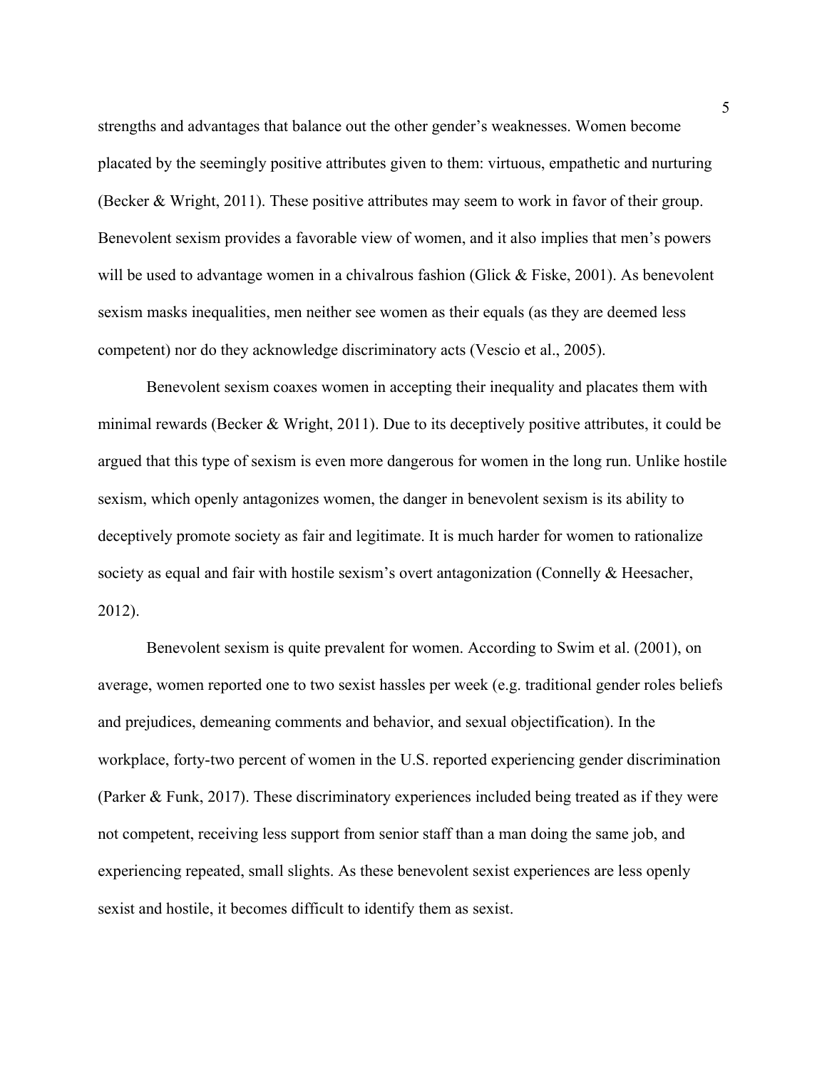strengths and advantages that balance out the other gender's weaknesses. Women become placated by the seemingly positive attributes given to them: virtuous, empathetic and nurturing (Becker & Wright, 2011). These positive attributes may seem to work in favor of their group. Benevolent sexism provides a favorable view of women, and it also implies that men's powers will be used to advantage women in a chivalrous fashion (Glick & Fiske, 2001). As benevolent sexism masks inequalities, men neither see women as their equals (as they are deemed less competent) nor do they acknowledge discriminatory acts (Vescio et al., 2005).

Benevolent sexism coaxes women in accepting their inequality and placates them with minimal rewards (Becker & Wright, 2011). Due to its deceptively positive attributes, it could be argued that this type of sexism is even more dangerous for women in the long run. Unlike hostile sexism, which openly antagonizes women, the danger in benevolent sexism is its ability to deceptively promote society as fair and legitimate. It is much harder for women to rationalize society as equal and fair with hostile sexism's overt antagonization (Connelly & Heesacher, 2012).

Benevolent sexism is quite prevalent for women. According to Swim et al. (2001), on average, women reported one to two sexist hassles per week (e.g. traditional gender roles beliefs and prejudices, demeaning comments and behavior, and sexual objectification). In the workplace, forty-two percent of women in the U.S. reported experiencing gender discrimination (Parker & Funk, 2017). These discriminatory experiences included being treated as if they were not competent, receiving less support from senior staff than a man doing the same job, and experiencing repeated, small slights. As these benevolent sexist experiences are less openly sexist and hostile, it becomes difficult to identify them as sexist.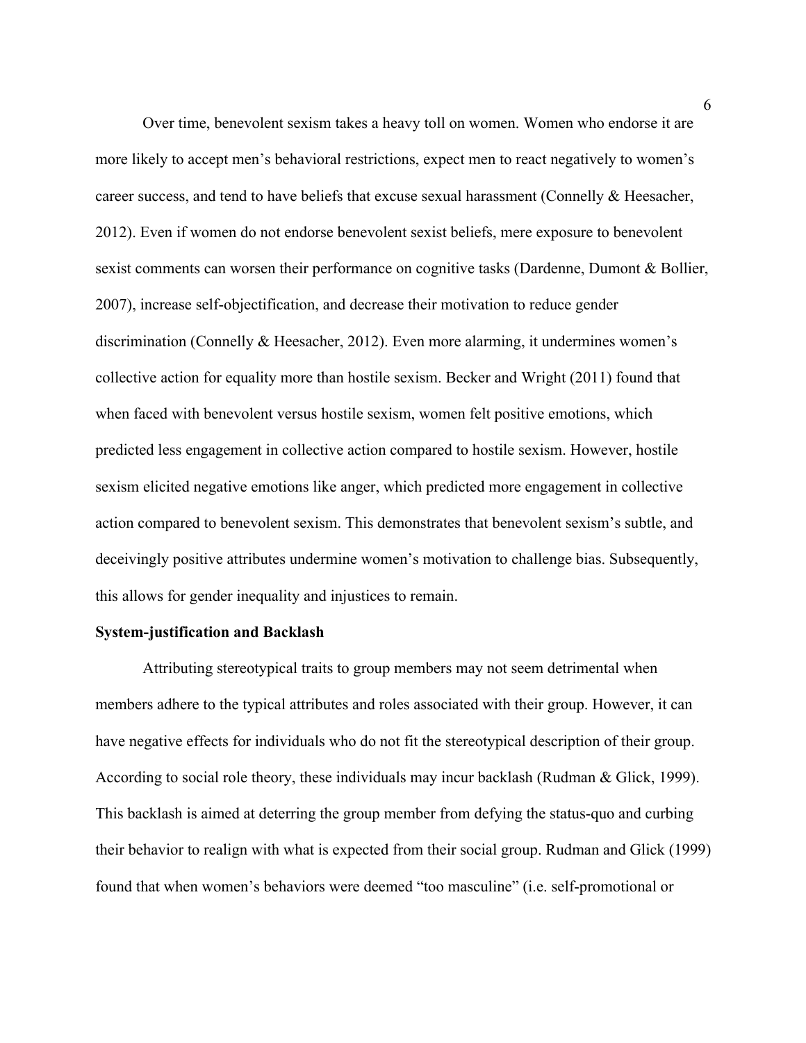Over time, benevolent sexism takes a heavy toll on women. Women who endorse it are more likely to accept men's behavioral restrictions, expect men to react negatively to women's career success, and tend to have beliefs that excuse sexual harassment (Connelly & Heesacher, 2012). Even if women do not endorse benevolent sexist beliefs, mere exposure to benevolent sexist comments can worsen their performance on cognitive tasks (Dardenne, Dumont & Bollier, 2007), increase self-objectification, and decrease their motivation to reduce gender discrimination (Connelly & Heesacher, 2012). Even more alarming, it undermines women's collective action for equality more than hostile sexism. Becker and Wright (2011) found that when faced with benevolent versus hostile sexism, women felt positive emotions, which predicted less engagement in collective action compared to hostile sexism. However, hostile sexism elicited negative emotions like anger, which predicted more engagement in collective action compared to benevolent sexism. This demonstrates that benevolent sexism's subtle, and deceivingly positive attributes undermine women's motivation to challenge bias. Subsequently, this allows for gender inequality and injustices to remain.

**System-justification and Backlash**

Attributing stereotypical traits to group members may not seem detrimental when members adhere to the typical attributes and roles associated with their group. However, it can have negative effects for individuals who do not fit the stereotypical description of their group. According to social role theory, these individuals may incur backlash (Rudman & Glick, 1999). This backlash is aimed at deterring the group member from defying the status-quo and curbing their behavior to realign with what is expected from their social group. Rudman and Glick (1999) found that when women's behaviors were deemed "too masculine" (i.e. self-promotional or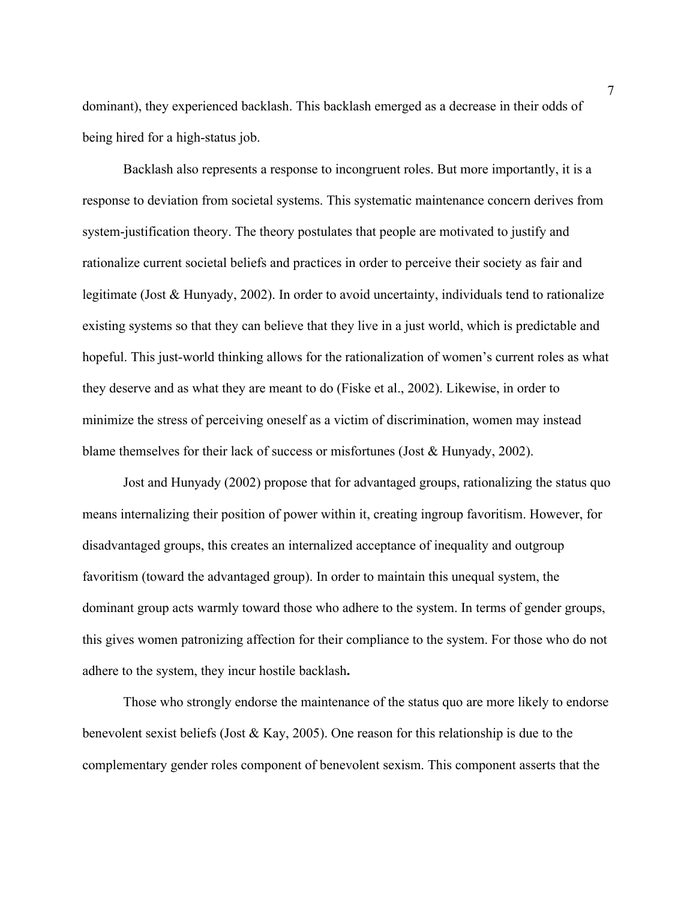dominant), they experienced backlash. This backlash emerged as a decrease in their odds of being hired for a high-status job.

Backlash also represents a response to incongruent roles. But more importantly, it is a response to deviation from societal systems. This systematic maintenance concern derives from system-justification theory. The theory postulates that people are motivated to justify and rationalize current societal beliefs and practices in order to perceive their society as fair and legitimate (Jost & Hunyady, 2002). In order to avoid uncertainty, individuals tend to rationalize existing systems so that they can believe that they live in a just world, which is predictable and hopeful. This just-world thinking allows for the rationalization of women's current roles as what they deserve and as what they are meant to do (Fiske et al., 2002). Likewise, in order to minimize the stress of perceiving oneself as a victim of discrimination, women may instead blame themselves for their lack of success or misfortunes (Jost & Hunyady, 2002).

Jost and Hunyady (2002) propose that for advantaged groups, rationalizing the status quo means internalizing their position of power within it, creating ingroup favoritism. However, for disadvantaged groups, this creates an internalized acceptance of inequality and outgroup favoritism (toward the advantaged group). In order to maintain this unequal system, the dominant group acts warmly toward those who adhere to the system. In terms of gender groups, this gives women patronizing affection for their compliance to the system. For those who do not adhere to the system, they incur hostile backlash**.**

Those who strongly endorse the maintenance of the status quo are more likely to endorse benevolent sexist beliefs (Jost & Kay, 2005). One reason for this relationship is due to the complementary gender roles component of benevolent sexism. This component asserts that the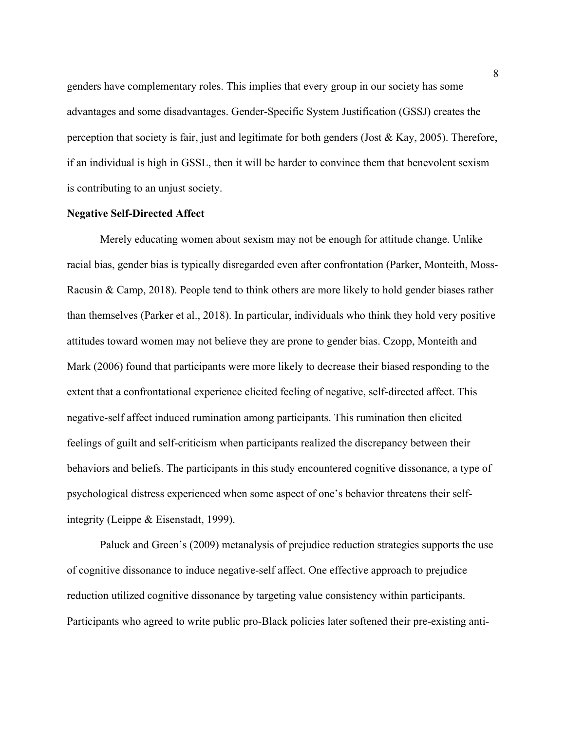genders have complementary roles. This implies that every group in our society has some advantages and some disadvantages. Gender-Specific System Justification (GSSJ) creates the perception that society is fair, just and legitimate for both genders (Jost & Kay, 2005). Therefore, if an individual is high in GSSL, then it will be harder to convince them that benevolent sexism is contributing to an unjust society.

**Negative Self-Directed Affect**

Merely educating women about sexism may not be enough for attitude change. Unlike racial bias, gender bias is typically disregarded even after confrontation (Parker, Monteith, Moss-Racusin & Camp, 2018). People tend to think others are more likely to hold gender biases rather than themselves (Parker et al., 2018). In particular, individuals who think they hold very positive attitudes toward women may not believe they are prone to gender bias. Czopp, Monteith and Mark (2006) found that participants were more likely to decrease their biased responding to the extent that a confrontational experience elicited feeling of negative, self-directed affect. This negative-self affect induced rumination among participants. This rumination then elicited feelings of guilt and self-criticism when participants realized the discrepancy between their behaviors and beliefs. The participants in this study encountered cognitive dissonance, a type of psychological distress experienced when some aspect of one's behavior threatens their self-integrity (Leippe & Eisenstadt, 1999).

Paluck and Green's (2009) metanalysis of prejudice reduction strategies supports the use of cognitive dissonance to induce negative-self affect. One effective approach to prejudice reduction utilized cognitive dissonance by targeting value consistency within participants. Participants who agreed to write public pro-Black policies later softened their pre-existing anti-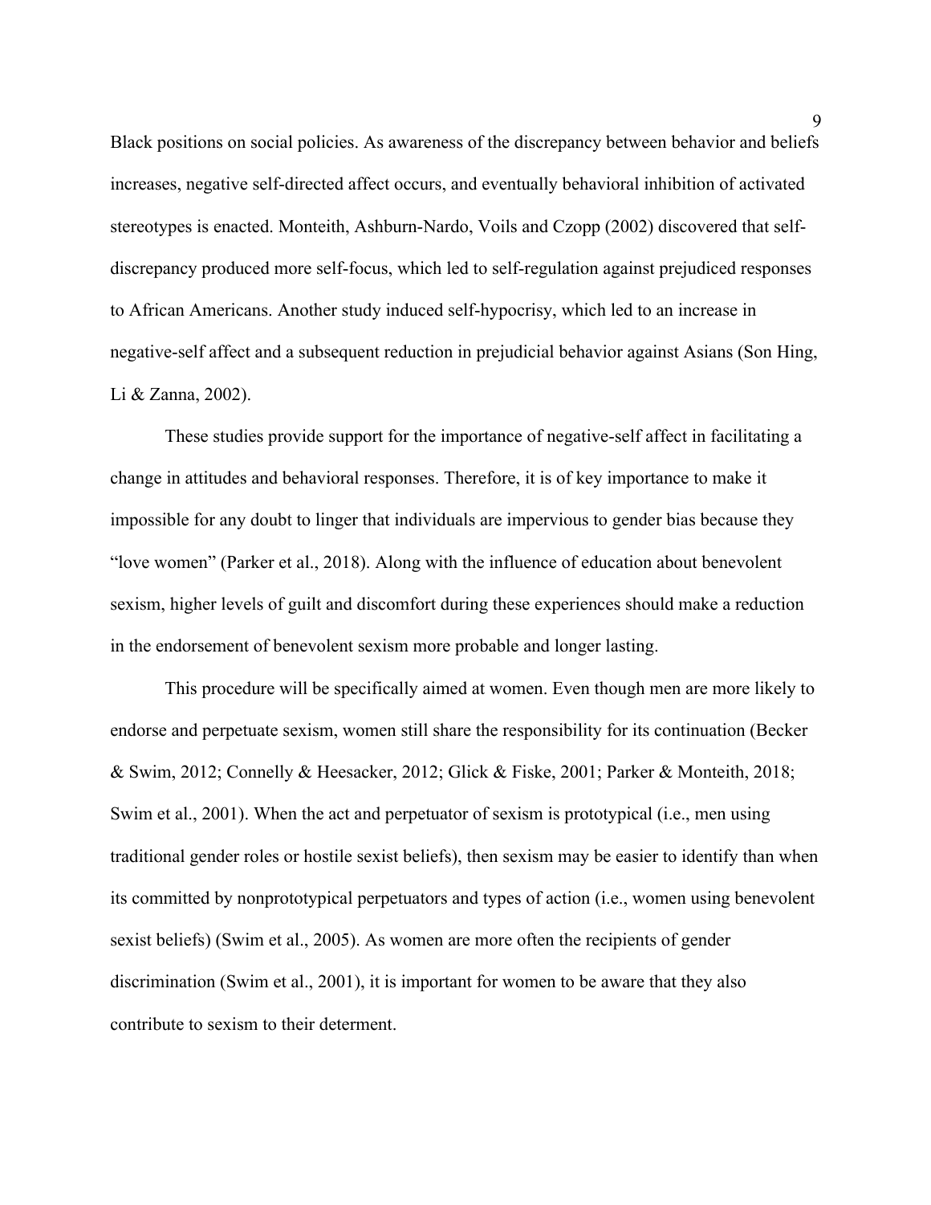Black positions on social policies. As awareness of the discrepancy between behavior and beliefs increases, negative self-directed affect occurs, and eventually behavioral inhibition of activated stereotypes is enacted. Monteith, Ashburn-Nardo, Voils and Czopp (2002) discovered that self-discrepancy produced more self-focus, which led to self-regulation against prejudiced responses to African Americans. Another study induced self-hypocrisy, which led to an increase in negative-self affect and a subsequent reduction in prejudicial behavior against Asians (Son Hing, Li & Zanna, 2002).

These studies provide support for the importance of negative-self affect in facilitating a change in attitudes and behavioral responses. Therefore, it is of key importance to make it impossible for any doubt to linger that individuals are impervious to gender bias because they "love women" (Parker et al., 2018). Along with the influence of education about benevolent sexism, higher levels of guilt and discomfort during these experiences should make a reduction in the endorsement of benevolent sexism more probable and longer lasting.

This procedure will be specifically aimed at women. Even though men are more likely to endorse and perpetuate sexism, women still share the responsibility for its continuation (Becker & Swim, 2012; Connelly & Heesacker, 2012; Glick & Fiske, 2001; Parker & Monteith, 2018; Swim et al., 2001). When the act and perpetuator of sexism is prototypical (i.e., men using traditional gender roles or hostile sexist beliefs), then sexism may be easier to identify than when its committed by nonprototypical perpetuators and types of action (i.e., women using benevolent sexist beliefs) (Swim et al., 2005). As women are more often the recipients of gender discrimination (Swim et al., 2001), it is important for women to be aware that they also contribute to sexism to their determent.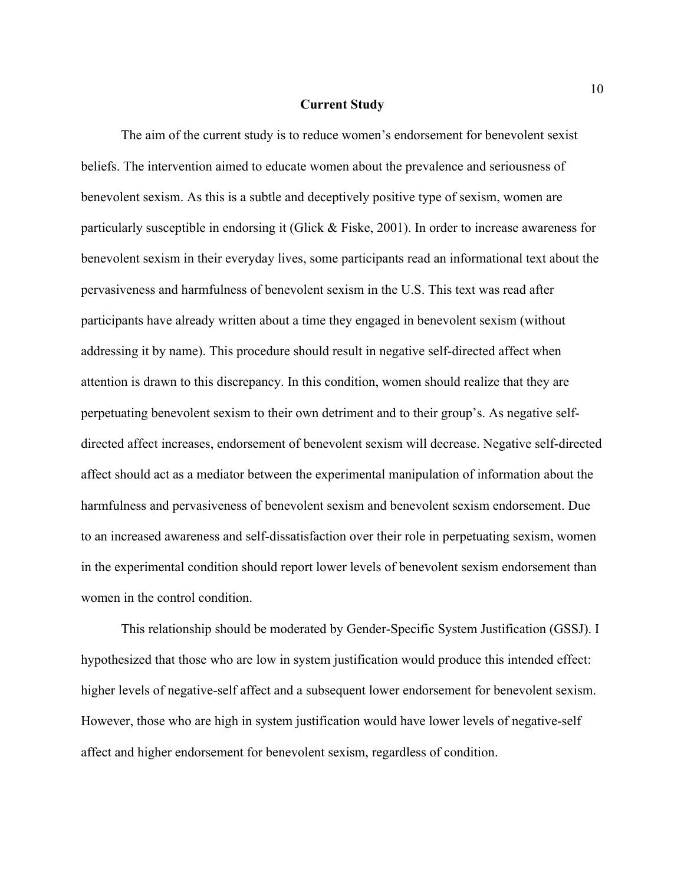## Current Study

The aim of the current study is to reduce women's endorsement for benevolent sexist beliefs. The intervention aimed to educate women about the prevalence and seriousness of benevolent sexism. As this is a subtle and deceptively positive type of sexism, women are particularly susceptible in endorsing it (Glick & Fiske, 2001). In order to increase awareness for benevolent sexism in their everyday lives, some participants read an informational text about the pervasiveness and harmfulness of benevolent sexism in the U.S. This text was read after participants have already written about a time they engaged in benevolent sexism (without addressing it by name). This procedure should result in negative self-directed affect when attention is drawn to this discrepancy. In this condition, women should realize that they are perpetuating benevolent sexism to their own detriment and to their group's. As negative self-directed affect increases, endorsement of benevolent sexism will decrease. Negative self-directed affect should act as a mediator between the experimental manipulation of information about the harmfulness and pervasiveness of benevolent sexism and benevolent sexism endorsement. Due to an increased awareness and self-dissatisfaction over their role in perpetuating sexism, women in the experimental condition should report lower levels of benevolent sexism endorsement than women in the control condition.

This relationship should be moderated by Gender-Specific System Justification (GSSJ). I hypothesized that those who are low in system justification would produce this intended effect: higher levels of negative-self affect and a subsequent lower endorsement for benevolent sexism. However, those who are high in system justification would have lower levels of negative-self affect and higher endorsement for benevolent sexism, regardless of condition.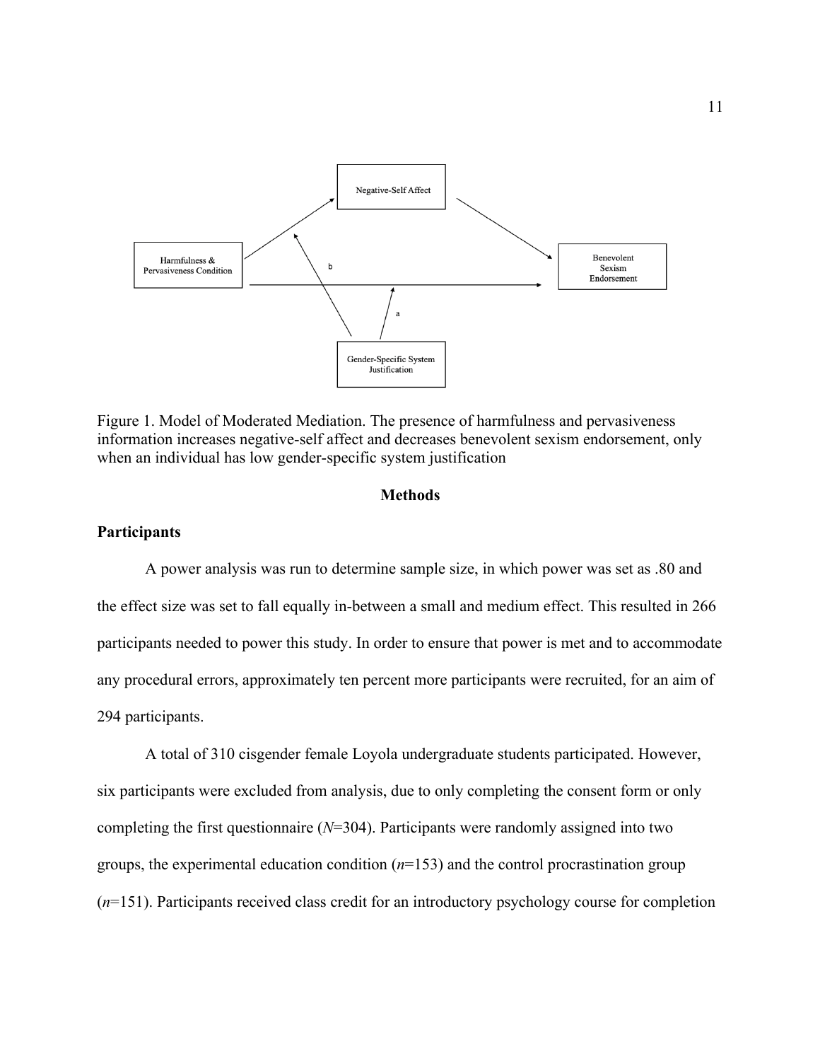Figure 1. Model of Moderated Mediation. The presence of harmfulness and pervasiveness information increases negative-self affect and decreases benevolent sexism endorsement, only when an individual has low gender-specific system justification

## Methods

### Participants

A power analysis was run to determine sample size, in which power was set as .80 and the effect size was set to fall equally in-between a small and medium effect. This resulted in 266 participants needed to power this study. In order to ensure that power is met and to accommodate any procedural errors, approximately ten percent more participants were recruited, for an aim of 294 participants.

A total of 310 cisgender female Loyola undergraduate students participated. However, six participants were excluded from analysis, due to only completing the consent form or only completing the first questionnaire ($N$=304). Participants were randomly assigned into two groups, the experimental education condition ($n$=153) and the control procrastination group ($n$=151). Participants received class credit for an introductory psychology course for completion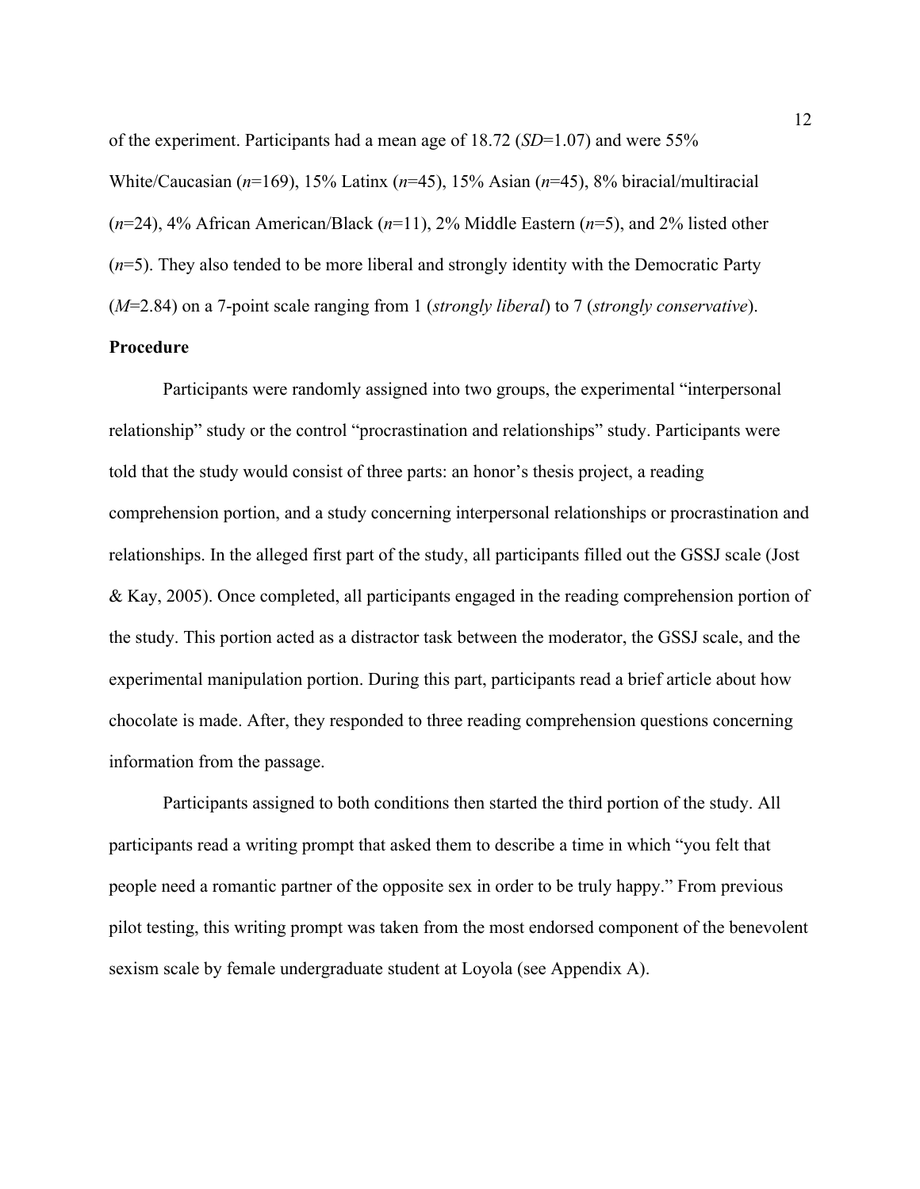of the experiment. Participants had a mean age of 18.72 (*SD*=1.07) and were 55% White/Caucasian (*n*=169), 15% Latinx (*n*=45), 15% Asian (*n*=45), 8% biracial/multiracial (*n*=24), 4% African American/Black (*n*=11), 2% Middle Eastern (*n*=5), and 2% listed other (*n*=5). They also tended to be more liberal and strongly identity with the Democratic Party (*M*=2.84) on a 7-point scale ranging from 1 (*strongly liberal*) to 7 (*strongly conservative*).

**Procedure**

Participants were randomly assigned into two groups, the experimental "interpersonal relationship" study or the control "procrastination and relationships" study. Participants were told that the study would consist of three parts: an honor's thesis project, a reading comprehension portion, and a study concerning interpersonal relationships or procrastination and relationships. In the alleged first part of the study, all participants filled out the GSSJ scale (Jost & Kay, 2005). Once completed, all participants engaged in the reading comprehension portion of the study. This portion acted as a distractor task between the moderator, the GSSJ scale, and the experimental manipulation portion. During this part, participants read a brief article about how chocolate is made. After, they responded to three reading comprehension questions concerning information from the passage.

Participants assigned to both conditions then started the third portion of the study. All participants read a writing prompt that asked them to describe a time in which "you felt that people need a romantic partner of the opposite sex in order to be truly happy." From previous pilot testing, this writing prompt was taken from the most endorsed component of the benevolent sexism scale by female undergraduate student at Loyola (see Appendix A).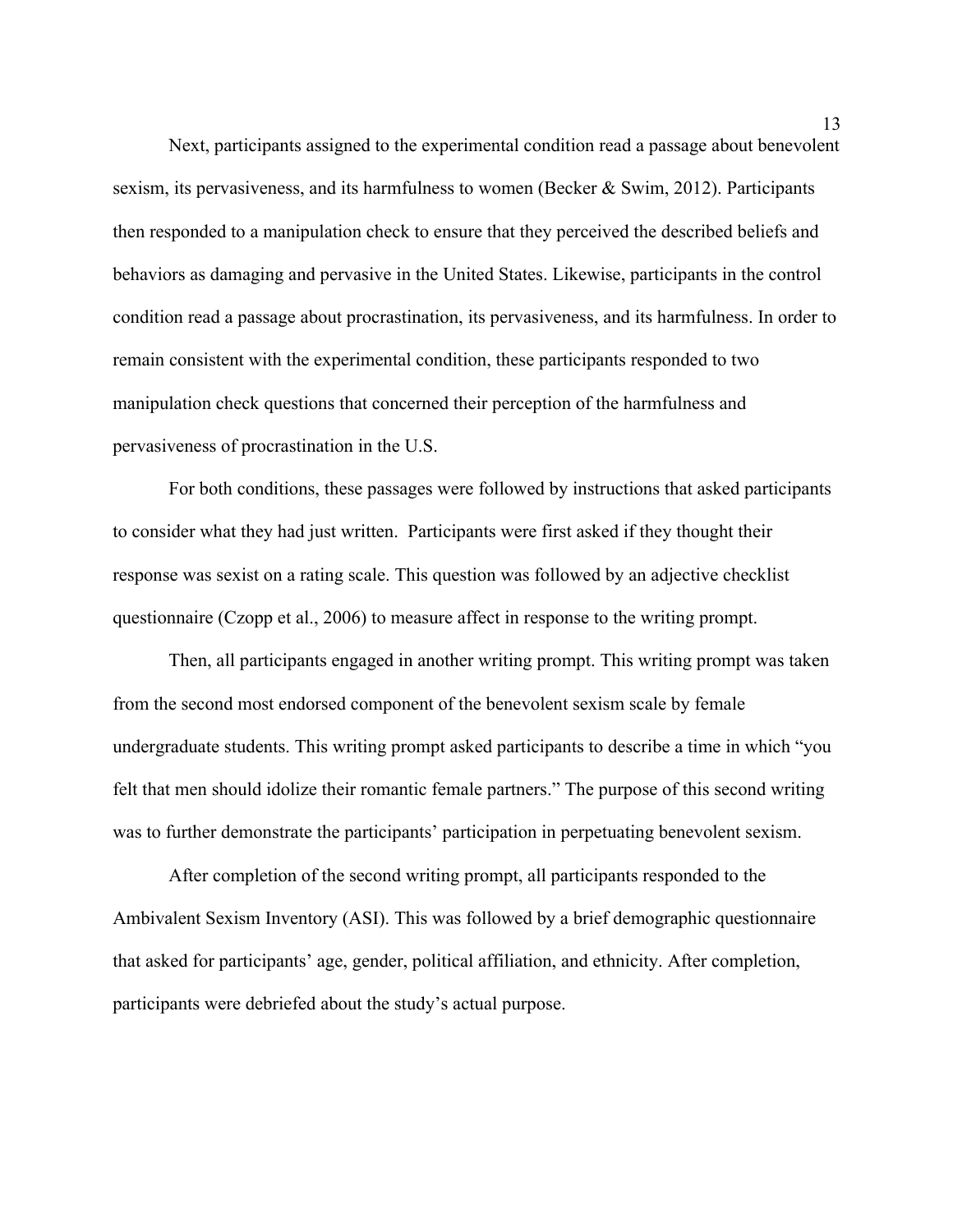Next, participants assigned to the experimental condition read a passage about benevolent sexism, its pervasiveness, and its harmfulness to women (Becker & Swim, 2012). Participants then responded to a manipulation check to ensure that they perceived the described beliefs and behaviors as damaging and pervasive in the United States. Likewise, participants in the control condition read a passage about procrastination, its pervasiveness, and its harmfulness. In order to remain consistent with the experimental condition, these participants responded to two manipulation check questions that concerned their perception of the harmfulness and pervasiveness of procrastination in the U.S.

For both conditions, these passages were followed by instructions that asked participants to consider what they had just written. Participants were first asked if they thought their response was sexist on a rating scale. This question was followed by an adjective checklist questionnaire (Czopp et al., 2006) to measure affect in response to the writing prompt.

Then, all participants engaged in another writing prompt. This writing prompt was taken from the second most endorsed component of the benevolent sexism scale by female undergraduate students. This writing prompt asked participants to describe a time in which "you felt that men should idolize their romantic female partners." The purpose of this second writing was to further demonstrate the participants' participation in perpetuating benevolent sexism.

After completion of the second writing prompt, all participants responded to the Ambivalent Sexism Inventory (ASI). This was followed by a brief demographic questionnaire that asked for participants' age, gender, political affiliation, and ethnicity. After completion, participants were debriefed about the study's actual purpose.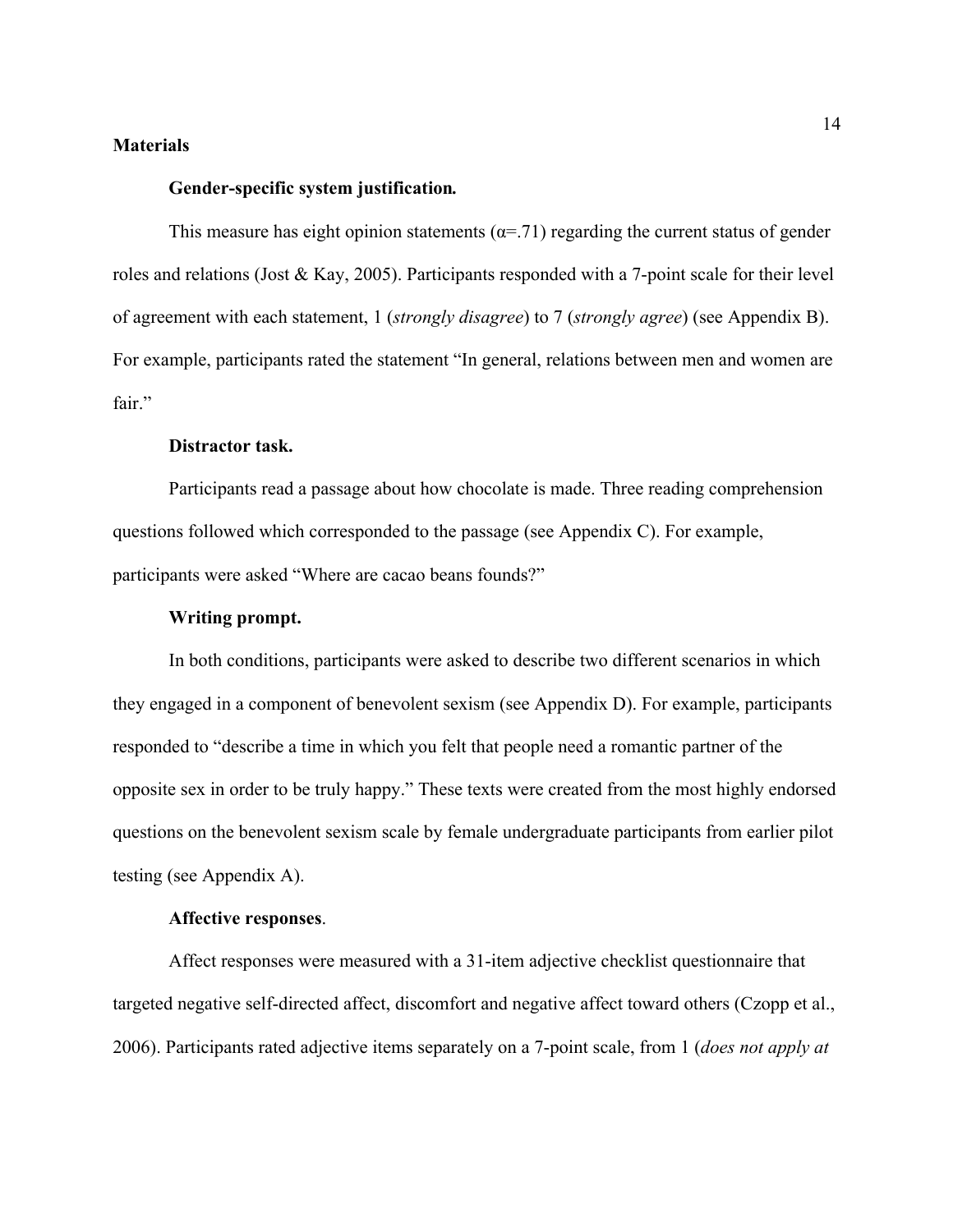## Materials

### Gender-specific system justification.

This measure has eight opinion statements ($\alpha$=.71) regarding the current status of gender roles and relations (Jost & Kay, 2005). Participants responded with a 7-point scale for their level of agreement with each statement, 1 (*strongly disagree*) to 7 (*strongly agree*) (see Appendix B). For example, participants rated the statement "In general, relations between men and women are fair."

### Distractor task.

Participants read a passage about how chocolate is made. Three reading comprehension questions followed which corresponded to the passage (see Appendix C). For example, participants were asked "Where are cacao beans founds?"

### Writing prompt.

In both conditions, participants were asked to describe two different scenarios in which they engaged in a component of benevolent sexism (see Appendix D). For example, participants responded to "describe a time in which you felt that people need a romantic partner of the opposite sex in order to be truly happy." These texts were created from the most highly endorsed questions on the benevolent sexism scale by female undergraduate participants from earlier pilot testing (see Appendix A).

### Affective responses.

Affect responses were measured with a 31-item adjective checklist questionnaire that targeted negative self-directed affect, discomfort and negative affect toward others (Czopp et al., 2006). Participants rated adjective items separately on a 7-point scale, from 1 (*does not apply at*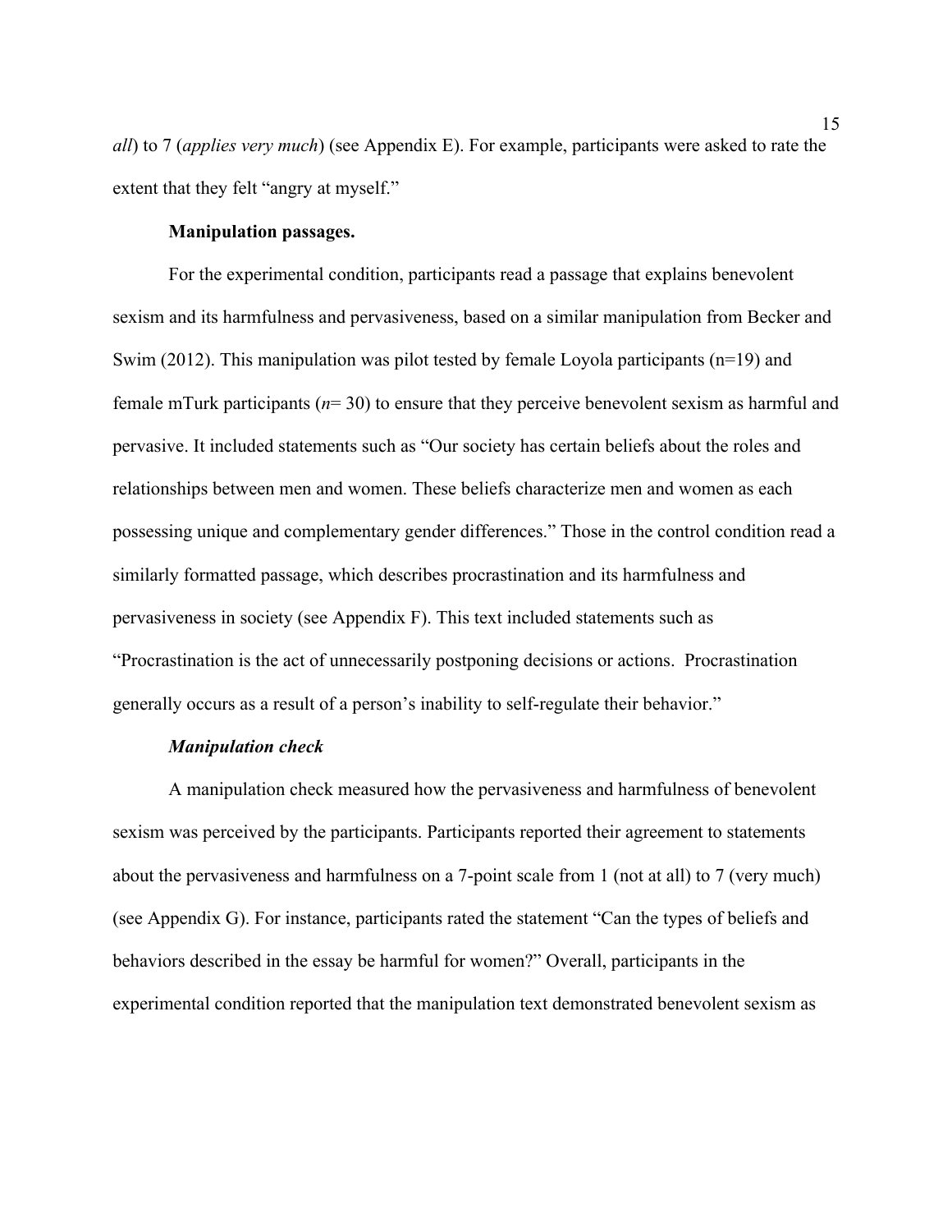*all*) to 7 (*applies very much*) (see Appendix E). For example, participants were asked to rate the extent that they felt "angry at myself."

**Manipulation passages.**

For the experimental condition, participants read a passage that explains benevolent sexism and its harmfulness and pervasiveness, based on a similar manipulation from Becker and Swim (2012). This manipulation was pilot tested by female Loyola participants (n=19) and female mTurk participants (*n*= 30) to ensure that they perceive benevolent sexism as harmful and pervasive. It included statements such as "Our society has certain beliefs about the roles and relationships between men and women. These beliefs characterize men and women as each possessing unique and complementary gender differences." Those in the control condition read a similarly formatted passage, which describes procrastination and its harmfulness and pervasiveness in society (see Appendix F). This text included statements such as "Procrastination is the act of unnecessarily postponing decisions or actions. Procrastination generally occurs as a result of a person's inability to self-regulate their behavior."

***Manipulation check***

A manipulation check measured how the pervasiveness and harmfulness of benevolent sexism was perceived by the participants. Participants reported their agreement to statements about the pervasiveness and harmfulness on a 7-point scale from 1 (not at all) to 7 (very much) (see Appendix G). For instance, participants rated the statement "Can the types of beliefs and behaviors described in the essay be harmful for women?" Overall, participants in the experimental condition reported that the manipulation text demonstrated benevolent sexism as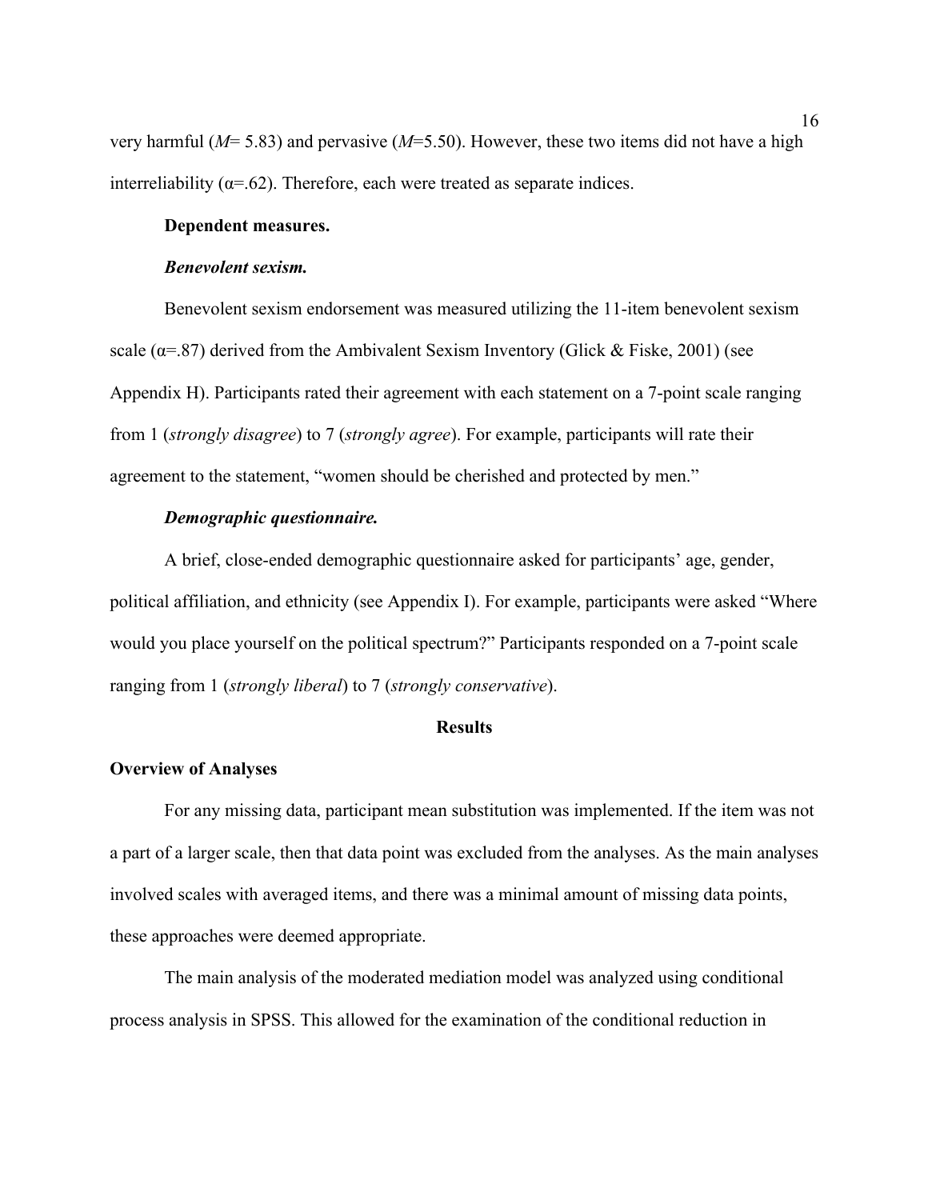very harmful (*M*= 5.83) and pervasive (*M*=5.50). However, these two items did not have a high interreliability (α=.62). Therefore, each were treated as separate indices.

**Dependent measures.**

***Benevolent sexism.***

Benevolent sexism endorsement was measured utilizing the 11-item benevolent sexism scale (α=.87) derived from the Ambivalent Sexism Inventory (Glick & Fiske, 2001) (see Appendix H). Participants rated their agreement with each statement on a 7-point scale ranging from 1 (*strongly disagree*) to 7 (*strongly agree*). For example, participants will rate their agreement to the statement, "women should be cherished and protected by men."

***Demographic questionnaire.***

A brief, close-ended demographic questionnaire asked for participants' age, gender, political affiliation, and ethnicity (see Appendix I). For example, participants were asked "Where would you place yourself on the political spectrum?" Participants responded on a 7-point scale ranging from 1 (*strongly liberal*) to 7 (*strongly conservative*).

# Results

## Overview of Analyses

For any missing data, participant mean substitution was implemented. If the item was not a part of a larger scale, then that data point was excluded from the analyses. As the main analyses involved scales with averaged items, and there was a minimal amount of missing data points, these approaches were deemed appropriate.

The main analysis of the moderated mediation model was analyzed using conditional process analysis in SPSS. This allowed for the examination of the conditional reduction in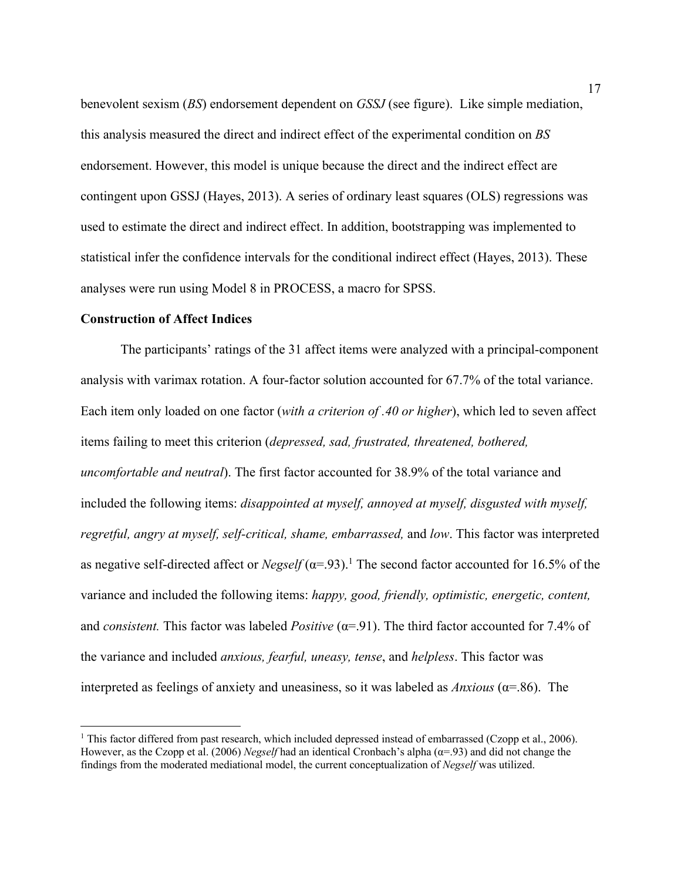benevolent sexism (*BS*) endorsement dependent on *GSSJ* (see figure). Like simple mediation, this analysis measured the direct and indirect effect of the experimental condition on *BS* endorsement. However, this model is unique because the direct and the indirect effect are contingent upon GSSJ (Hayes, 2013). A series of ordinary least squares (OLS) regressions was used to estimate the direct and indirect effect. In addition, bootstrapping was implemented to statistical infer the confidence intervals for the conditional indirect effect (Hayes, 2013). These analyses were run using Model 8 in PROCESS, a macro for SPSS.

**Construction of Affect Indices**

The participants' ratings of the 31 affect items were analyzed with a principal-component analysis with varimax rotation. A four-factor solution accounted for 67.7% of the total variance. Each item only loaded on one factor (*with a criterion of .40 or higher*), which led to seven affect items failing to meet this criterion (*depressed, sad, frustrated, threatened, bothered, uncomfortable and neutral*). The first factor accounted for 38.9% of the total variance and included the following items: *disappointed at myself, annoyed at myself, disgusted with myself, regretful, angry at myself, self-critical, shame, embarrassed,* and *low*. This factor was interpreted as negative self-directed affect or *Negself* ($\alpha$=.93).[1] The second factor accounted for 16.5% of the variance and included the following items: *happy, good, friendly, optimistic, energetic, content,* and *consistent.* This factor was labeled *Positive* ($\alpha$=.91). The third factor accounted for 7.4% of the variance and included *anxious, fearful, uneasy, tense*, and *helpless*. This factor was interpreted as feelings of anxiety and uneasiness, so it was labeled as *Anxious* ($\alpha$=.86). The

[1] This factor differed from past research, which included depressed instead of embarrassed (Czopp et al., 2006). However, as the Czopp et al. (2006) *Negself* had an identical Cronbach's alpha ($\alpha$=.93) and did not change the findings from the moderated mediational model, the current conceptualization of *Negself* was utilized.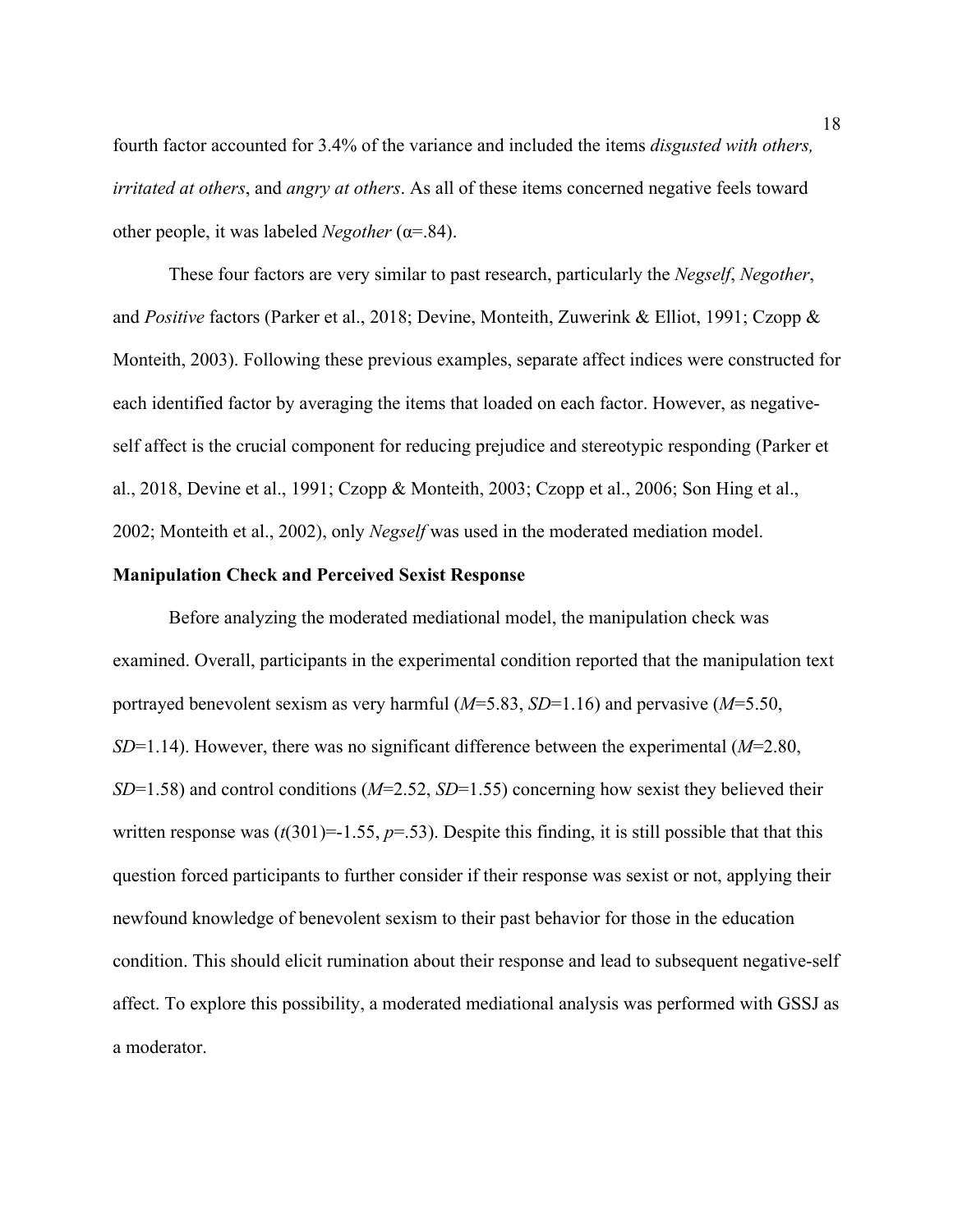fourth factor accounted for 3.4% of the variance and included the items *disgusted with others, irritated at others*, and *angry at others*. As all of these items concerned negative feels toward other people, it was labeled *Negother* (α=.84).

These four factors are very similar to past research, particularly the *Negself*, *Negother*, and *Positive* factors (Parker et al., 2018; Devine, Monteith, Zuwerink & Elliot, 1991; Czopp & Monteith, 2003). Following these previous examples, separate affect indices were constructed for each identified factor by averaging the items that loaded on each factor. However, as negative-self affect is the crucial component for reducing prejudice and stereotypic responding (Parker et al., 2018, Devine et al., 1991; Czopp & Monteith, 2003; Czopp et al., 2006; Son Hing et al., 2002; Monteith et al., 2002), only *Negself* was used in the moderated mediation model.

**Manipulation Check and Perceived Sexist Response**

Before analyzing the moderated mediational model, the manipulation check was examined. Overall, participants in the experimental condition reported that the manipulation text portrayed benevolent sexism as very harmful ($M$=5.83, $SD$=1.16) and pervasive ($M$=5.50, $SD$=1.14). However, there was no significant difference between the experimental ($M$=2.80, $SD$=1.58) and control conditions ($M$=2.52, $SD$=1.55) concerning how sexist they believed their written response was ($t(301)$=-1.55, $p$=.53). Despite this finding, it is still possible that that this question forced participants to further consider if their response was sexist or not, applying their newfound knowledge of benevolent sexism to their past behavior for those in the education condition. This should elicit rumination about their response and lead to subsequent negative-self affect. To explore this possibility, a moderated mediational analysis was performed with GSSJ as a moderator.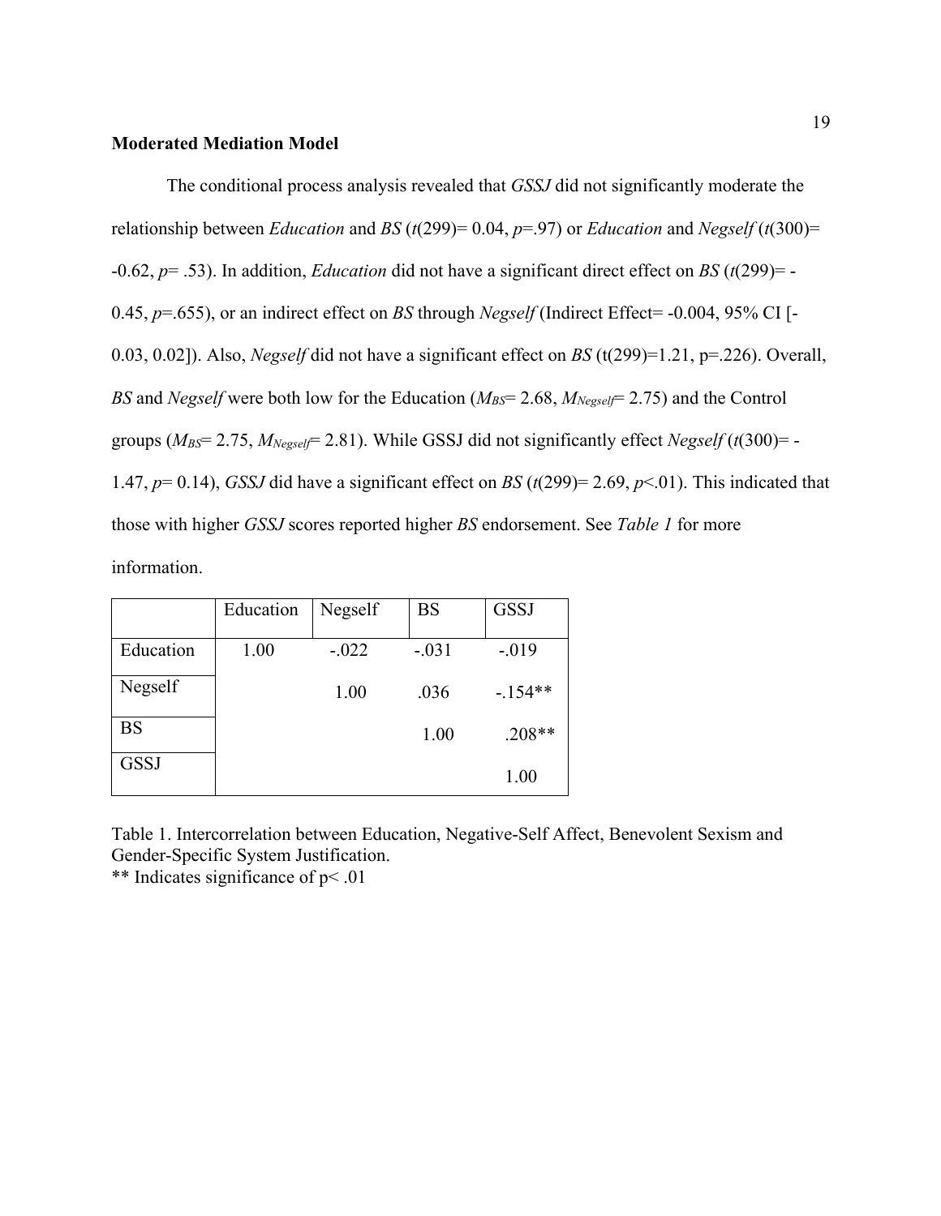**Moderated Mediation Model**

The conditional process analysis revealed that *GSSJ* did not significantly moderate the relationship between *Education* and *BS* ($t(299)= 0.04$, $p=.97$) or *Education* and *Negself* ($t(300)= -0.62$, $p= .53$). In addition, *Education* did not have a significant direct effect on *BS* ($t(299)= -0.45$, $p=.655$), or an indirect effect on *BS* through *Negself* (Indirect Effect= -0.004, 95% CI [-0.03, 0.02]). Also, *Negself* did not have a significant effect on *BS* ($t(299)=1.21$, $p=.226$). Overall, *BS* and *Negself* were both low for the Education ($M_{BS}= 2.68$, $M_{Negself}= 2.75$) and the Control groups ($M_{BS}= 2.75$, $M_{Negself}= 2.81$). While GSSJ did not significantly effect *Negself* ($t(300)= -1.47$, $p= 0.14$), *GSSJ* did have a significant effect on *BS* ($t(299)= 2.69$, $p<.01$). This indicated that those with higher *GSSJ* scores reported higher *BS* endorsement. See *Table 1* for more information.

| | Education | Negself | BS | GSSJ |
|---|---|---|---|---|
| Education | 1.00 | -.022 | -.031 | -.019 |
| Negself | | 1.00 | .036 | -.154** |
| BS | | | 1.00 | .208** |
| GSSJ | | | | 1.00 |

Table 1. Intercorrelation between Education, Negative-Self Affect, Benevolent Sexism and Gender-Specific System Justification.
** Indicates significance of p< .01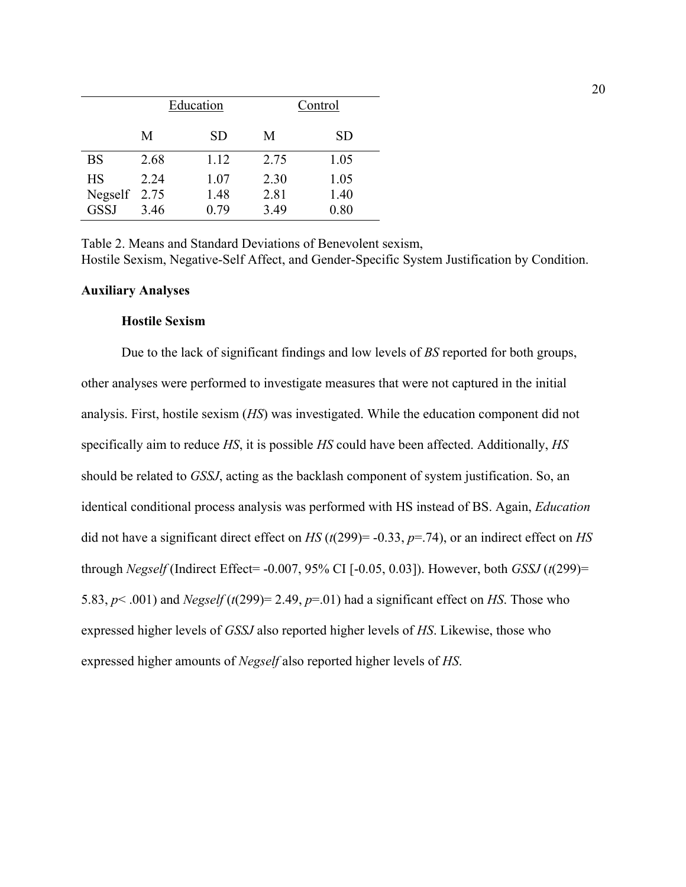| | Education | | Control | |
|---|---|---|---|---|
| | M | SD | M | SD |
| BS | 2.68 | 1.12 | 2.75 | 1.05 |
| HS | 2.24 | 1.07 | 2.30 | 1.05 |
| Negself | 2.75 | 1.48 | 2.81 | 1.40 |
| GSSJ | 3.46 | 0.79 | 3.49 | 0.80 |

Table 2. Means and Standard Deviations of Benevolent sexism,
Hostile Sexism, Negative-Self Affect, and Gender-Specific System Justification by Condition.

**Auxiliary Analyses**

**Hostile Sexism**

Due to the lack of significant findings and low levels of *BS* reported for both groups, other analyses were performed to investigate measures that were not captured in the initial analysis. First, hostile sexism (*HS*) was investigated. While the education component did not specifically aim to reduce *HS*, it is possible *HS* could have been affected. Additionally, *HS* should be related to *GSSJ*, acting as the backlash component of system justification. So, an identical conditional process analysis was performed with HS instead of BS. Again, *Education* did not have a significant direct effect on *HS* ($t(299) = -0.33$, $p = .74$), or an indirect effect on *HS* through *Negself* (Indirect Effect= -0.007, 95% CI [-0.05, 0.03]). However, both *GSSJ* ($t(299) = 5.83$, $p < .001$) and *Negself* ($t(299) = 2.49$, $p = .01$) had a significant effect on *HS*. Those who expressed higher levels of *GSSJ* also reported higher levels of *HS*. Likewise, those who expressed higher amounts of *Negself* also reported higher levels of *HS*.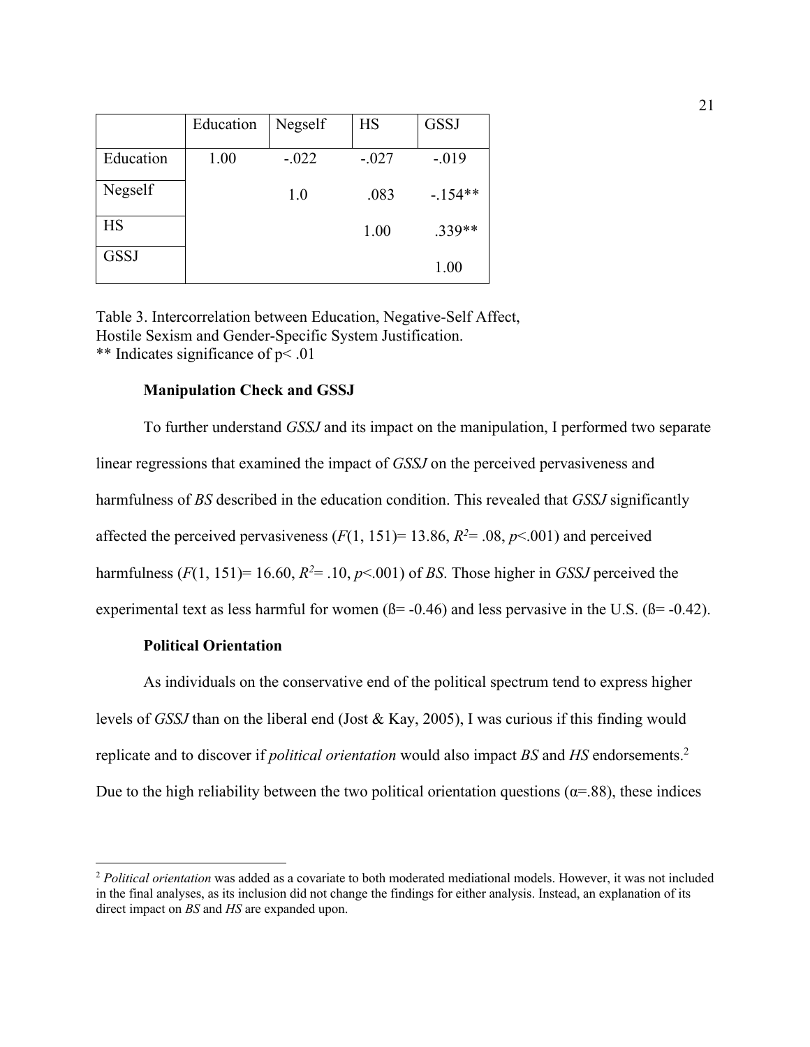| | Education | Negself | HS | GSSJ |
|---|---|---|---|---|
| Education | 1.00 | -.022 | -.027 | -.019 |
| Negself | | 1.0 | .083 | -.154** |
| HS | | | 1.00 | .339** |
| GSSJ | | | | 1.00 |

Table 3. Intercorrelation between Education, Negative-Self Affect, Hostile Sexism and Gender-Specific System Justification.
** Indicates significance of p< .01

**Manipulation Check and GSSJ**

To further understand *GSSJ* and its impact on the manipulation, I performed two separate linear regressions that examined the impact of *GSSJ* on the perceived pervasiveness and harmfulness of *BS* described in the education condition. This revealed that *GSSJ* significantly affected the perceived pervasiveness ($F(1, 151)= 13.86$, $R^2= .08$, $p<.001$) and perceived harmfulness ($F(1, 151)= 16.60$, $R^2= .10$, $p<.001$) of *BS*. Those higher in *GSSJ* perceived the experimental text as less harmful for women (ß= -0.46) and less pervasive in the U.S. (ß= -0.42).

**Political Orientation**

As individuals on the conservative end of the political spectrum tend to express higher levels of *GSSJ* than on the liberal end (Jost & Kay, 2005), I was curious if this finding would replicate and to discover if *political orientation* would also impact *BS* and *HS* endorsements.[2] Due to the high reliability between the two political orientation questions (α=.88), these indices

[2] *Political orientation* was added as a covariate to both moderated mediational models. However, it was not included in the final analyses, as its inclusion did not change the findings for either analysis. Instead, an explanation of its direct impact on *BS* and *HS* are expanded upon.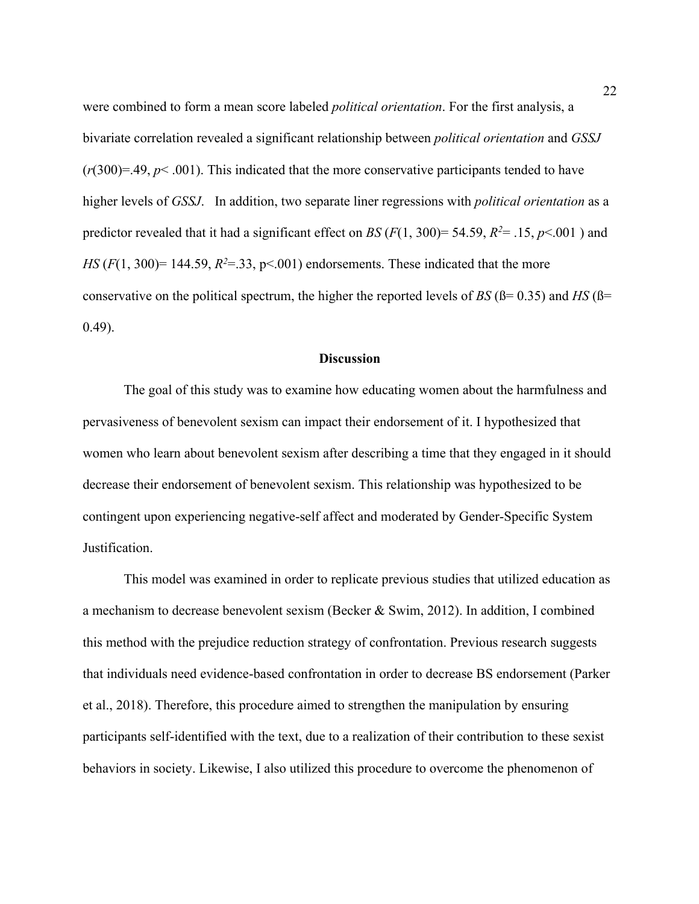were combined to form a mean score labeled *political orientation*. For the first analysis, a bivariate correlation revealed a significant relationship between *political orientation* and *GSSJ* ($r(300)=.49$, $p< .001$). This indicated that the more conservative participants tended to have higher levels of *GSSJ*. In addition, two separate liner regressions with *political orientation* as a predictor revealed that it had a significant effect on *BS* ($F(1, 300)= 54.59$, $R^2= .15$, $p<.001$ ) and *HS* ($F(1, 300)= 144.59$, $R^2=.33$, $p<.001$) endorsements. These indicated that the more conservative on the political spectrum, the higher the reported levels of *BS* (ß= 0.35) and *HS* (ß= 0.49).

## Discussion

The goal of this study was to examine how educating women about the harmfulness and pervasiveness of benevolent sexism can impact their endorsement of it. I hypothesized that women who learn about benevolent sexism after describing a time that they engaged in it should decrease their endorsement of benevolent sexism. This relationship was hypothesized to be contingent upon experiencing negative-self affect and moderated by Gender-Specific System Justification.

This model was examined in order to replicate previous studies that utilized education as a mechanism to decrease benevolent sexism (Becker & Swim, 2012). In addition, I combined this method with the prejudice reduction strategy of confrontation. Previous research suggests that individuals need evidence-based confrontation in order to decrease BS endorsement (Parker et al., 2018). Therefore, this procedure aimed to strengthen the manipulation by ensuring participants self-identified with the text, due to a realization of their contribution to these sexist behaviors in society. Likewise, I also utilized this procedure to overcome the phenomenon of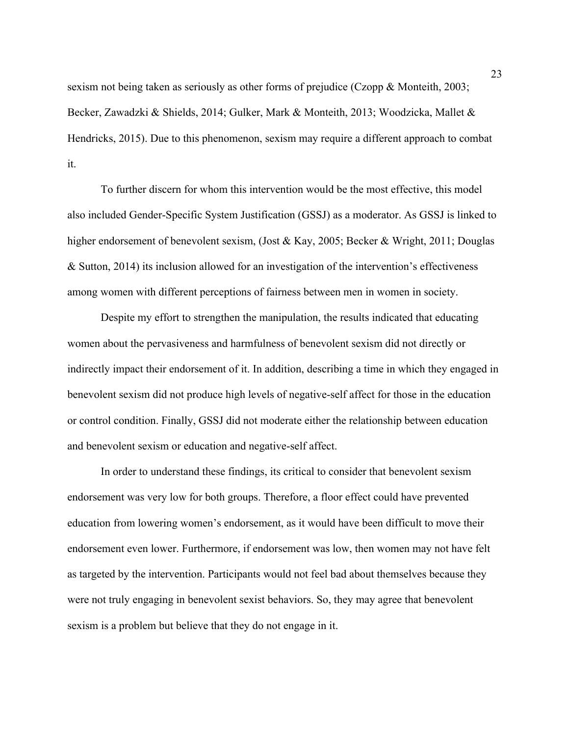sexism not being taken as seriously as other forms of prejudice (Czopp & Monteith, 2003; Becker, Zawadzki & Shields, 2014; Gulker, Mark & Monteith, 2013; Woodzicka, Mallet & Hendricks, 2015). Due to this phenomenon, sexism may require a different approach to combat it.

To further discern for whom this intervention would be the most effective, this model also included Gender-Specific System Justification (GSSJ) as a moderator. As GSSJ is linked to higher endorsement of benevolent sexism, (Jost & Kay, 2005; Becker & Wright, 2011; Douglas & Sutton, 2014) its inclusion allowed for an investigation of the intervention's effectiveness among women with different perceptions of fairness between men in women in society.

Despite my effort to strengthen the manipulation, the results indicated that educating women about the pervasiveness and harmfulness of benevolent sexism did not directly or indirectly impact their endorsement of it. In addition, describing a time in which they engaged in benevolent sexism did not produce high levels of negative-self affect for those in the education or control condition. Finally, GSSJ did not moderate either the relationship between education and benevolent sexism or education and negative-self affect.

In order to understand these findings, its critical to consider that benevolent sexism endorsement was very low for both groups. Therefore, a floor effect could have prevented education from lowering women's endorsement, as it would have been difficult to move their endorsement even lower. Furthermore, if endorsement was low, then women may not have felt as targeted by the intervention. Participants would not feel bad about themselves because they were not truly engaging in benevolent sexist behaviors. So, they may agree that benevolent sexism is a problem but believe that they do not engage in it.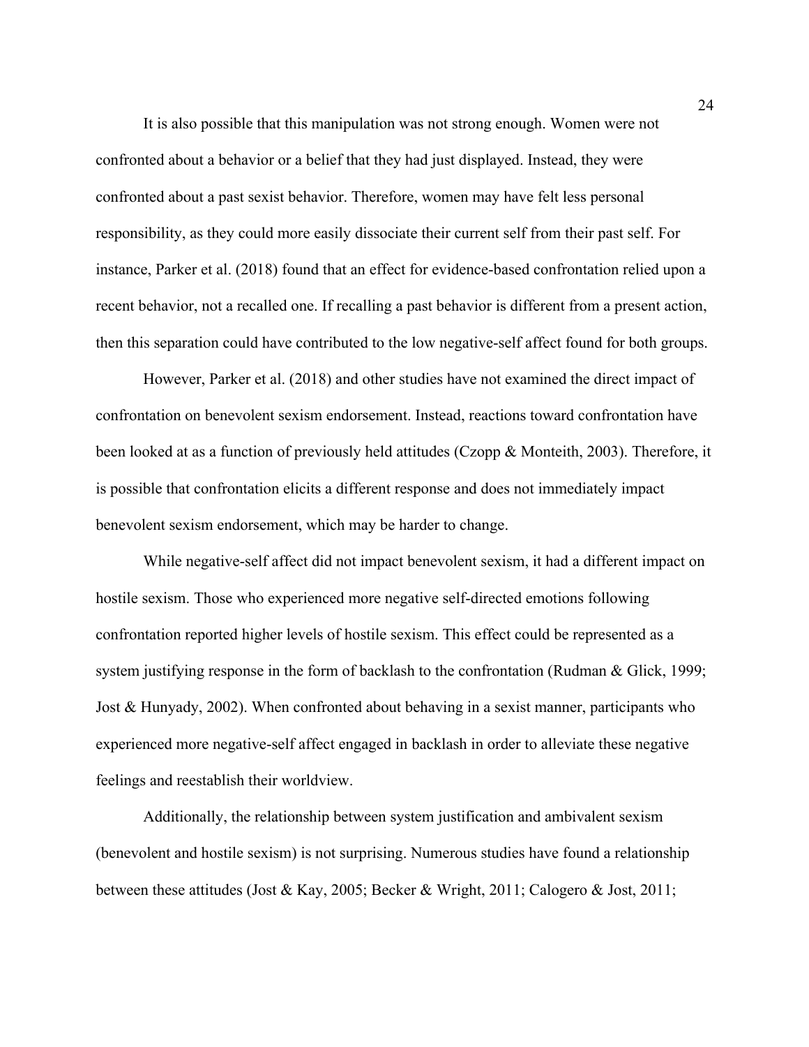It is also possible that this manipulation was not strong enough. Women were not confronted about a behavior or a belief that they had just displayed. Instead, they were confronted about a past sexist behavior. Therefore, women may have felt less personal responsibility, as they could more easily dissociate their current self from their past self. For instance, Parker et al. (2018) found that an effect for evidence-based confrontation relied upon a recent behavior, not a recalled one. If recalling a past behavior is different from a present action, then this separation could have contributed to the low negative-self affect found for both groups.

However, Parker et al. (2018) and other studies have not examined the direct impact of confrontation on benevolent sexism endorsement. Instead, reactions toward confrontation have been looked at as a function of previously held attitudes (Czopp & Monteith, 2003). Therefore, it is possible that confrontation elicits a different response and does not immediately impact benevolent sexism endorsement, which may be harder to change.

While negative-self affect did not impact benevolent sexism, it had a different impact on hostile sexism. Those who experienced more negative self-directed emotions following confrontation reported higher levels of hostile sexism. This effect could be represented as a system justifying response in the form of backlash to the confrontation (Rudman & Glick, 1999; Jost & Hunyady, 2002). When confronted about behaving in a sexist manner, participants who experienced more negative-self affect engaged in backlash in order to alleviate these negative feelings and reestablish their worldview.

Additionally, the relationship between system justification and ambivalent sexism (benevolent and hostile sexism) is not surprising. Numerous studies have found a relationship between these attitudes (Jost & Kay, 2005; Becker & Wright, 2011; Calogero & Jost, 2011;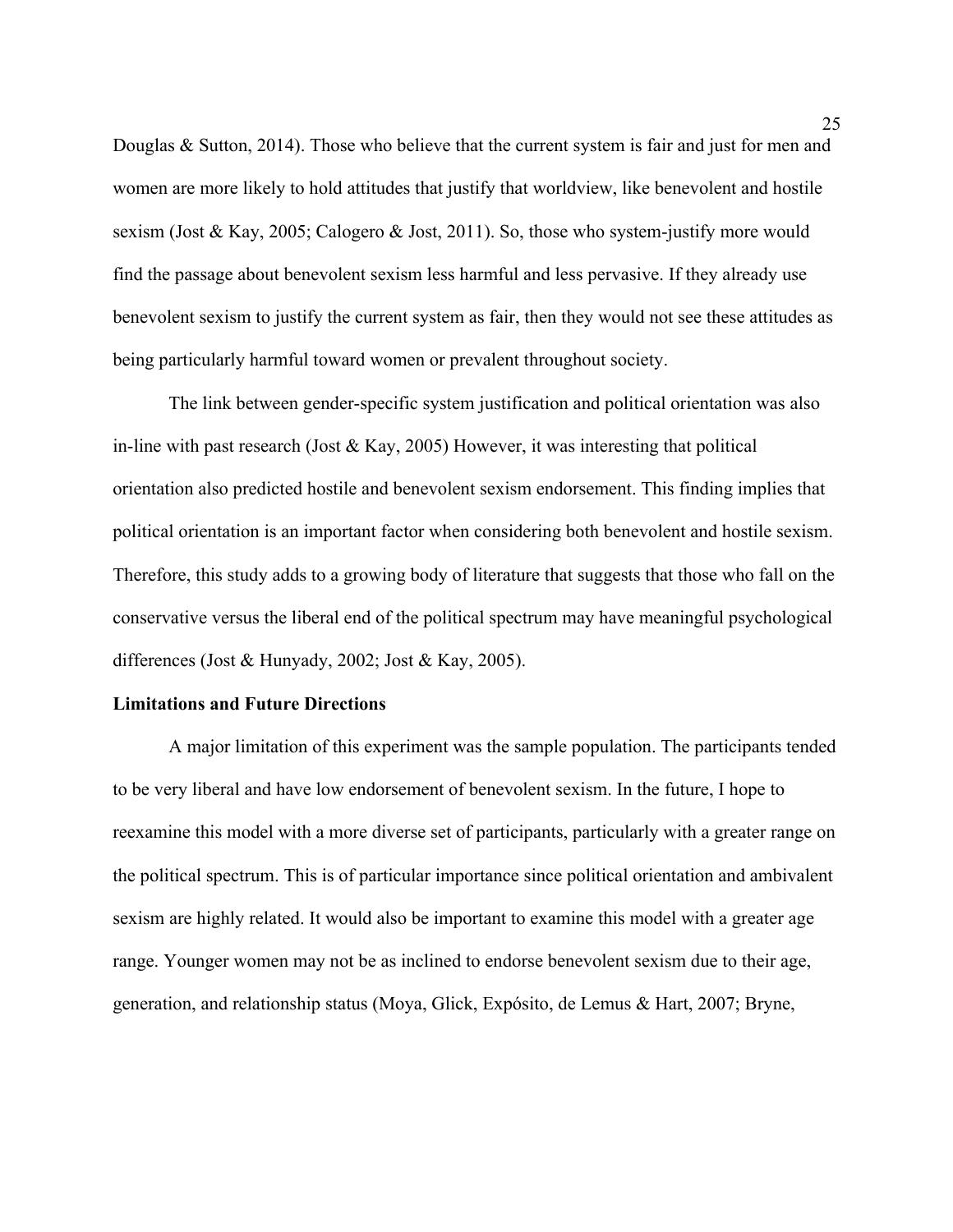Douglas & Sutton, 2014). Those who believe that the current system is fair and just for men and women are more likely to hold attitudes that justify that worldview, like benevolent and hostile sexism (Jost & Kay, 2005; Calogero & Jost, 2011). So, those who system-justify more would find the passage about benevolent sexism less harmful and less pervasive. If they already use benevolent sexism to justify the current system as fair, then they would not see these attitudes as being particularly harmful toward women or prevalent throughout society.

The link between gender-specific system justification and political orientation was also in-line with past research (Jost & Kay, 2005) However, it was interesting that political orientation also predicted hostile and benevolent sexism endorsement. This finding implies that political orientation is an important factor when considering both benevolent and hostile sexism. Therefore, this study adds to a growing body of literature that suggests that those who fall on the conservative versus the liberal end of the political spectrum may have meaningful psychological differences (Jost & Hunyady, 2002; Jost & Kay, 2005).

**Limitations and Future Directions**

A major limitation of this experiment was the sample population. The participants tended to be very liberal and have low endorsement of benevolent sexism. In the future, I hope to reexamine this model with a more diverse set of participants, particularly with a greater range on the political spectrum. This is of particular importance since political orientation and ambivalent sexism are highly related. It would also be important to examine this model with a greater age range. Younger women may not be as inclined to endorse benevolent sexism due to their age, generation, and relationship status (Moya, Glick, Expósito, de Lemus & Hart, 2007; Bryne,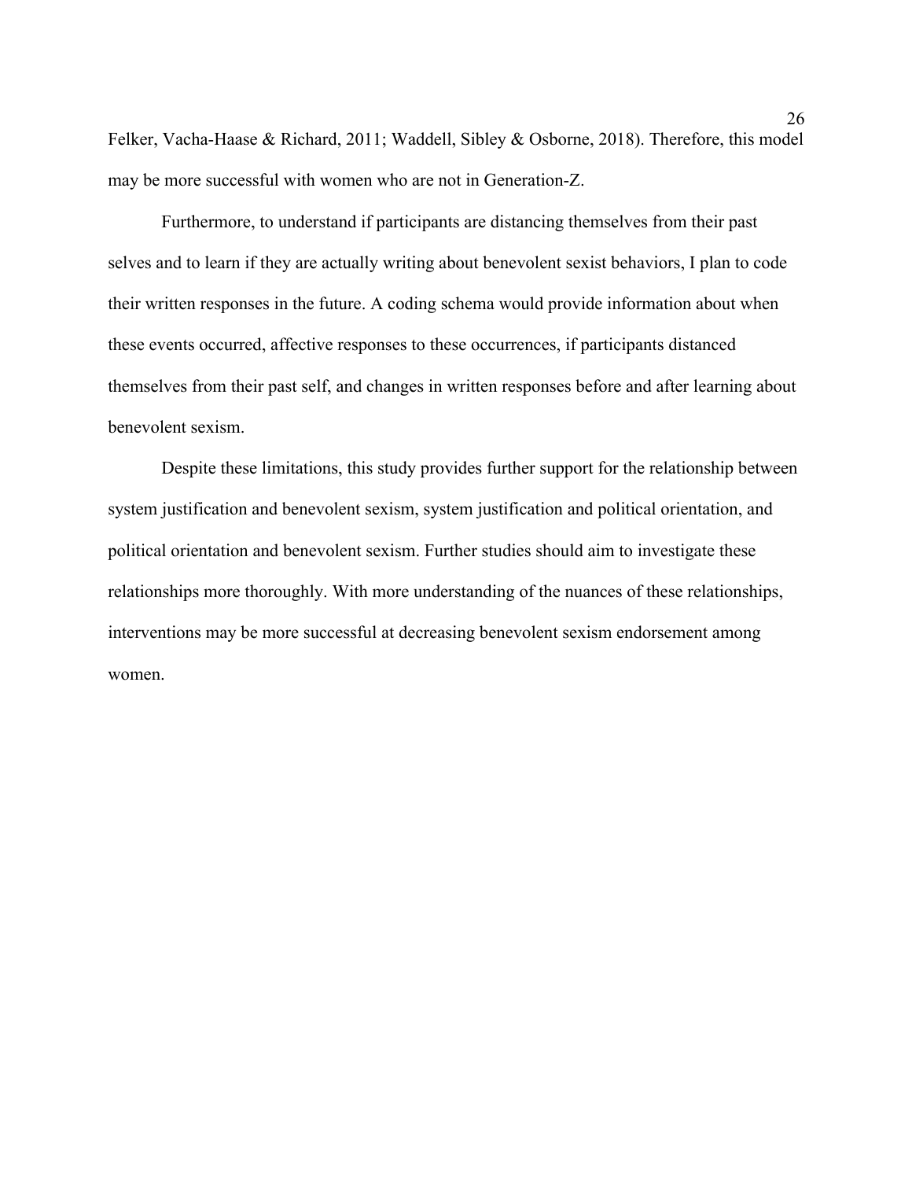Felker, Vacha-Haase & Richard, 2011; Waddell, Sibley & Osborne, 2018). Therefore, this model may be more successful with women who are not in Generation-Z.

Furthermore, to understand if participants are distancing themselves from their past selves and to learn if they are actually writing about benevolent sexist behaviors, I plan to code their written responses in the future. A coding schema would provide information about when these events occurred, affective responses to these occurrences, if participants distanced themselves from their past self, and changes in written responses before and after learning about benevolent sexism.

Despite these limitations, this study provides further support for the relationship between system justification and benevolent sexism, system justification and political orientation, and political orientation and benevolent sexism. Further studies should aim to investigate these relationships more thoroughly. With more understanding of the nuances of these relationships, interventions may be more successful at decreasing benevolent sexism endorsement among women.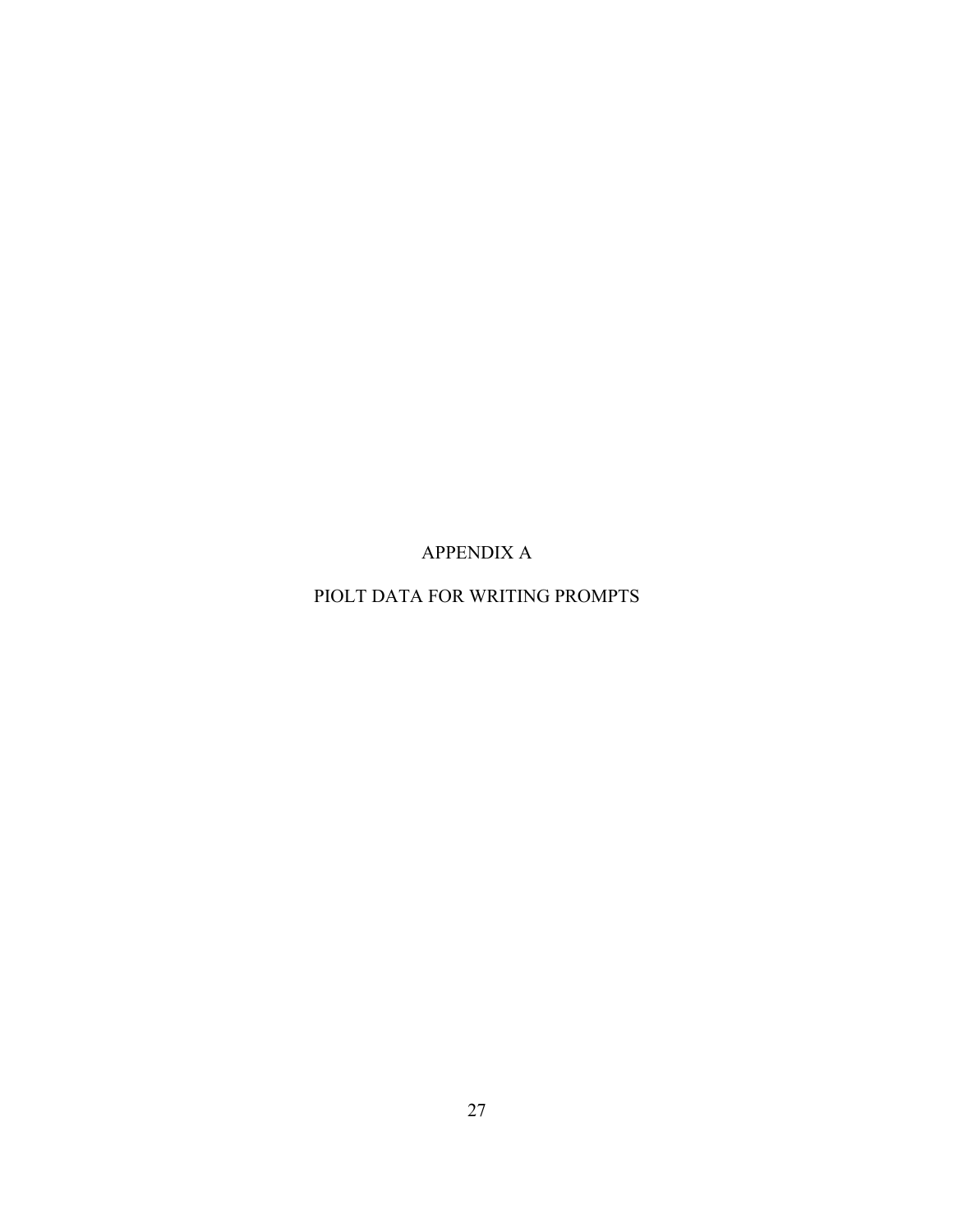# APPENDIX A

## PIOLT DATA FOR WRITING PROMPTS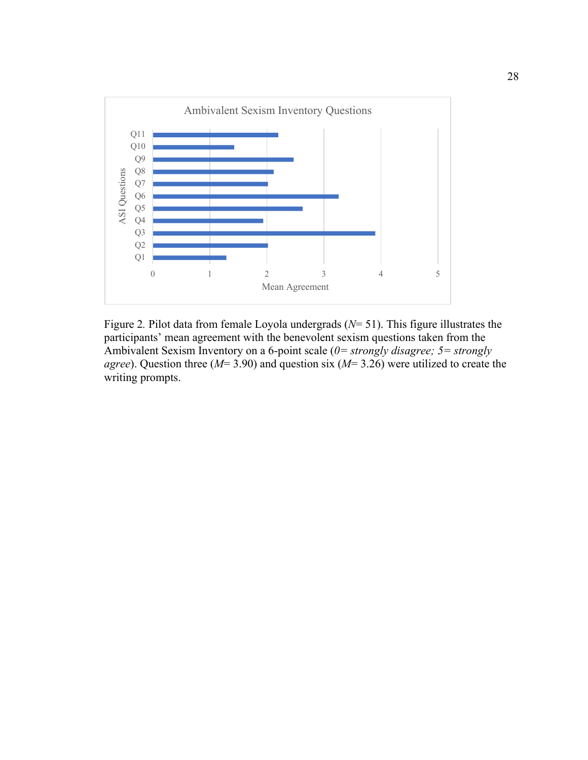Figure 2. Pilot data from female Loyola undergrads (*N*= 51). This figure illustrates the participants' mean agreement with the benevolent sexism questions taken from the Ambivalent Sexism Inventory on a 6-point scale (*0= strongly disagree; 5= strongly agree*). Question three (*M*= 3.90) and question six (*M*= 3.26) were utilized to create the writing prompts.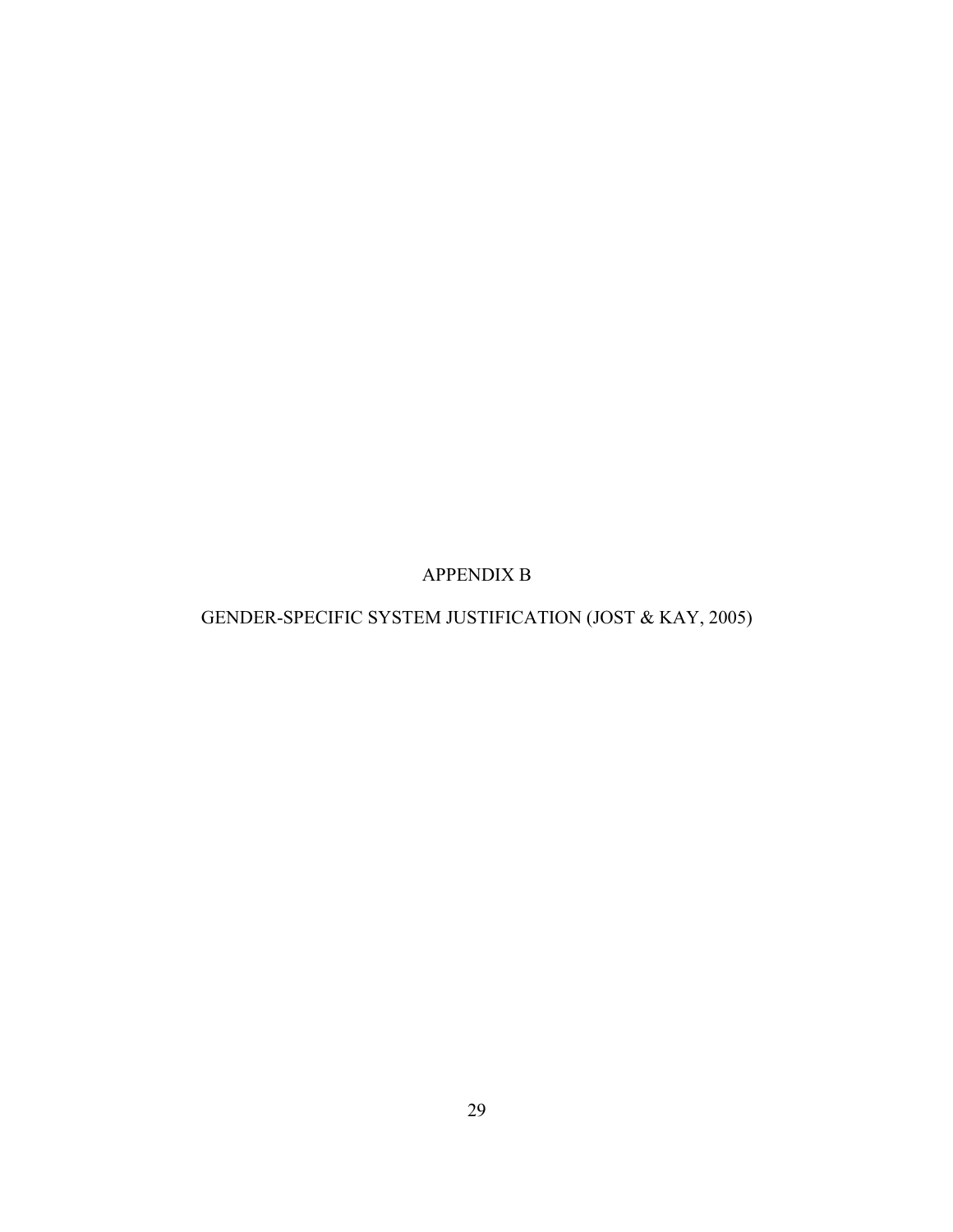# APPENDIX B

## GENDER-SPECIFIC SYSTEM JUSTIFICATION (JOST & KAY, 2005)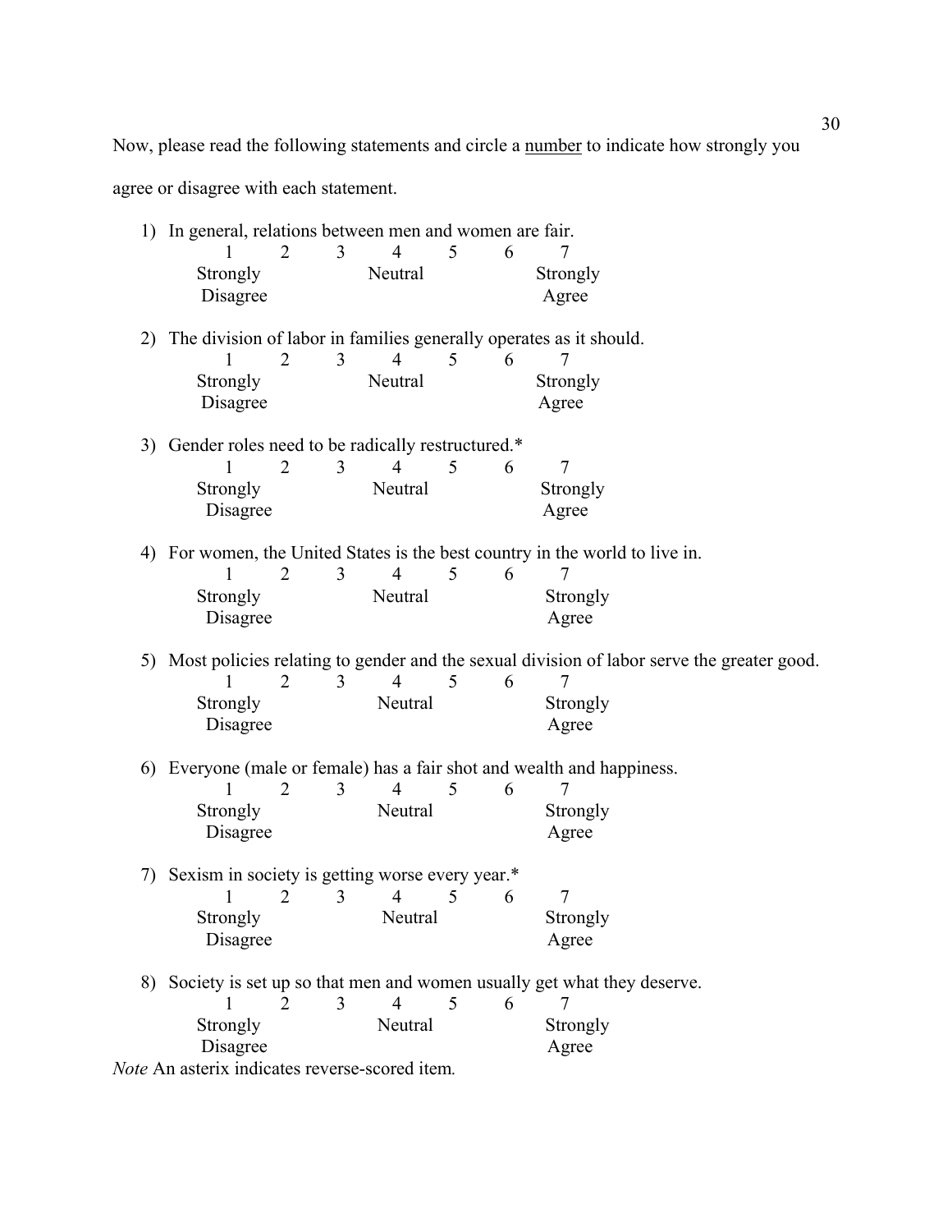Now, please read the following statements and circle a <u>number</u> to indicate how strongly you agree or disagree with each statement.

1) In general, relations between men and women are fair.

   1 2 3 4 5 6 7
   Strongly Disagree — Neutral — Strongly Agree

2) The division of labor in families generally operates as it should.

   1 2 3 4 5 6 7
   Strongly Disagree — Neutral — Strongly Agree

3) Gender roles need to be radically restructured.*

   1 2 3 4 5 6 7
   Strongly Disagree — Neutral — Strongly Agree

4) For women, the United States is the best country in the world to live in.

   1 2 3 4 5 6 7
   Strongly Disagree — Neutral — Strongly Agree

5) Most policies relating to gender and the sexual division of labor serve the greater good.

   1 2 3 4 5 6 7
   Strongly Disagree — Neutral — Strongly Agree

6) Everyone (male or female) has a fair shot and wealth and happiness.

   1 2 3 4 5 6 7
   Strongly Disagree — Neutral — Strongly Agree

7) Sexism in society is getting worse every year.*

   1 2 3 4 5 6 7
   Strongly Disagree — Neutral — Strongly Agree

8) Society is set up so that men and women usually get what they deserve.

   1 2 3 4 5 6 7
   Strongly Disagree — Neutral — Strongly Agree

*Note* An asterix indicates reverse-scored item.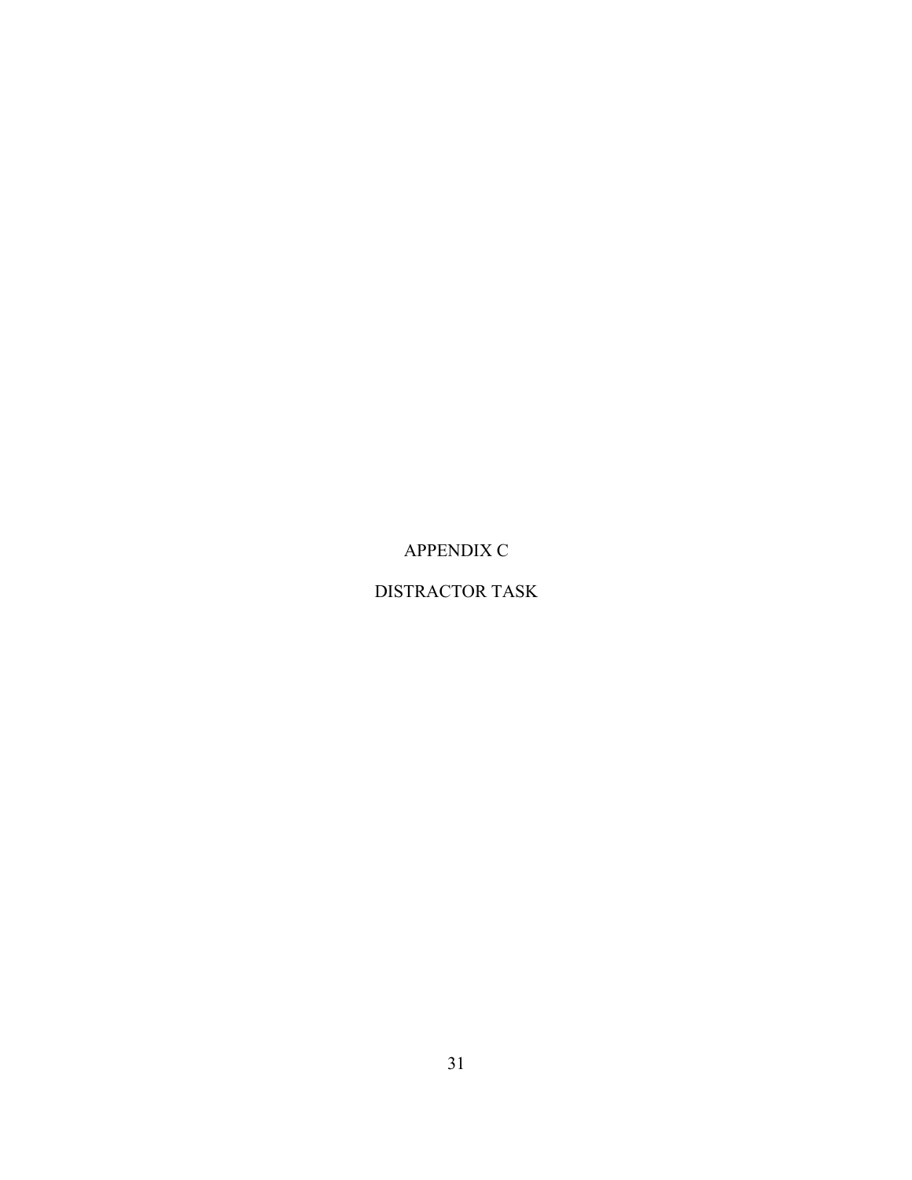# APPENDIX C

# DISTRACTOR TASK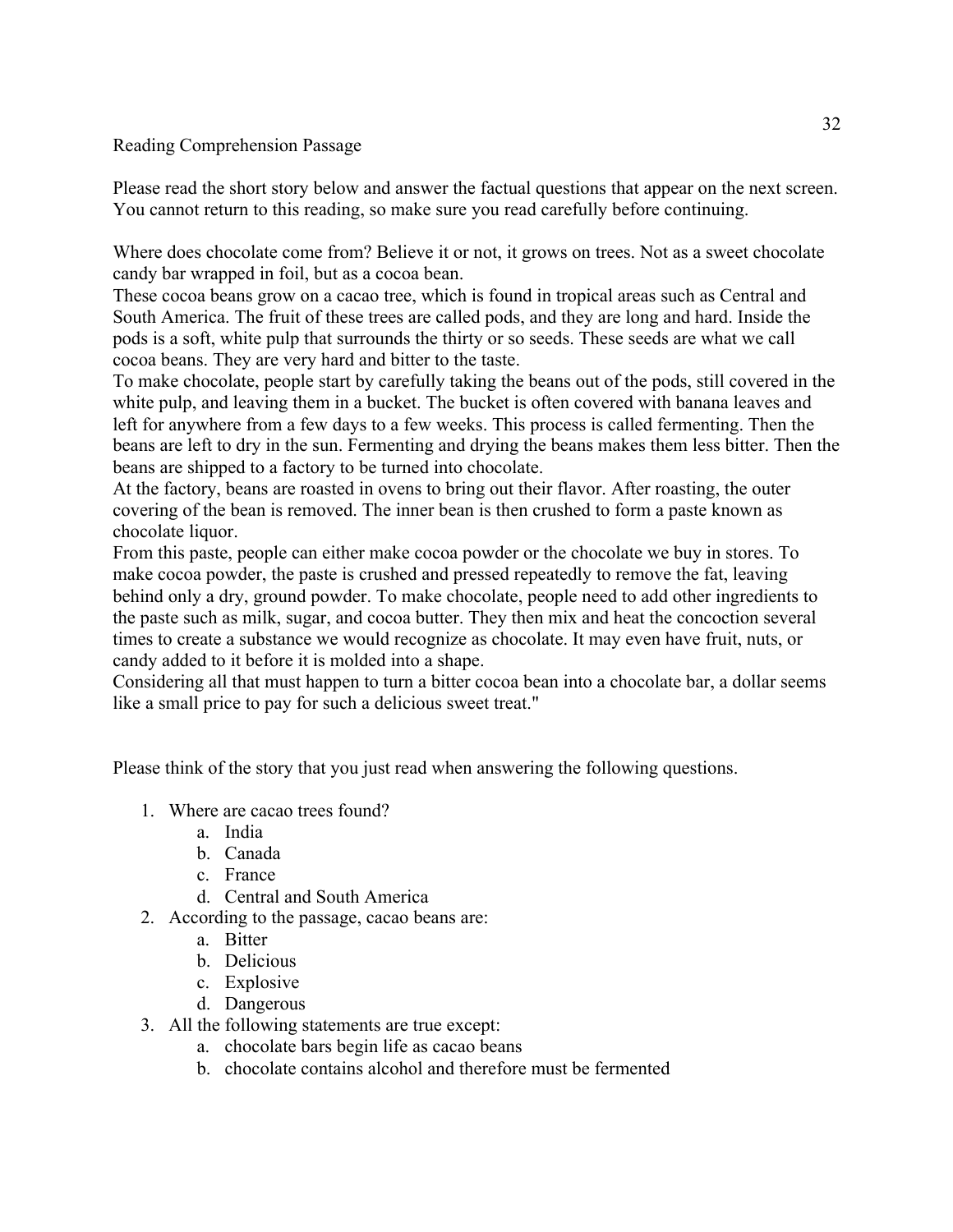Reading Comprehension Passage

Please read the short story below and answer the factual questions that appear on the next screen. You cannot return to this reading, so make sure you read carefully before continuing.

Where does chocolate come from? Believe it or not, it grows on trees. Not as a sweet chocolate candy bar wrapped in foil, but as a cocoa bean.

These cocoa beans grow on a cacao tree, which is found in tropical areas such as Central and South America. The fruit of these trees are called pods, and they are long and hard. Inside the pods is a soft, white pulp that surrounds the thirty or so seeds. These seeds are what we call cocoa beans. They are very hard and bitter to the taste.

To make chocolate, people start by carefully taking the beans out of the pods, still covered in the white pulp, and leaving them in a bucket. The bucket is often covered with banana leaves and left for anywhere from a few days to a few weeks. This process is called fermenting. Then the beans are left to dry in the sun. Fermenting and drying the beans makes them less bitter. Then the beans are shipped to a factory to be turned into chocolate.

At the factory, beans are roasted in ovens to bring out their flavor. After roasting, the outer covering of the bean is removed. The inner bean is then crushed to form a paste known as chocolate liquor.

From this paste, people can either make cocoa powder or the chocolate we buy in stores. To make cocoa powder, the paste is crushed and pressed repeatedly to remove the fat, leaving behind only a dry, ground powder. To make chocolate, people need to add other ingredients to the paste such as milk, sugar, and cocoa butter. They then mix and heat the concoction several times to create a substance we would recognize as chocolate. It may even have fruit, nuts, or candy added to it before it is molded into a shape.

Considering all that must happen to turn a bitter cocoa bean into a chocolate bar, a dollar seems like a small price to pay for such a delicious sweet treat."

Please think of the story that you just read when answering the following questions.

1. Where are cacao trees found?
   a. India
   b. Canada
   c. France
   d. Central and South America
2. According to the passage, cacao beans are:
   a. Bitter
   b. Delicious
   c. Explosive
   d. Dangerous
3. All the following statements are true except:
   a. chocolate bars begin life as cacao beans
   b. chocolate contains alcohol and therefore must be fermented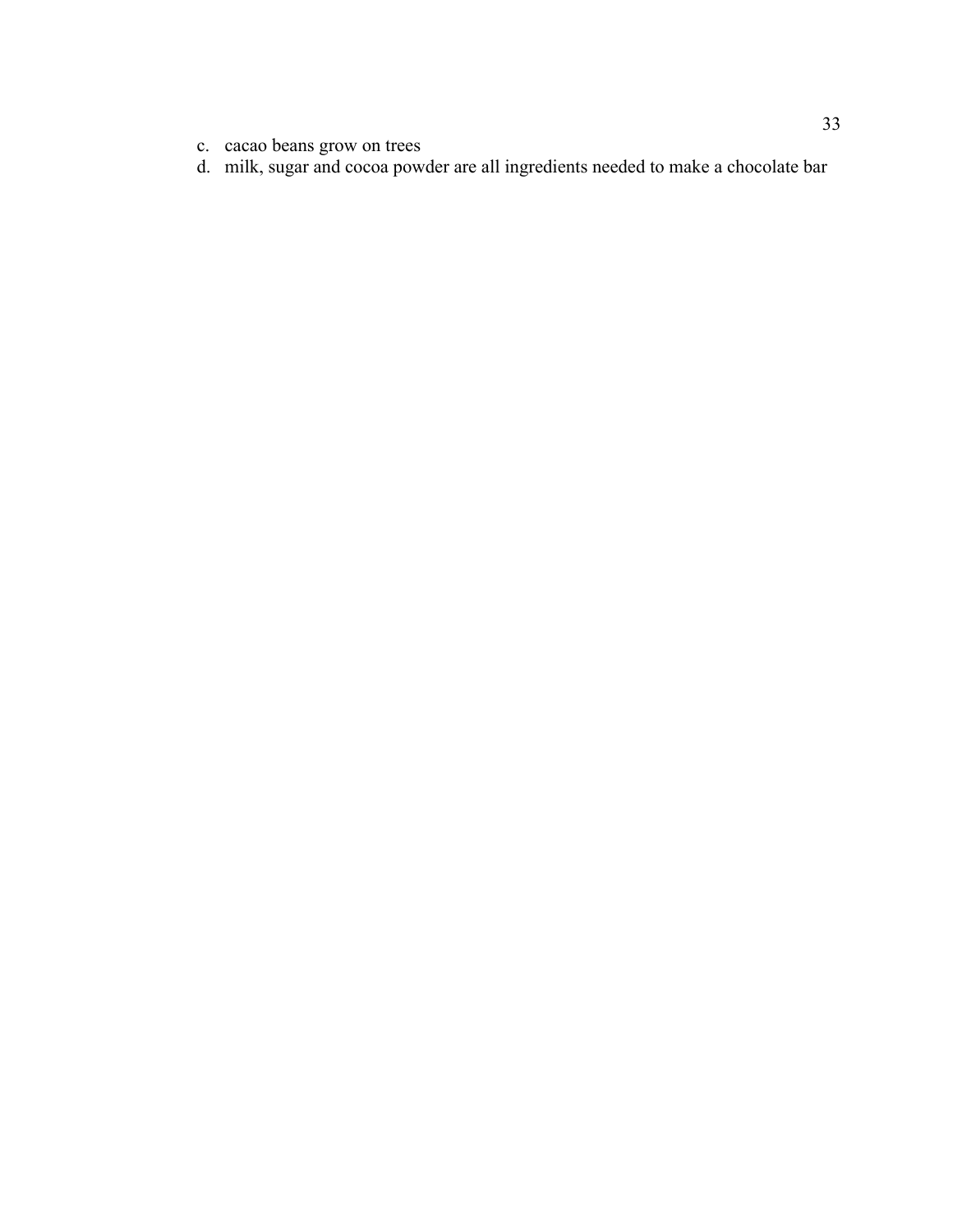c. cacao beans grow on trees
d. milk, sugar and cocoa powder are all ingredients needed to make a chocolate bar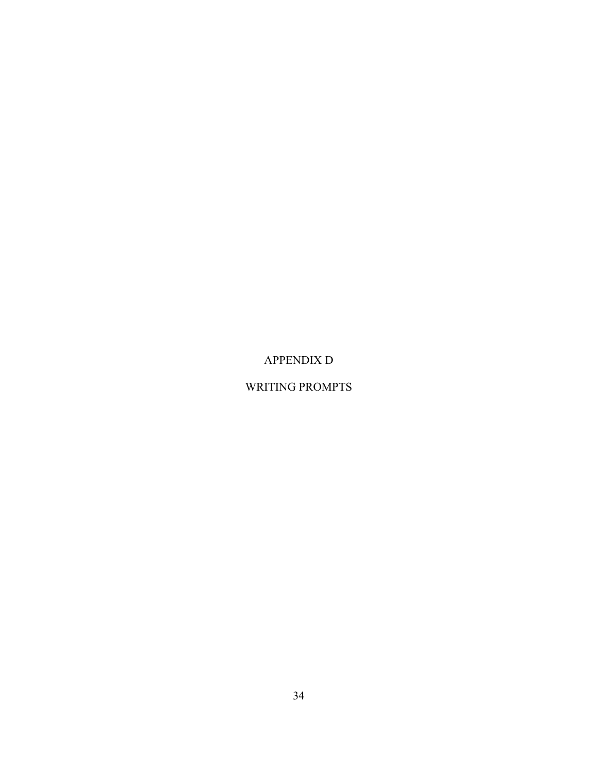# APPENDIX D

# WRITING PROMPTS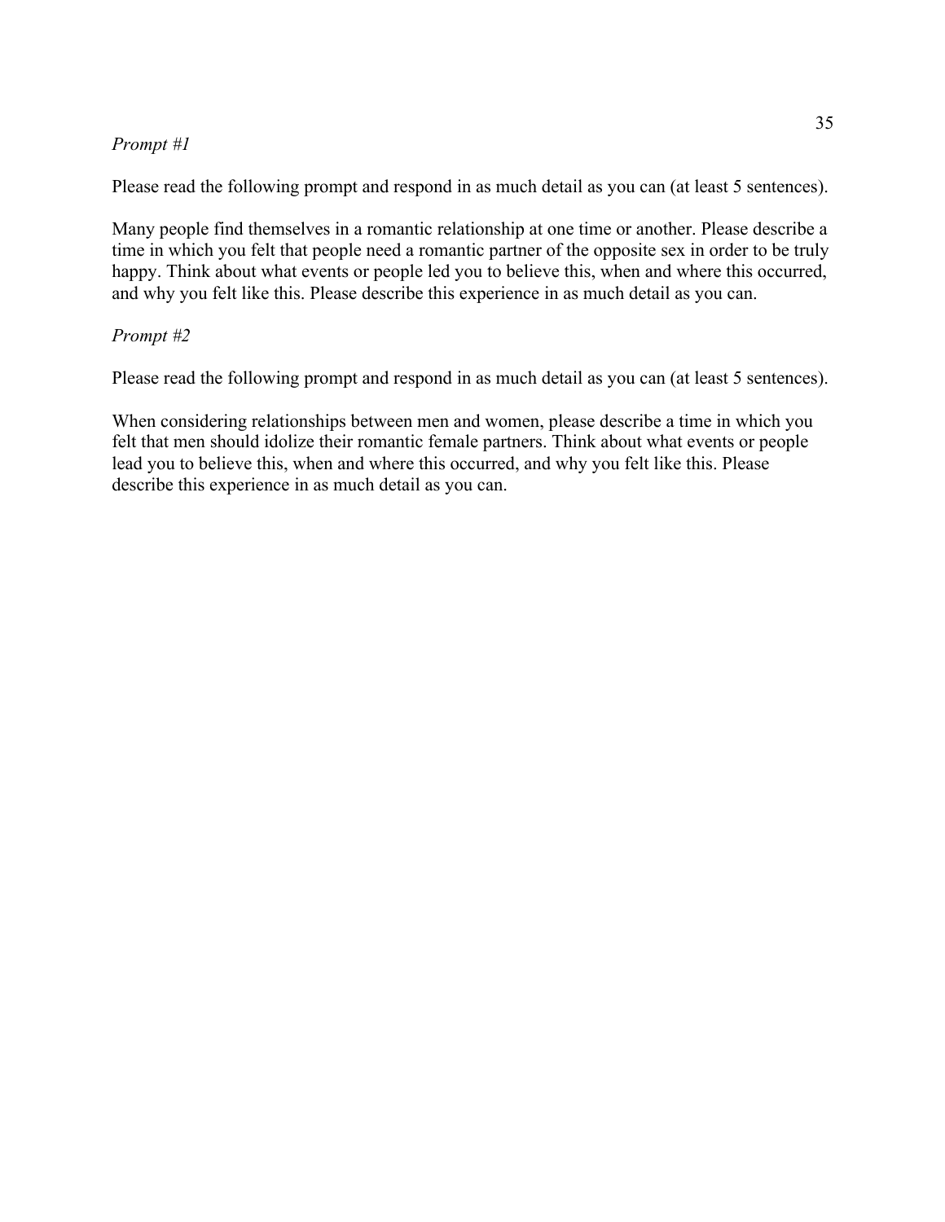*Prompt #1*

Please read the following prompt and respond in as much detail as you can (at least 5 sentences).

Many people find themselves in a romantic relationship at one time or another. Please describe a time in which you felt that people need a romantic partner of the opposite sex in order to be truly happy. Think about what events or people led you to believe this, when and where this occurred, and why you felt like this. Please describe this experience in as much detail as you can.

*Prompt #2*

Please read the following prompt and respond in as much detail as you can (at least 5 sentences).

When considering relationships between men and women, please describe a time in which you felt that men should idolize their romantic female partners. Think about what events or people lead you to believe this, when and where this occurred, and why you felt like this. Please describe this experience in as much detail as you can.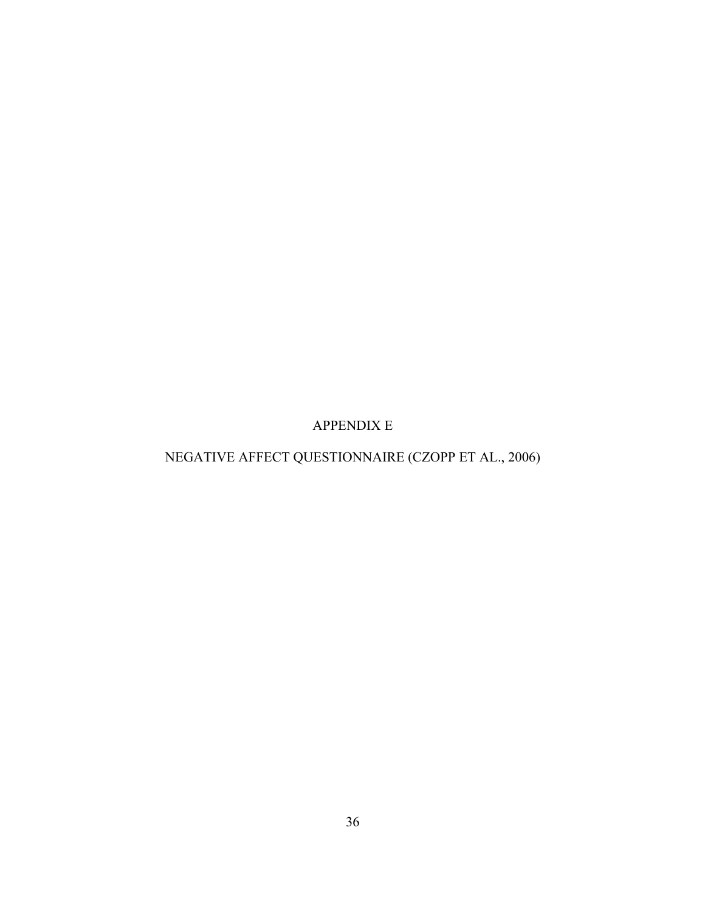# APPENDIX E

# NEGATIVE AFFECT QUESTIONNAIRE (CZOPP ET AL., 2006)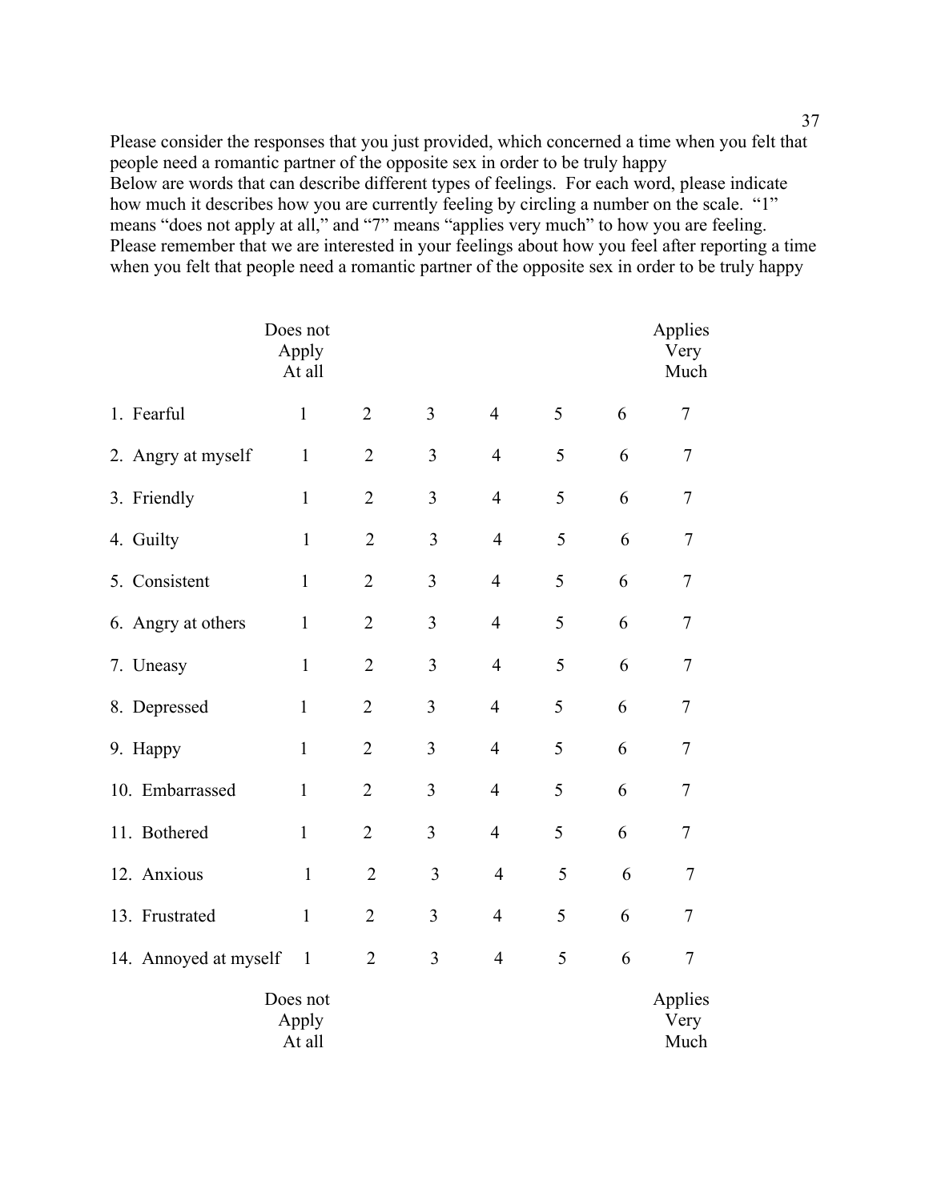Please consider the responses that you just provided, which concerned a time when you felt that people need a romantic partner of the opposite sex in order to be truly happy
Below are words that can describe different types of feelings. For each word, please indicate how much it describes how you are currently feeling by circling a number on the scale. "1" means "does not apply at all," and "7" means "applies very much" to how you are feeling. Please remember that we are interested in your feelings about how you feel after reporting a time when you felt that people need a romantic partner of the opposite sex in order to be truly happy

| | Does not Apply At all | | | | | | Applies Very Much |
|---|---|---|---|---|---|---|---|
| 1. Fearful | 1 | 2 | 3 | 4 | 5 | 6 | 7 |
| 2. Angry at myself | 1 | 2 | 3 | 4 | 5 | 6 | 7 |
| 3. Friendly | 1 | 2 | 3 | 4 | 5 | 6 | 7 |
| 4. Guilty | 1 | 2 | 3 | 4 | 5 | 6 | 7 |
| 5. Consistent | 1 | 2 | 3 | 4 | 5 | 6 | 7 |
| 6. Angry at others | 1 | 2 | 3 | 4 | 5 | 6 | 7 |
| 7. Uneasy | 1 | 2 | 3 | 4 | 5 | 6 | 7 |
| 8. Depressed | 1 | 2 | 3 | 4 | 5 | 6 | 7 |
| 9. Happy | 1 | 2 | 3 | 4 | 5 | 6 | 7 |
| 10. Embarrassed | 1 | 2 | 3 | 4 | 5 | 6 | 7 |
| 11. Bothered | 1 | 2 | 3 | 4 | 5 | 6 | 7 |
| 12. Anxious | 1 | 2 | 3 | 4 | 5 | 6 | 7 |
| 13. Frustrated | 1 | 2 | 3 | 4 | 5 | 6 | 7 |
| 14. Annoyed at myself | 1 | 2 | 3 | 4 | 5 | 6 | 7 |
| | Does not Apply At all | | | | | | Applies Very Much |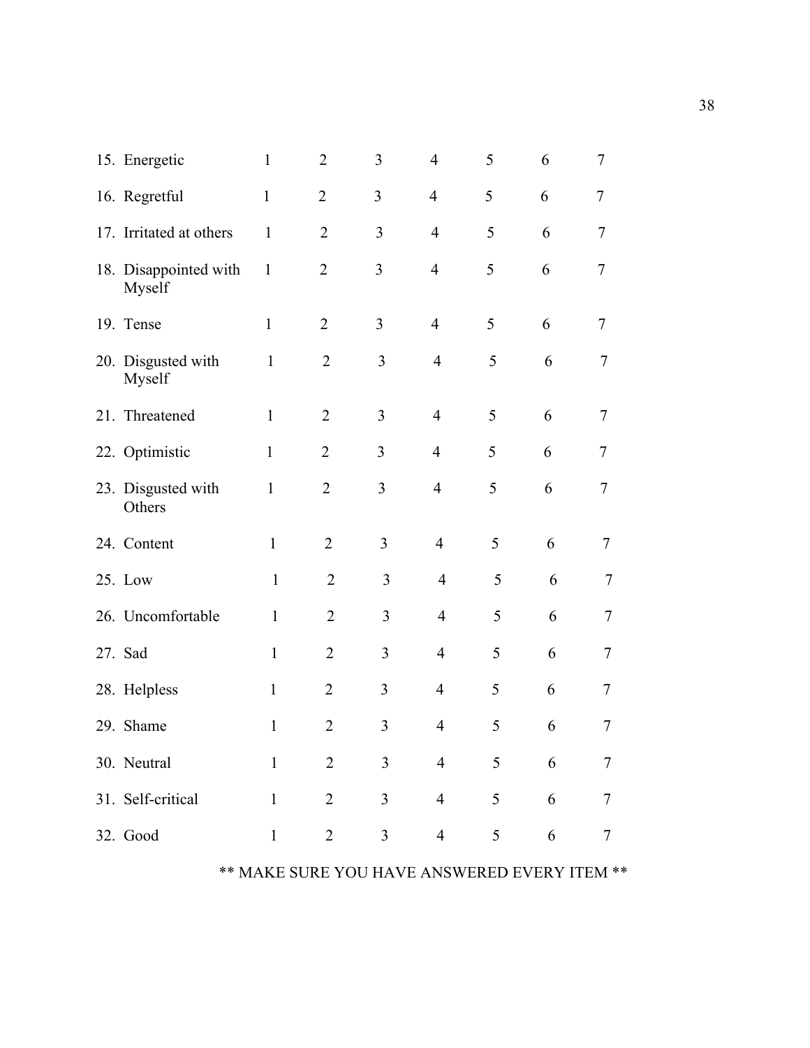| | | | | | | | |
|---|---|---|---|---|---|---|---|
| 15. Energetic | 1 | 2 | 3 | 4 | 5 | 6 | 7 |
| 16. Regretful | 1 | 2 | 3 | 4 | 5 | 6 | 7 |
| 17. Irritated at others | 1 | 2 | 3 | 4 | 5 | 6 | 7 |
| 18. Disappointed with Myself | 1 | 2 | 3 | 4 | 5 | 6 | 7 |
| 19. Tense | 1 | 2 | 3 | 4 | 5 | 6 | 7 |
| 20. Disgusted with Myself | 1 | 2 | 3 | 4 | 5 | 6 | 7 |
| 21. Threatened | 1 | 2 | 3 | 4 | 5 | 6 | 7 |
| 22. Optimistic | 1 | 2 | 3 | 4 | 5 | 6 | 7 |
| 23. Disgusted with Others | 1 | 2 | 3 | 4 | 5 | 6 | 7 |
| 24. Content | 1 | 2 | 3 | 4 | 5 | 6 | 7 |
| 25. Low | 1 | 2 | 3 | 4 | 5 | 6 | 7 |
| 26. Uncomfortable | 1 | 2 | 3 | 4 | 5 | 6 | 7 |
| 27. Sad | 1 | 2 | 3 | 4 | 5 | 6 | 7 |
| 28. Helpless | 1 | 2 | 3 | 4 | 5 | 6 | 7 |
| 29. Shame | 1 | 2 | 3 | 4 | 5 | 6 | 7 |
| 30. Neutral | 1 | 2 | 3 | 4 | 5 | 6 | 7 |
| 31. Self-critical | 1 | 2 | 3 | 4 | 5 | 6 | 7 |
| 32. Good | 1 | 2 | 3 | 4 | 5 | 6 | 7 |

** MAKE SURE YOU HAVE ANSWERED EVERY ITEM **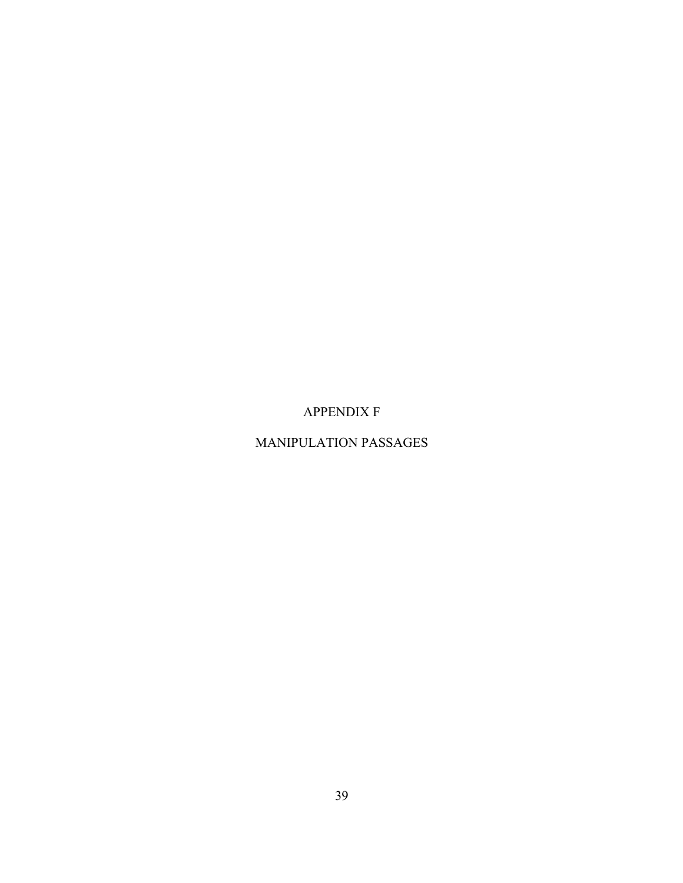# APPENDIX F

# MANIPULATION PASSAGES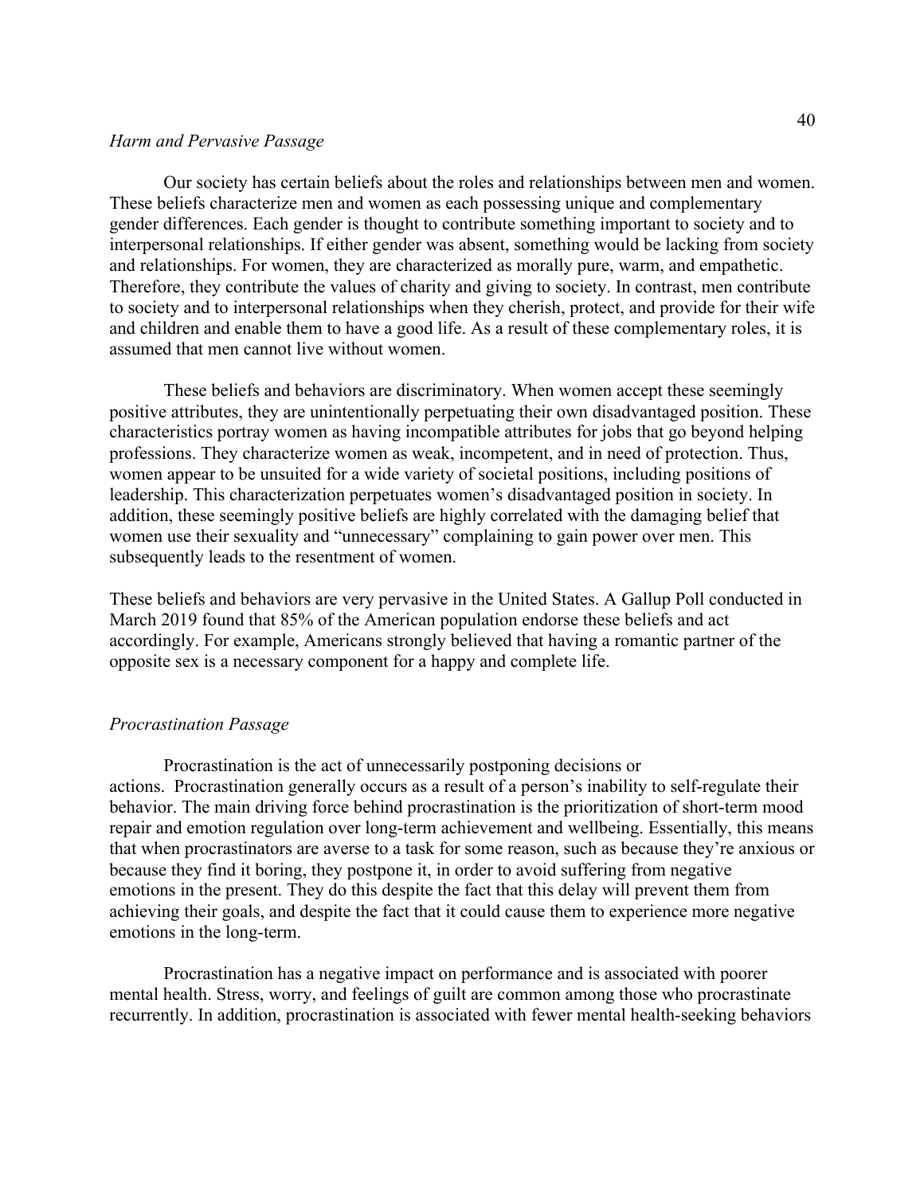*Harm and Pervasive Passage*

Our society has certain beliefs about the roles and relationships between men and women. These beliefs characterize men and women as each possessing unique and complementary gender differences. Each gender is thought to contribute something important to society and to interpersonal relationships. If either gender was absent, something would be lacking from society and relationships. For women, they are characterized as morally pure, warm, and empathetic. Therefore, they contribute the values of charity and giving to society. In contrast, men contribute to society and to interpersonal relationships when they cherish, protect, and provide for their wife and children and enable them to have a good life. As a result of these complementary roles, it is assumed that men cannot live without women.

These beliefs and behaviors are discriminatory. When women accept these seemingly positive attributes, they are unintentionally perpetuating their own disadvantaged position. These characteristics portray women as having incompatible attributes for jobs that go beyond helping professions. They characterize women as weak, incompetent, and in need of protection. Thus, women appear to be unsuited for a wide variety of societal positions, including positions of leadership. This characterization perpetuates women's disadvantaged position in society. In addition, these seemingly positive beliefs are highly correlated with the damaging belief that women use their sexuality and "unnecessary" complaining to gain power over men. This subsequently leads to the resentment of women.

These beliefs and behaviors are very pervasive in the United States. A Gallup Poll conducted in March 2019 found that 85% of the American population endorse these beliefs and act accordingly. For example, Americans strongly believed that having a romantic partner of the opposite sex is a necessary component for a happy and complete life.

*Procrastination Passage*

Procrastination is the act of unnecessarily postponing decisions or actions. Procrastination generally occurs as a result of a person's inability to self-regulate their behavior. The main driving force behind procrastination is the prioritization of short-term mood repair and emotion regulation over long-term achievement and wellbeing. Essentially, this means that when procrastinators are averse to a task for some reason, such as because they're anxious or because they find it boring, they postpone it, in order to avoid suffering from negative emotions in the present. They do this despite the fact that this delay will prevent them from achieving their goals, and despite the fact that it could cause them to experience more negative emotions in the long-term.

Procrastination has a negative impact on performance and is associated with poorer mental health. Stress, worry, and feelings of guilt are common among those who procrastinate recurrently. In addition, procrastination is associated with fewer mental health-seeking behaviors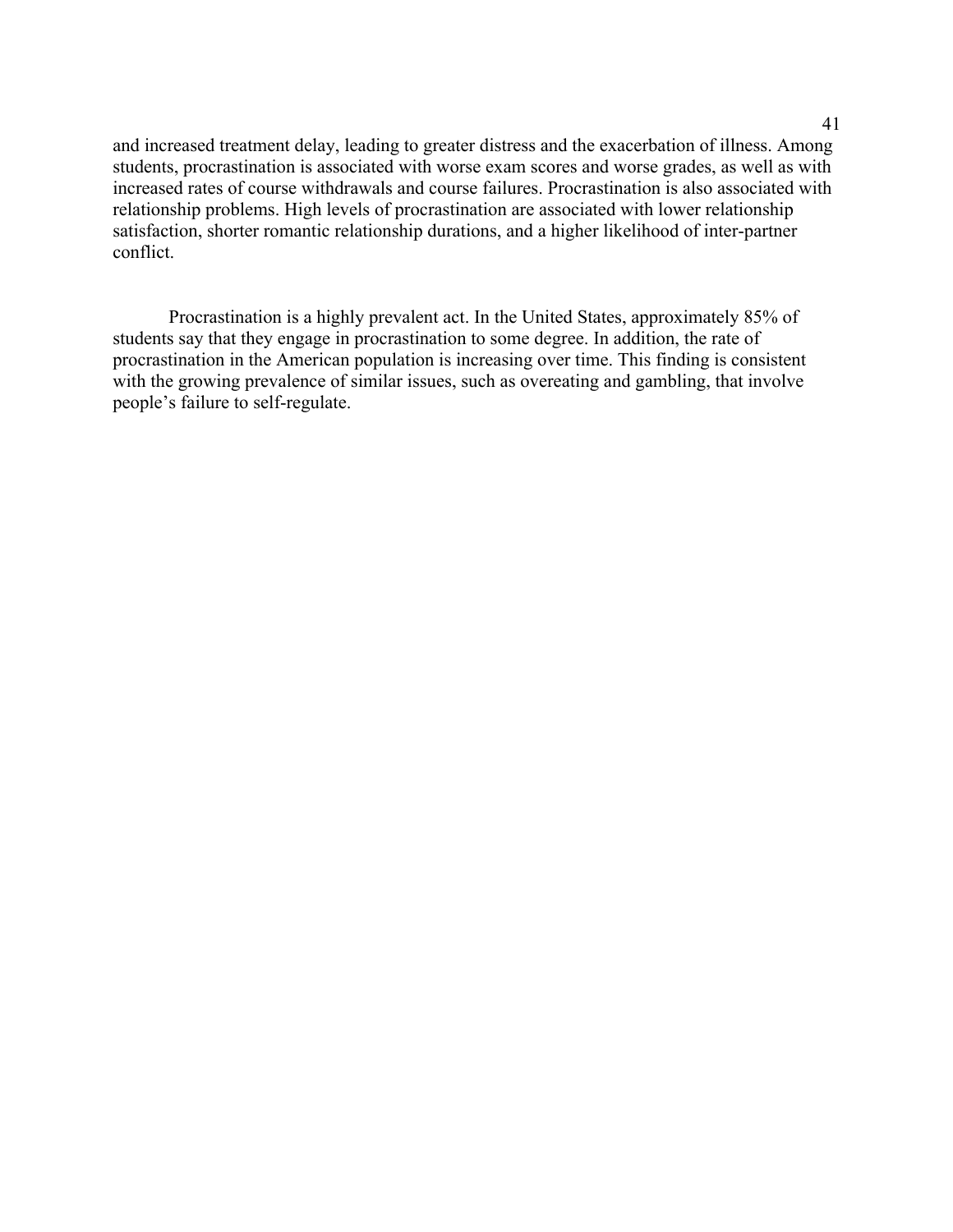and increased treatment delay, leading to greater distress and the exacerbation of illness. Among students, procrastination is associated with worse exam scores and worse grades, as well as with increased rates of course withdrawals and course failures. Procrastination is also associated with relationship problems. High levels of procrastination are associated with lower relationship satisfaction, shorter romantic relationship durations, and a higher likelihood of inter-partner conflict.

Procrastination is a highly prevalent act. In the United States, approximately 85% of students say that they engage in procrastination to some degree. In addition, the rate of procrastination in the American population is increasing over time. This finding is consistent with the growing prevalence of similar issues, such as overeating and gambling, that involve people's failure to self-regulate.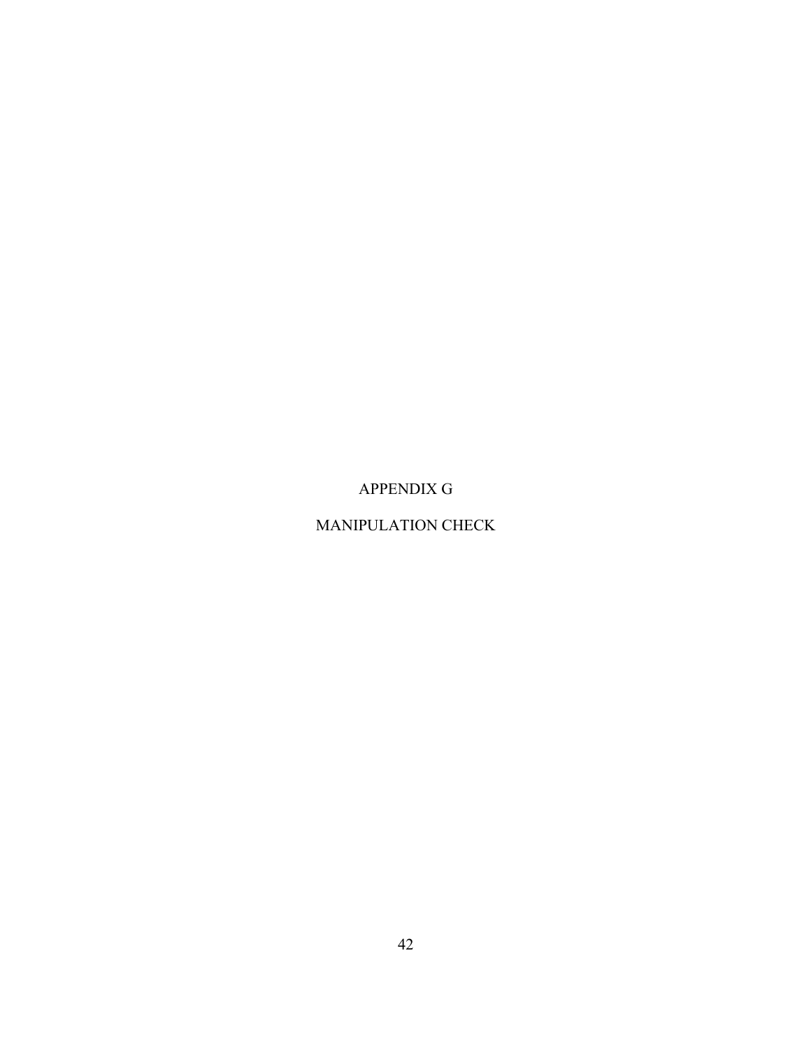# APPENDIX G

# MANIPULATION CHECK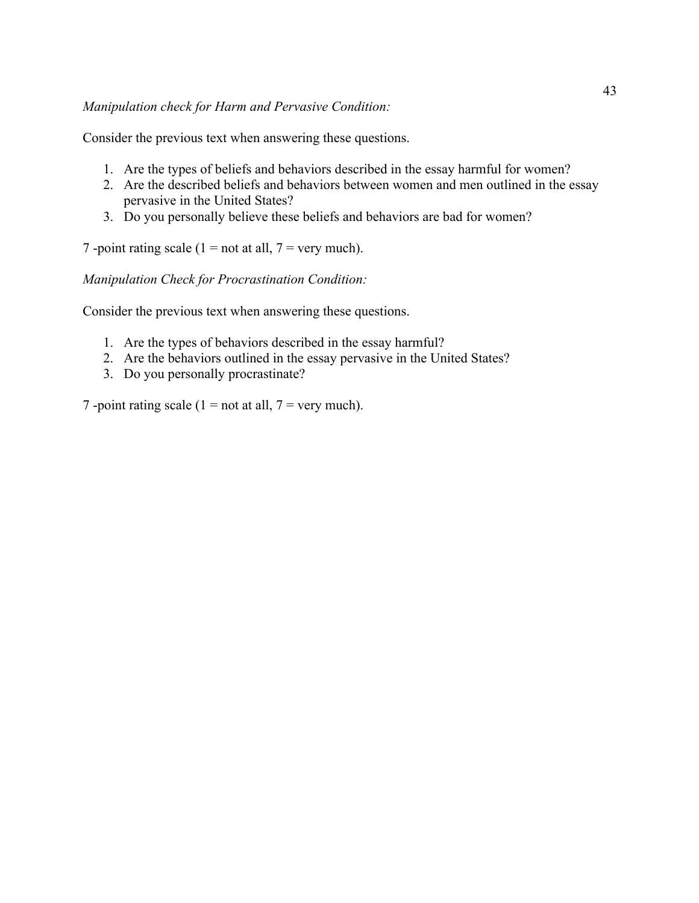*Manipulation check for Harm and Pervasive Condition:*

Consider the previous text when answering these questions.

1. Are the types of beliefs and behaviors described in the essay harmful for women?
2. Are the described beliefs and behaviors between women and men outlined in the essay pervasive in the United States?
3. Do you personally believe these beliefs and behaviors are bad for women?

7 -point rating scale (1 = not at all, 7 = very much).

*Manipulation Check for Procrastination Condition:*

Consider the previous text when answering these questions.

1. Are the types of behaviors described in the essay harmful?
2. Are the behaviors outlined in the essay pervasive in the United States?
3. Do you personally procrastinate?

7 -point rating scale (1 = not at all, 7 = very much).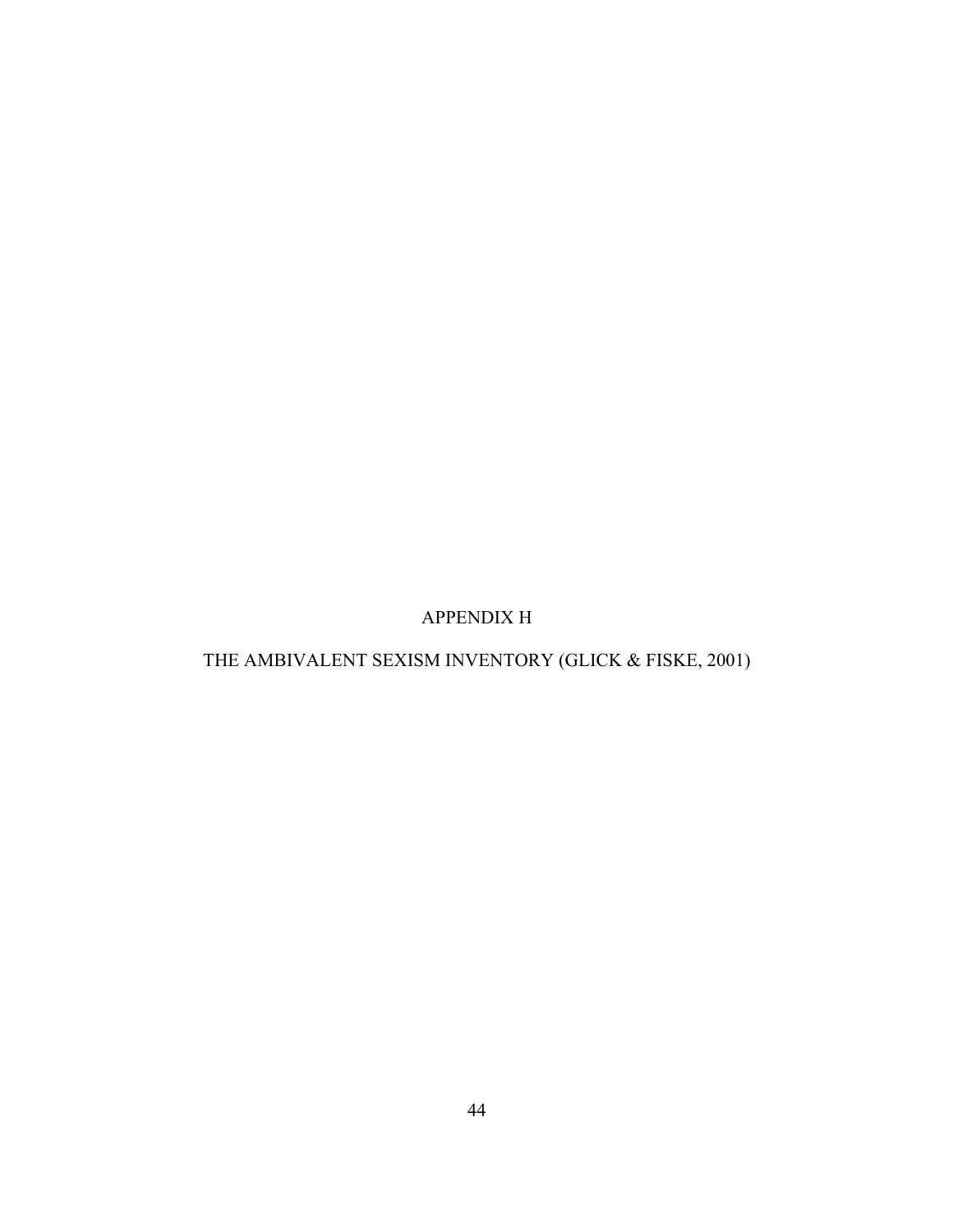# APPENDIX H

# THE AMBIVALENT SEXISM INVENTORY (GLICK & FISKE, 2001)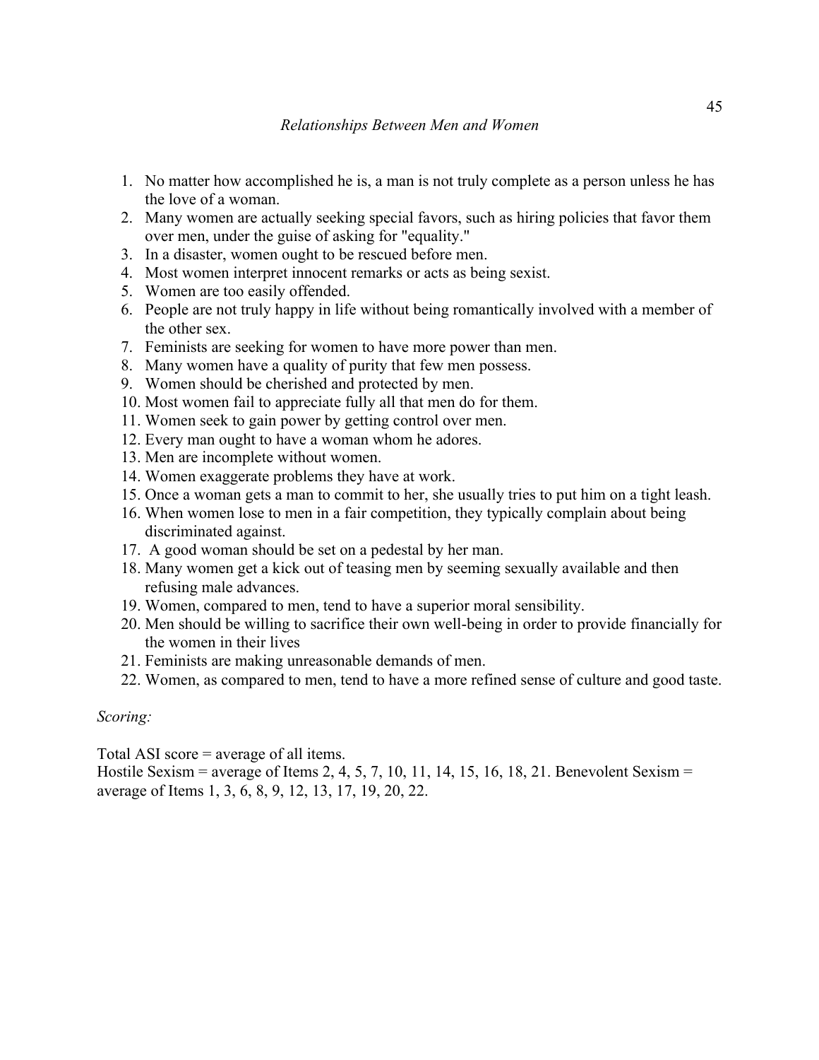*Relationships Between Men and Women*

1. No matter how accomplished he is, a man is not truly complete as a person unless he has the love of a woman.
2. Many women are actually seeking special favors, such as hiring policies that favor them over men, under the guise of asking for "equality."
3. In a disaster, women ought to be rescued before men.
4. Most women interpret innocent remarks or acts as being sexist.
5. Women are too easily offended.
6. People are not truly happy in life without being romantically involved with a member of the other sex.
7. Feminists are seeking for women to have more power than men.
8. Many women have a quality of purity that few men possess.
9. Women should be cherished and protected by men.
10. Most women fail to appreciate fully all that men do for them.
11. Women seek to gain power by getting control over men.
12. Every man ought to have a woman whom he adores.
13. Men are incomplete without women.
14. Women exaggerate problems they have at work.
15. Once a woman gets a man to commit to her, she usually tries to put him on a tight leash.
16. When women lose to men in a fair competition, they typically complain about being discriminated against.
17. A good woman should be set on a pedestal by her man.
18. Many women get a kick out of teasing men by seeming sexually available and then refusing male advances.
19. Women, compared to men, tend to have a superior moral sensibility.
20. Men should be willing to sacrifice their own well-being in order to provide financially for the women in their lives
21. Feminists are making unreasonable demands of men.
22. Women, as compared to men, tend to have a more refined sense of culture and good taste.

*Scoring:*

Total ASI score = average of all items.
Hostile Sexism = average of Items 2, 4, 5, 7, 10, 11, 14, 15, 16, 18, 21. Benevolent Sexism = average of Items 1, 3, 6, 8, 9, 12, 13, 17, 19, 20, 22.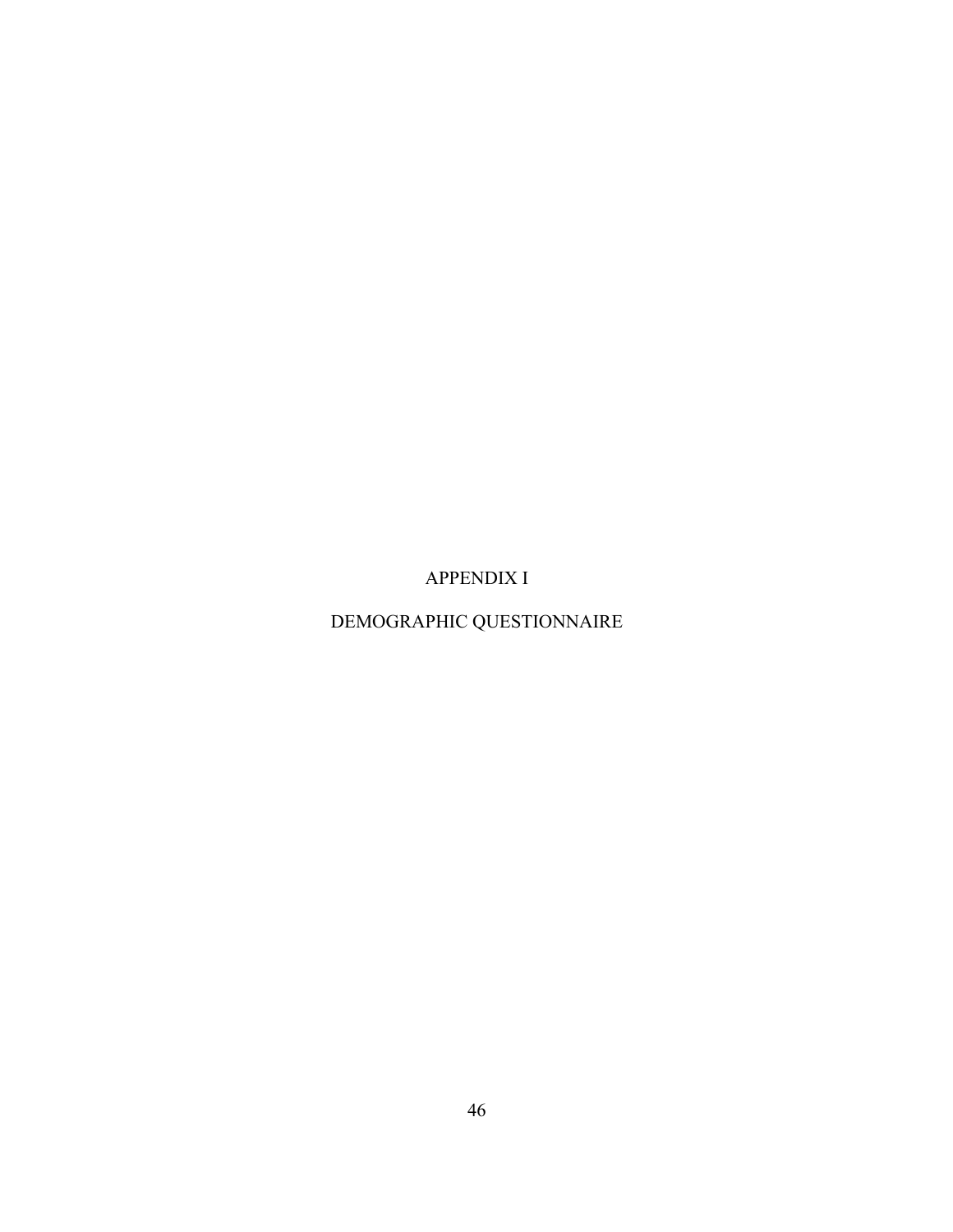# APPENDIX I

# DEMOGRAPHIC QUESTIONNAIRE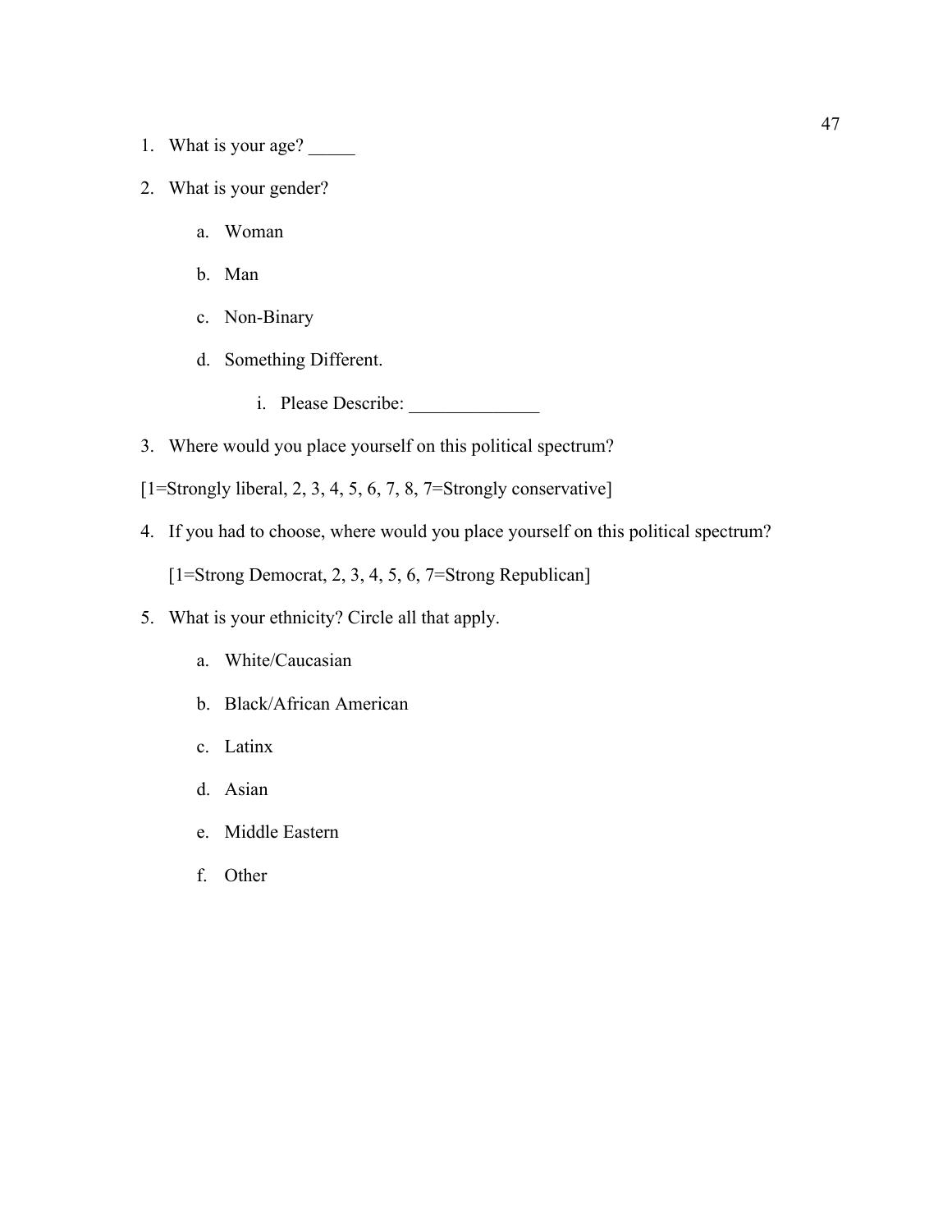1. What is your age? _____
2. What is your gender?
    a. Woman
    b. Man
    c. Non-Binary
    d. Something Different.
        i. Please Describe: ______________
3. Where would you place yourself on this political spectrum?

[1=Strongly liberal, 2, 3, 4, 5, 6, 7, 8, 7=Strongly conservative]

4. If you had to choose, where would you place yourself on this political spectrum?

    [1=Strong Democrat, 2, 3, 4, 5, 6, 7=Strong Republican]

5. What is your ethnicity? Circle all that apply.
    a. White/Caucasian
    b. Black/African American
    c. Latinx
    d. Asian
    e. Middle Eastern
    f. Other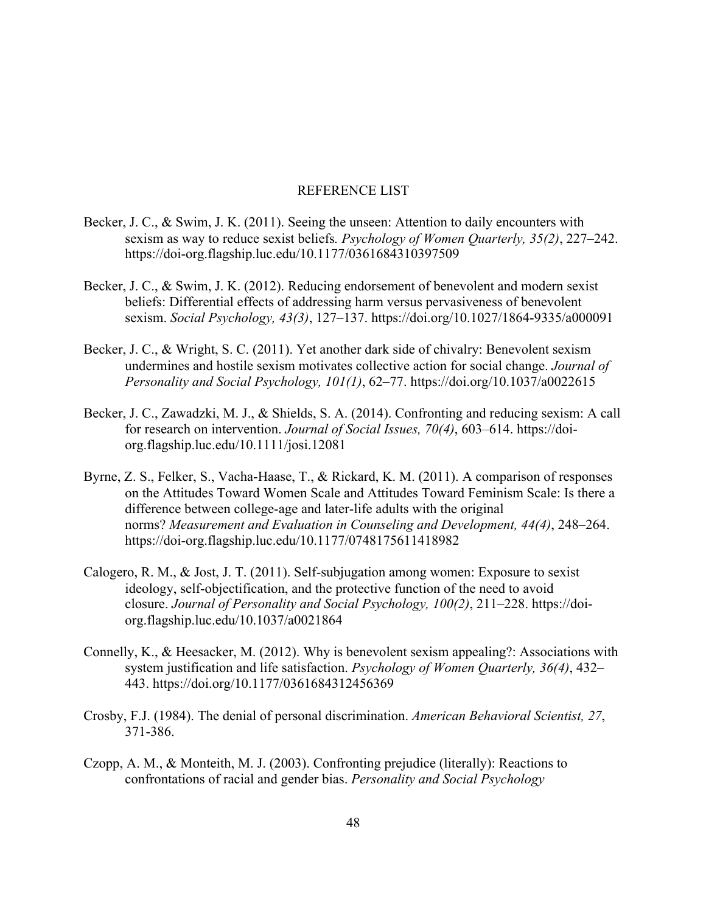# REFERENCE LIST

Becker, J. C., & Swim, J. K. (2011). Seeing the unseen: Attention to daily encounters with sexism as way to reduce sexist beliefs. *Psychology of Women Quarterly, 35(2)*, 227–242. https://doi-org.flagship.luc.edu/10.1177/0361684310397509

Becker, J. C., & Swim, J. K. (2012). Reducing endorsement of benevolent and modern sexist beliefs: Differential effects of addressing harm versus pervasiveness of benevolent sexism. *Social Psychology, 43(3)*, 127–137. https://doi.org/10.1027/1864-9335/a000091

Becker, J. C., & Wright, S. C. (2011). Yet another dark side of chivalry: Benevolent sexism undermines and hostile sexism motivates collective action for social change. *Journal of Personality and Social Psychology, 101(1)*, 62–77. https://doi.org/10.1037/a0022615

Becker, J. C., Zawadzki, M. J., & Shields, S. A. (2014). Confronting and reducing sexism: A call for research on intervention. *Journal of Social Issues, 70(4)*, 603–614. https://doi-org.flagship.luc.edu/10.1111/josi.12081

Byrne, Z. S., Felker, S., Vacha-Haase, T., & Rickard, K. M. (2011). A comparison of responses on the Attitudes Toward Women Scale and Attitudes Toward Feminism Scale: Is there a difference between college-age and later-life adults with the original norms? *Measurement and Evaluation in Counseling and Development, 44(4)*, 248–264. https://doi-org.flagship.luc.edu/10.1177/0748175611418982

Calogero, R. M., & Jost, J. T. (2011). Self-subjugation among women: Exposure to sexist ideology, self-objectification, and the protective function of the need to avoid closure. *Journal of Personality and Social Psychology, 100(2)*, 211–228. https://doi-org.flagship.luc.edu/10.1037/a0021864

Connelly, K., & Heesacker, M. (2012). Why is benevolent sexism appealing?: Associations with system justification and life satisfaction. *Psychology of Women Quarterly, 36(4)*, 432–443. https://doi.org/10.1177/0361684312456369

Crosby, F.J. (1984). The denial of personal discrimination. *American Behavioral Scientist, 27*, 371-386.

Czopp, A. M., & Monteith, M. J. (2003). Confronting prejudice (literally): Reactions to confrontations of racial and gender bias. *Personality and Social Psychology*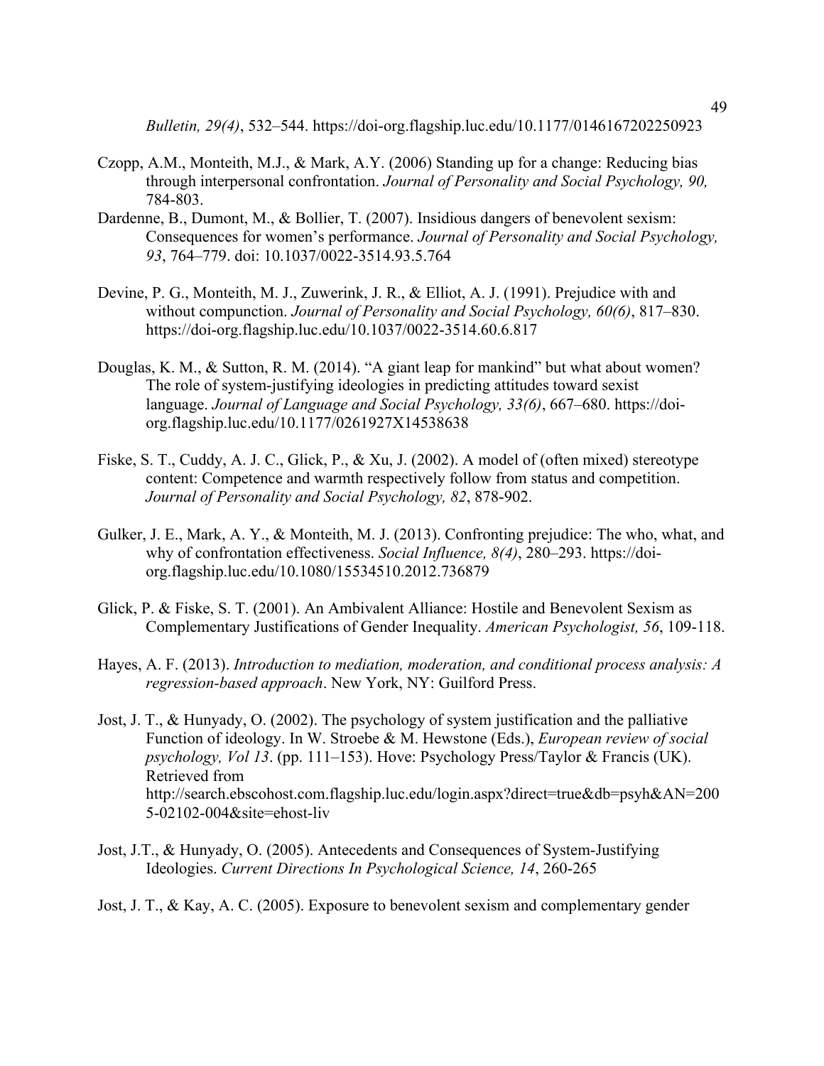*Bulletin, 29(4)*, 532–544. https://doi-org.flagship.luc.edu/10.1177/0146167202250923

Czopp, A.M., Monteith, M.J., & Mark, A.Y. (2006) Standing up for a change: Reducing bias through interpersonal confrontation. *Journal of Personality and Social Psychology, 90,* 784-803.

Dardenne, B., Dumont, M., & Bollier, T. (2007). Insidious dangers of benevolent sexism: Consequences for women's performance. *Journal of Personality and Social Psychology, 93*, 764–779. doi: 10.1037/0022-3514.93.5.764

Devine, P. G., Monteith, M. J., Zuwerink, J. R., & Elliot, A. J. (1991). Prejudice with and without compunction. *Journal of Personality and Social Psychology, 60(6)*, 817–830. https://doi-org.flagship.luc.edu/10.1037/0022-3514.60.6.817

Douglas, K. M., & Sutton, R. M. (2014). "A giant leap for mankind" but what about women? The role of system-justifying ideologies in predicting attitudes toward sexist language. *Journal of Language and Social Psychology, 33(6)*, 667–680. https://doi-org.flagship.luc.edu/10.1177/0261927X14538638

Fiske, S. T., Cuddy, A. J. C., Glick, P., & Xu, J. (2002). A model of (often mixed) stereotype content: Competence and warmth respectively follow from status and competition. *Journal of Personality and Social Psychology, 82*, 878-902.

Gulker, J. E., Mark, A. Y., & Monteith, M. J. (2013). Confronting prejudice: The who, what, and why of confrontation effectiveness. *Social Influence, 8(4)*, 280–293. https://doi-org.flagship.luc.edu/10.1080/15534510.2012.736879

Glick, P. & Fiske, S. T. (2001). An Ambivalent Alliance: Hostile and Benevolent Sexism as Complementary Justifications of Gender Inequality. *American Psychologist, 56*, 109-118.

Hayes, A. F. (2013). *Introduction to mediation, moderation, and conditional process analysis: A regression-based approach*. New York, NY: Guilford Press.

Jost, J. T., & Hunyady, O. (2002). The psychology of system justification and the palliative Function of ideology. In W. Stroebe & M. Hewstone (Eds.), *European review of social psychology, Vol 13*. (pp. 111–153). Hove: Psychology Press/Taylor & Francis (UK). Retrieved from http://search.ebscohost.com.flagship.luc.edu/login.aspx?direct=true&db=psyh&AN=2005-02102-004&site=ehost-liv

Jost, J.T., & Hunyady, O. (2005). Antecedents and Consequences of System-Justifying Ideologies. *Current Directions In Psychological Science, 14*, 260-265

Jost, J. T., & Kay, A. C. (2005). Exposure to benevolent sexism and complementary gender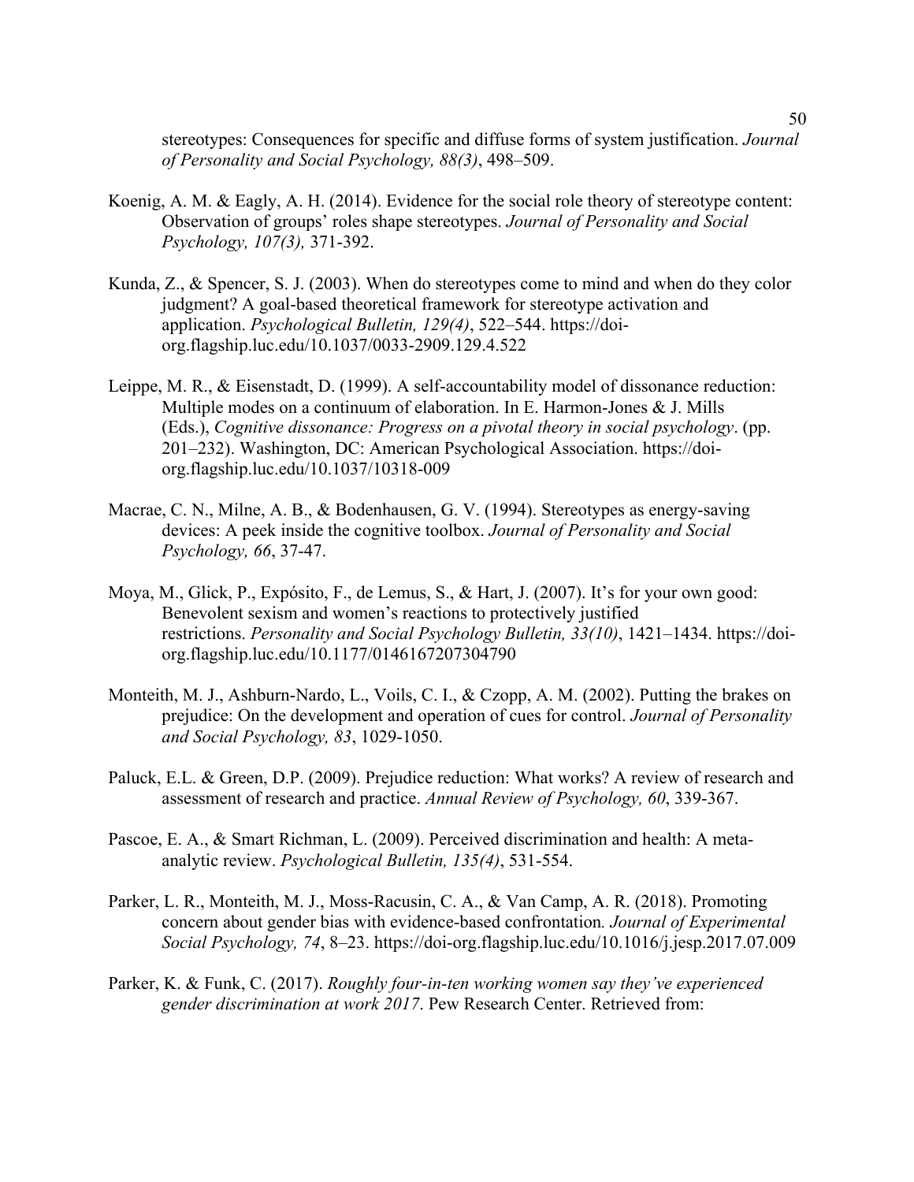stereotypes: Consequences for specific and diffuse forms of system justification. *Journal of Personality and Social Psychology, 88(3)*, 498–509.

Koenig, A. M. & Eagly, A. H. (2014). Evidence for the social role theory of stereotype content: Observation of groups' roles shape stereotypes. *Journal of Personality and Social Psychology, 107(3),* 371-392.

Kunda, Z., & Spencer, S. J. (2003). When do stereotypes come to mind and when do they color judgment? A goal-based theoretical framework for stereotype activation and application. *Psychological Bulletin, 129(4)*, 522–544. https://doi-org.flagship.luc.edu/10.1037/0033-2909.129.4.522

Leippe, M. R., & Eisenstadt, D. (1999). A self-accountability model of dissonance reduction: Multiple modes on a continuum of elaboration. In E. Harmon-Jones & J. Mills (Eds.), *Cognitive dissonance: Progress on a pivotal theory in social psychology*. (pp. 201–232). Washington, DC: American Psychological Association. https://doi-org.flagship.luc.edu/10.1037/10318-009

Macrae, C. N., Milne, A. B., & Bodenhausen, G. V. (1994). Stereotypes as energy-saving devices: A peek inside the cognitive toolbox. *Journal of Personality and Social Psychology, 66*, 37-47.

Moya, M., Glick, P., Expósito, F., de Lemus, S., & Hart, J. (2007). It's for your own good: Benevolent sexism and women's reactions to protectively justified restrictions. *Personality and Social Psychology Bulletin, 33(10)*, 1421–1434. https://doi-org.flagship.luc.edu/10.1177/0146167207304790

Monteith, M. J., Ashburn-Nardo, L., Voils, C. I., & Czopp, A. M. (2002). Putting the brakes on prejudice: On the development and operation of cues for control. *Journal of Personality and Social Psychology, 83*, 1029-1050.

Paluck, E.L. & Green, D.P. (2009). Prejudice reduction: What works? A review of research and assessment of research and practice. *Annual Review of Psychology, 60*, 339-367.

Pascoe, E. A., & Smart Richman, L. (2009). Perceived discrimination and health: A meta-analytic review. *Psychological Bulletin, 135(4)*, 531-554.

Parker, L. R., Monteith, M. J., Moss-Racusin, C. A., & Van Camp, A. R. (2018). Promoting concern about gender bias with evidence-based confrontation*. Journal of Experimental Social Psychology, 74*, 8–23. https://doi-org.flagship.luc.edu/10.1016/j.jesp.2017.07.009

Parker, K. & Funk, C. (2017). *Roughly four-in-ten working women say they've experienced gender discrimination at work 2017*. Pew Research Center. Retrieved from: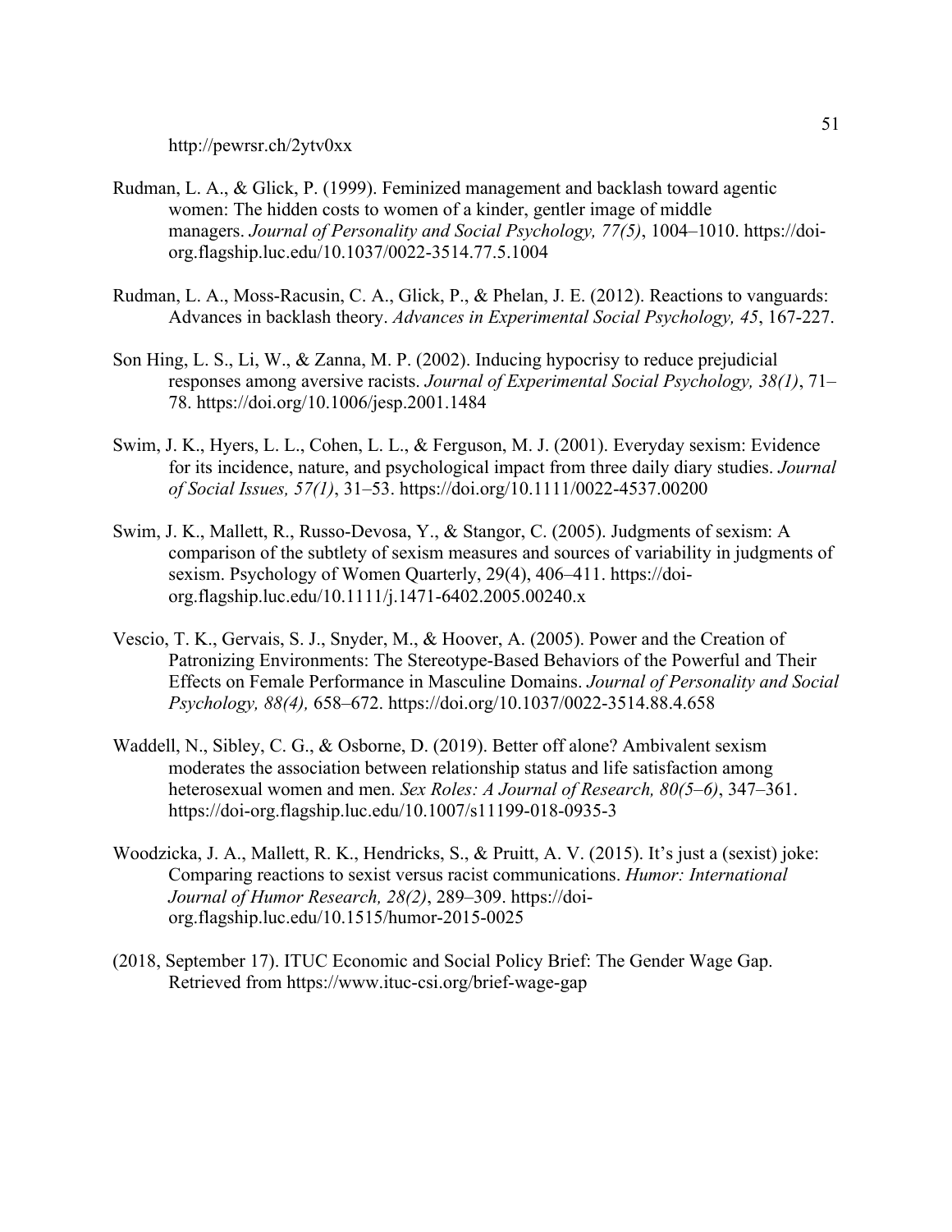http://pewrsr.ch/2ytv0xx

Rudman, L. A., & Glick, P. (1999). Feminized management and backlash toward agentic women: The hidden costs to women of a kinder, gentler image of middle managers. *Journal of Personality and Social Psychology, 77(5)*, 1004–1010. https://doi-org.flagship.luc.edu/10.1037/0022-3514.77.5.1004

Rudman, L. A., Moss-Racusin, C. A., Glick, P., & Phelan, J. E. (2012). Reactions to vanguards: Advances in backlash theory. *Advances in Experimental Social Psychology, 45*, 167-227.

Son Hing, L. S., Li, W., & Zanna, M. P. (2002). Inducing hypocrisy to reduce prejudicial responses among aversive racists. *Journal of Experimental Social Psychology, 38(1)*, 71–78. https://doi.org/10.1006/jesp.2001.1484

Swim, J. K., Hyers, L. L., Cohen, L. L., & Ferguson, M. J. (2001). Everyday sexism: Evidence for its incidence, nature, and psychological impact from three daily diary studies. *Journal of Social Issues, 57(1)*, 31–53. https://doi.org/10.1111/0022-4537.00200

Swim, J. K., Mallett, R., Russo-Devosa, Y., & Stangor, C. (2005). Judgments of sexism: A comparison of the subtlety of sexism measures and sources of variability in judgments of sexism. Psychology of Women Quarterly, 29(4), 406–411. https://doi-org.flagship.luc.edu/10.1111/j.1471-6402.2005.00240.x

Vescio, T. K., Gervais, S. J., Snyder, M., & Hoover, A. (2005). Power and the Creation of Patronizing Environments: The Stereotype-Based Behaviors of the Powerful and Their Effects on Female Performance in Masculine Domains. *Journal of Personality and Social Psychology, 88(4),* 658–672. https://doi.org/10.1037/0022-3514.88.4.658

Waddell, N., Sibley, C. G., & Osborne, D. (2019). Better off alone? Ambivalent sexism moderates the association between relationship status and life satisfaction among heterosexual women and men. *Sex Roles: A Journal of Research, 80(5–6)*, 347–361. https://doi-org.flagship.luc.edu/10.1007/s11199-018-0935-3

Woodzicka, J. A., Mallett, R. K., Hendricks, S., & Pruitt, A. V. (2015). It's just a (sexist) joke: Comparing reactions to sexist versus racist communications. *Humor: International Journal of Humor Research, 28(2)*, 289–309. https://doi-org.flagship.luc.edu/10.1515/humor-2015-0025

(2018, September 17). ITUC Economic and Social Policy Brief: The Gender Wage Gap. Retrieved from https://www.ituc-csi.org/brief-wage-gap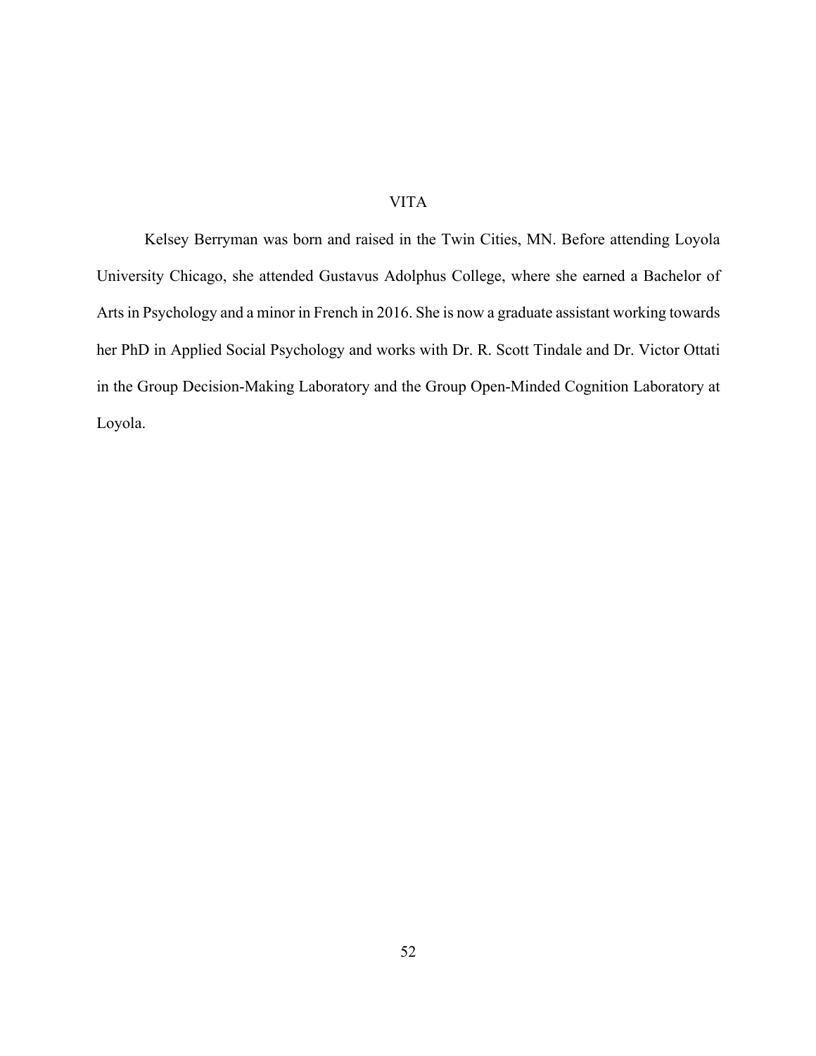# VITA

Kelsey Berryman was born and raised in the Twin Cities, MN. Before attending Loyola University Chicago, she attended Gustavus Adolphus College, where she earned a Bachelor of Arts in Psychology and a minor in French in 2016. She is now a graduate assistant working towards her PhD in Applied Social Psychology and works with Dr. R. Scott Tindale and Dr. Victor Ottati in the Group Decision-Making Laboratory and the Group Open-Minded Cognition Laboratory at Loyola.